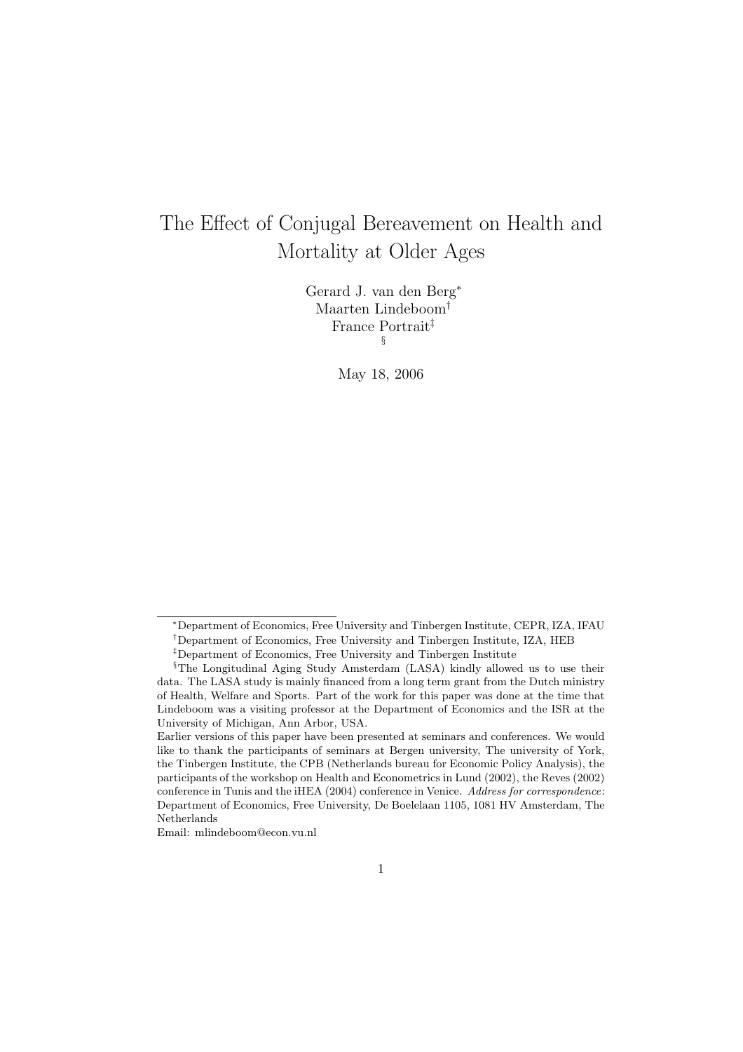# The Effect of Conjugal Bereavement on Health and Mortality at Older Ages

Gerard J. van den Berg[*]
Maarten Lindeboom[†]
France Portrait[‡]
[§]

May 18, 2006

---

[*]Department of Economics, Free University and Tinbergen Institute, CEPR, IZA, IFAU

[†]Department of Economics, Free University and Tinbergen Institute, IZA, HEB

[‡]Department of Economics, Free University and Tinbergen Institute

[§]The Longitudinal Aging Study Amsterdam (LASA) kindly allowed us to use their data. The LASA study is mainly financed from a long term grant from the Dutch ministry of Health, Welfare and Sports. Part of the work for this paper was done at the time that Lindeboom was a visiting professor at the Department of Economics and the ISR at the University of Michigan, Ann Arbor, USA.

Earlier versions of this paper have been presented at seminars and conferences. We would like to thank the participants of seminars at Bergen university, The university of York, the Tinbergen Institute, the CPB (Netherlands bureau for Economic Policy Analysis), the participants of the workshop on Health and Econometrics in Lund (2002), the Reves (2002) conference in Tunis and the iHEA (2004) conference in Venice. *Address for correspondence*: Department of Economics, Free University, De Boelelaan 1105, 1081 HV Amsterdam, The Netherlands

Email: mlindeboom@econ.vu.nl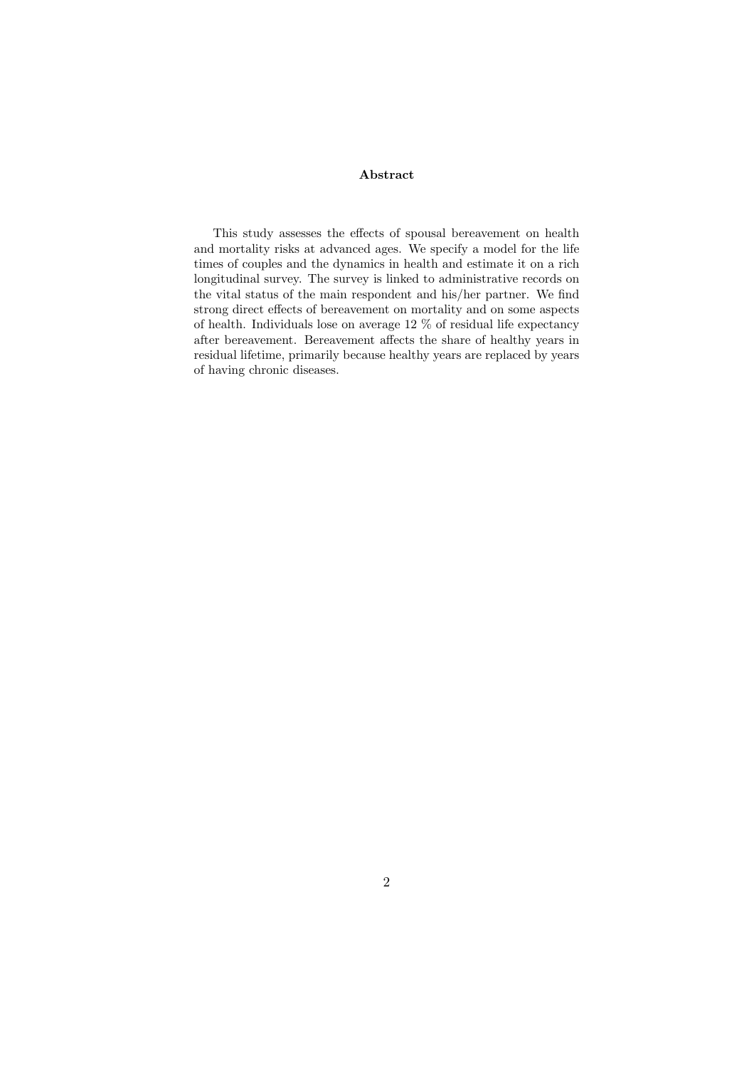## Abstract

This study assesses the effects of spousal bereavement on health and mortality risks at advanced ages. We specify a model for the life times of couples and the dynamics in health and estimate it on a rich longitudinal survey. The survey is linked to administrative records on the vital status of the main respondent and his/her partner. We find strong direct effects of bereavement on mortality and on some aspects of health. Individuals lose on average 12 % of residual life expectancy after bereavement. Bereavement affects the share of healthy years in residual lifetime, primarily because healthy years are replaced by years of having chronic diseases.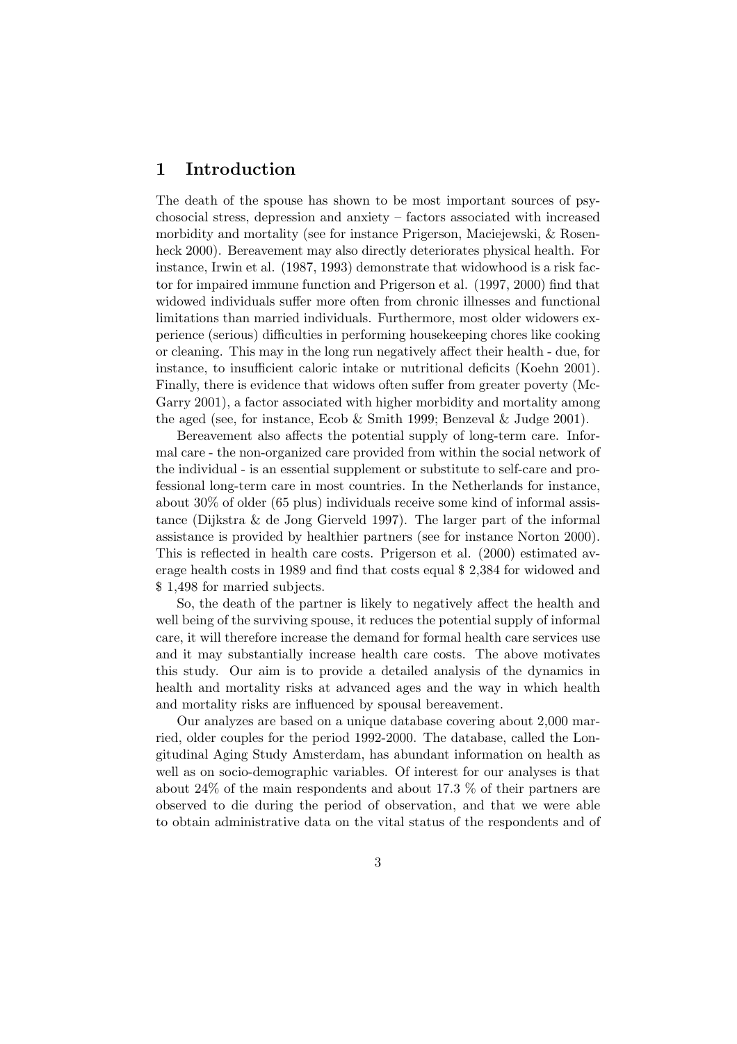# 1 Introduction

The death of the spouse has shown to be most important sources of psychosocial stress, depression and anxiety – factors associated with increased morbidity and mortality (see for instance Prigerson, Maciejewski, & Rosenheck 2000). Bereavement may also directly deteriorates physical health. For instance, Irwin et al. (1987, 1993) demonstrate that widowhood is a risk factor for impaired immune function and Prigerson et al. (1997, 2000) find that widowed individuals suffer more often from chronic illnesses and functional limitations than married individuals. Furthermore, most older widowers experience (serious) difficulties in performing housekeeping chores like cooking or cleaning. This may in the long run negatively affect their health - due, for instance, to insufficient caloric intake or nutritional deficits (Koehn 2001). Finally, there is evidence that widows often suffer from greater poverty (McGarry 2001), a factor associated with higher morbidity and mortality among the aged (see, for instance, Ecob & Smith 1999; Benzeval & Judge 2001).

Bereavement also affects the potential supply of long-term care. Informal care - the non-organized care provided from within the social network of the individual - is an essential supplement or substitute to self-care and professional long-term care in most countries. In the Netherlands for instance, about 30% of older (65 plus) individuals receive some kind of informal assistance (Dijkstra & de Jong Gierveld 1997). The larger part of the informal assistance is provided by healthier partners (see for instance Norton 2000). This is reflected in health care costs. Prigerson et al. (2000) estimated average health costs in 1989 and find that costs equal \$ 2,384 for widowed and \$ 1,498 for married subjects.

So, the death of the partner is likely to negatively affect the health and well being of the surviving spouse, it reduces the potential supply of informal care, it will therefore increase the demand for formal health care services use and it may substantially increase health care costs. The above motivates this study. Our aim is to provide a detailed analysis of the dynamics in health and mortality risks at advanced ages and the way in which health and mortality risks are influenced by spousal bereavement.

Our analyzes are based on a unique database covering about 2,000 married, older couples for the period 1992-2000. The database, called the Longitudinal Aging Study Amsterdam, has abundant information on health as well as on socio-demographic variables. Of interest for our analyses is that about 24% of the main respondents and about 17.3 % of their partners are observed to die during the period of observation, and that we were able to obtain administrative data on the vital status of the respondents and of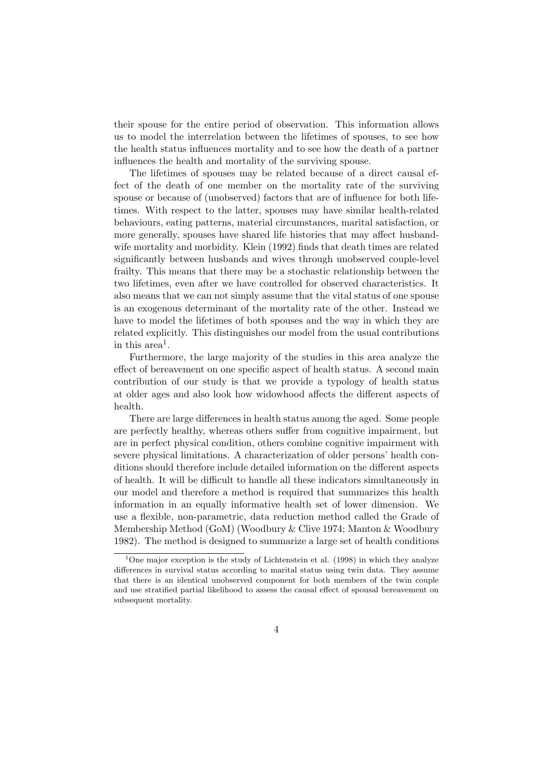their spouse for the entire period of observation. This information allows us to model the interrelation between the lifetimes of spouses, to see how the health status influences mortality and to see how the death of a partner influences the health and mortality of the surviving spouse.

The lifetimes of spouses may be related because of a direct causal effect of the death of one member on the mortality rate of the surviving spouse or because of (unobserved) factors that are of influence for both lifetimes. With respect to the latter, spouses may have similar health-related behaviours, eating patterns, material circumstances, marital satisfaction, or more generally, spouses have shared life histories that may affect husband-wife mortality and morbidity. Klein (1992) finds that death times are related significantly between husbands and wives through unobserved couple-level frailty. This means that there may be a stochastic relationship between the two lifetimes, even after we have controlled for observed characteristics. It also means that we can not simply assume that the vital status of one spouse is an exogenous determinant of the mortality rate of the other. Instead we have to model the lifetimes of both spouses and the way in which they are related explicitly. This distinguishes our model from the usual contributions in this area[1].

Furthermore, the large majority of the studies in this area analyze the effect of bereavement on one specific aspect of health status. A second main contribution of our study is that we provide a typology of health status at older ages and also look how widowhood affects the different aspects of health.

There are large differences in health status among the aged. Some people are perfectly healthy, whereas others suffer from cognitive impairment, but are in perfect physical condition, others combine cognitive impairment with severe physical limitations. A characterization of older persons' health conditions should therefore include detailed information on the different aspects of health. It will be difficult to handle all these indicators simultaneously in our model and therefore a method is required that summarizes this health information in an equally informative health set of lower dimension. We use a flexible, non-parametric, data reduction method called the Grade of Membership Method (GoM) (Woodbury & Clive 1974; Manton & Woodbury 1982). The method is designed to summarize a large set of health conditions

[1] One major exception is the study of Lichtenstein et al. (1998) in which they analyze differences in survival status according to marital status using twin data. They assume that there is an identical unobserved component for both members of the twin couple and use stratified partial likelihood to assess the causal effect of spousal bereavement on subsequent mortality.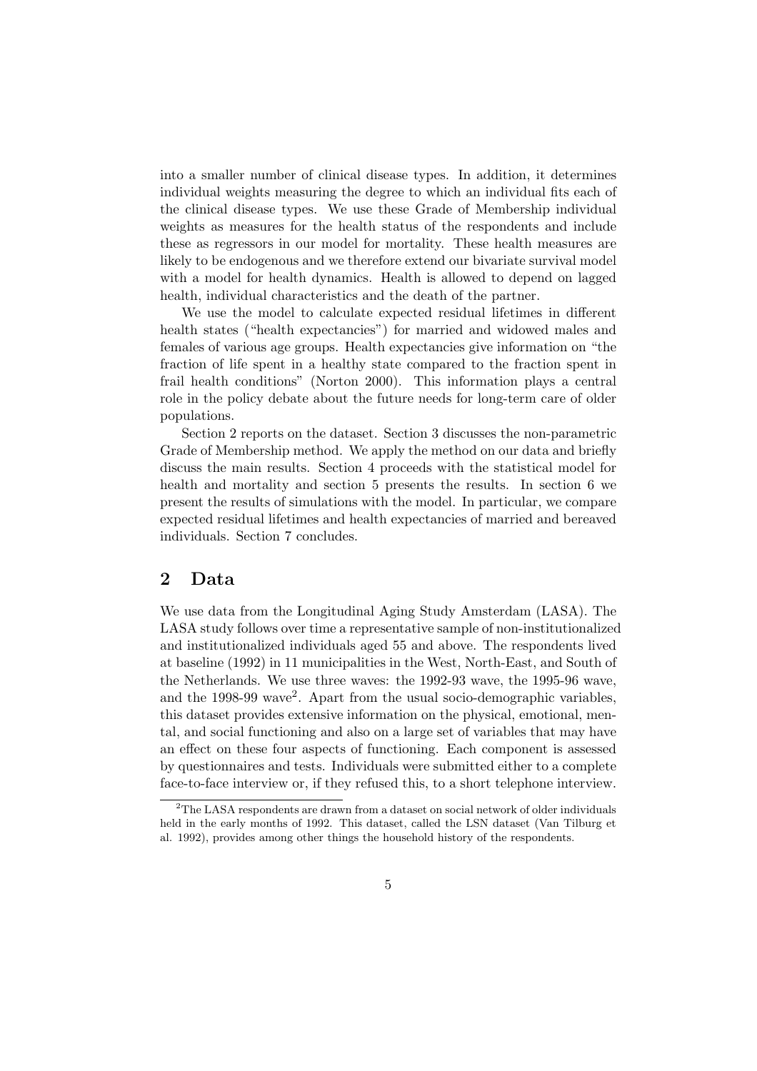into a smaller number of clinical disease types. In addition, it determines individual weights measuring the degree to which an individual fits each of the clinical disease types. We use these Grade of Membership individual weights as measures for the health status of the respondents and include these as regressors in our model for mortality. These health measures are likely to be endogenous and we therefore extend our bivariate survival model with a model for health dynamics. Health is allowed to depend on lagged health, individual characteristics and the death of the partner.

We use the model to calculate expected residual lifetimes in different health states ("health expectancies") for married and widowed males and females of various age groups. Health expectancies give information on "the fraction of life spent in a healthy state compared to the fraction spent in frail health conditions" (Norton 2000). This information plays a central role in the policy debate about the future needs for long-term care of older populations.

Section 2 reports on the dataset. Section 3 discusses the non-parametric Grade of Membership method. We apply the method on our data and briefly discuss the main results. Section 4 proceeds with the statistical model for health and mortality and section 5 presents the results. In section 6 we present the results of simulations with the model. In particular, we compare expected residual lifetimes and health expectancies of married and bereaved individuals. Section 7 concludes.

## 2 Data

We use data from the Longitudinal Aging Study Amsterdam (LASA). The LASA study follows over time a representative sample of non-institutionalized and institutionalized individuals aged 55 and above. The respondents lived at baseline (1992) in 11 municipalities in the West, North-East, and South of the Netherlands. We use three waves: the 1992-93 wave, the 1995-96 wave, and the 1998-99 wave[2]. Apart from the usual socio-demographic variables, this dataset provides extensive information on the physical, emotional, mental, and social functioning and also on a large set of variables that may have an effect on these four aspects of functioning. Each component is assessed by questionnaires and tests. Individuals were submitted either to a complete face-to-face interview or, if they refused this, to a short telephone interview.

[2] The LASA respondents are drawn from a dataset on social network of older individuals held in the early months of 1992. This dataset, called the LSN dataset (Van Tilburg et al. 1992), provides among other things the household history of the respondents.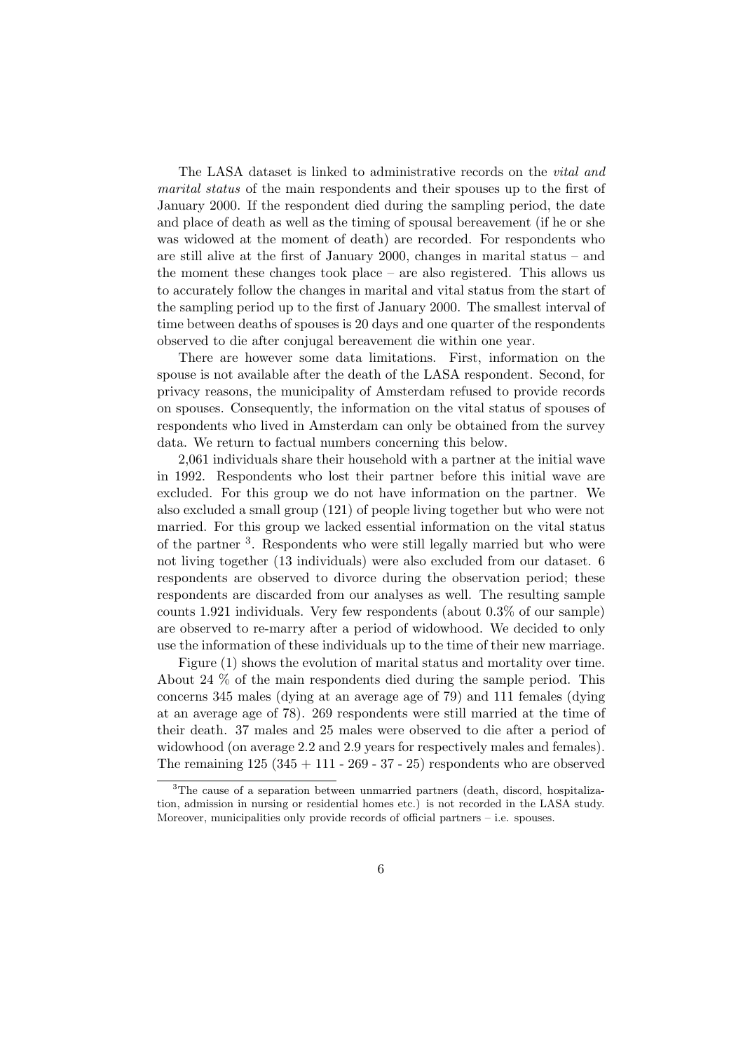The LASA dataset is linked to administrative records on the *vital and marital status* of the main respondents and their spouses up to the first of January 2000. If the respondent died during the sampling period, the date and place of death as well as the timing of spousal bereavement (if he or she was widowed at the moment of death) are recorded. For respondents who are still alive at the first of January 2000, changes in marital status – and the moment these changes took place – are also registered. This allows us to accurately follow the changes in marital and vital status from the start of the sampling period up to the first of January 2000. The smallest interval of time between deaths of spouses is 20 days and one quarter of the respondents observed to die after conjugal bereavement die within one year.

There are however some data limitations. First, information on the spouse is not available after the death of the LASA respondent. Second, for privacy reasons, the municipality of Amsterdam refused to provide records on spouses. Consequently, the information on the vital status of spouses of respondents who lived in Amsterdam can only be obtained from the survey data. We return to factual numbers concerning this below.

2,061 individuals share their household with a partner at the initial wave in 1992. Respondents who lost their partner before this initial wave are excluded. For this group we do not have information on the partner. We also excluded a small group (121) of people living together but who were not married. For this group we lacked essential information on the vital status of the partner [3]. Respondents who were still legally married but who were not living together (13 individuals) were also excluded from our dataset. 6 respondents are observed to divorce during the observation period; these respondents are discarded from our analyses as well. The resulting sample counts 1.921 individuals. Very few respondents (about 0.3% of our sample) are observed to re-marry after a period of widowhood. We decided to only use the information of these individuals up to the time of their new marriage.

Figure (1) shows the evolution of marital status and mortality over time. About 24 % of the main respondents died during the sample period. This concerns 345 males (dying at an average age of 79) and 111 females (dying at an average age of 78). 269 respondents were still married at the time of their death. 37 males and 25 males were observed to die after a period of widowhood (on average 2.2 and 2.9 years for respectively males and females). The remaining 125 (345 + 111 - 269 - 37 - 25) respondents who are observed

[3] The cause of a separation between unmarried partners (death, discord, hospitalization, admission in nursing or residential homes etc.) is not recorded in the LASA study. Moreover, municipalities only provide records of official partners – i.e. spouses.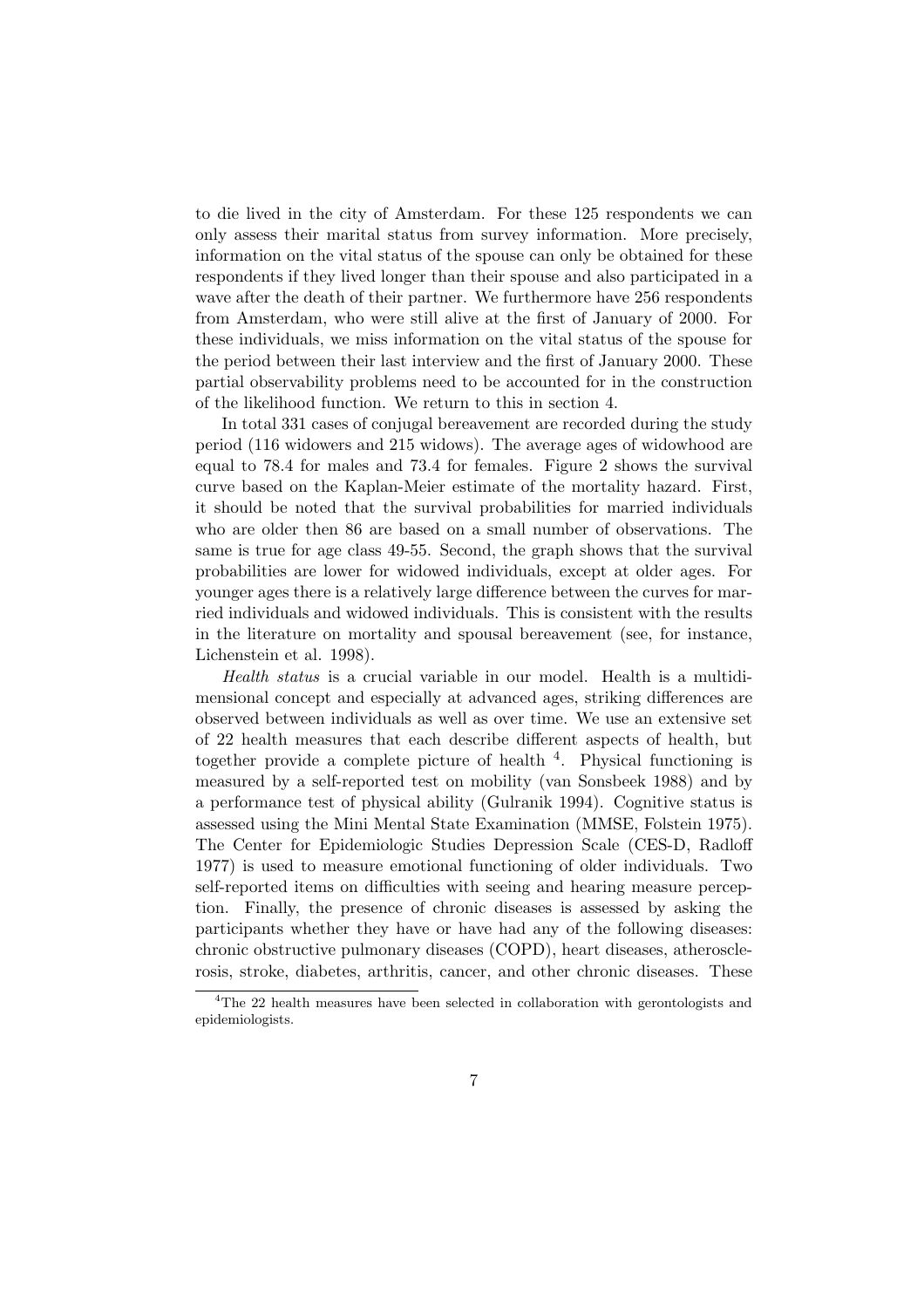to die lived in the city of Amsterdam. For these 125 respondents we can only assess their marital status from survey information. More precisely, information on the vital status of the spouse can only be obtained for these respondents if they lived longer than their spouse and also participated in a wave after the death of their partner. We furthermore have 256 respondents from Amsterdam, who were still alive at the first of January of 2000. For these individuals, we miss information on the vital status of the spouse for the period between their last interview and the first of January 2000. These partial observability problems need to be accounted for in the construction of the likelihood function. We return to this in section 4.

In total 331 cases of conjugal bereavement are recorded during the study period (116 widowers and 215 widows). The average ages of widowhood are equal to 78.4 for males and 73.4 for females. Figure 2 shows the survival curve based on the Kaplan-Meier estimate of the mortality hazard. First, it should be noted that the survival probabilities for married individuals who are older then 86 are based on a small number of observations. The same is true for age class 49-55. Second, the graph shows that the survival probabilities are lower for widowed individuals, except at older ages. For younger ages there is a relatively large difference between the curves for married individuals and widowed individuals. This is consistent with the results in the literature on mortality and spousal bereavement (see, for instance, Lichenstein et al. 1998).

*Health status* is a crucial variable in our model. Health is a multidimensional concept and especially at advanced ages, striking differences are observed between individuals as well as over time. We use an extensive set of 22 health measures that each describe different aspects of health, but together provide a complete picture of health [4]. Physical functioning is measured by a self-reported test on mobility (van Sonsbeek 1988) and by a performance test of physical ability (Gulranik 1994). Cognitive status is assessed using the Mini Mental State Examination (MMSE, Folstein 1975). The Center for Epidemiologic Studies Depression Scale (CES-D, Radloff 1977) is used to measure emotional functioning of older individuals. Two self-reported items on difficulties with seeing and hearing measure perception. Finally, the presence of chronic diseases is assessed by asking the participants whether they have or have had any of the following diseases: chronic obstructive pulmonary diseases (COPD), heart diseases, atherosclerosis, stroke, diabetes, arthritis, cancer, and other chronic diseases. These

[4]The 22 health measures have been selected in collaboration with gerontologists and epidemiologists.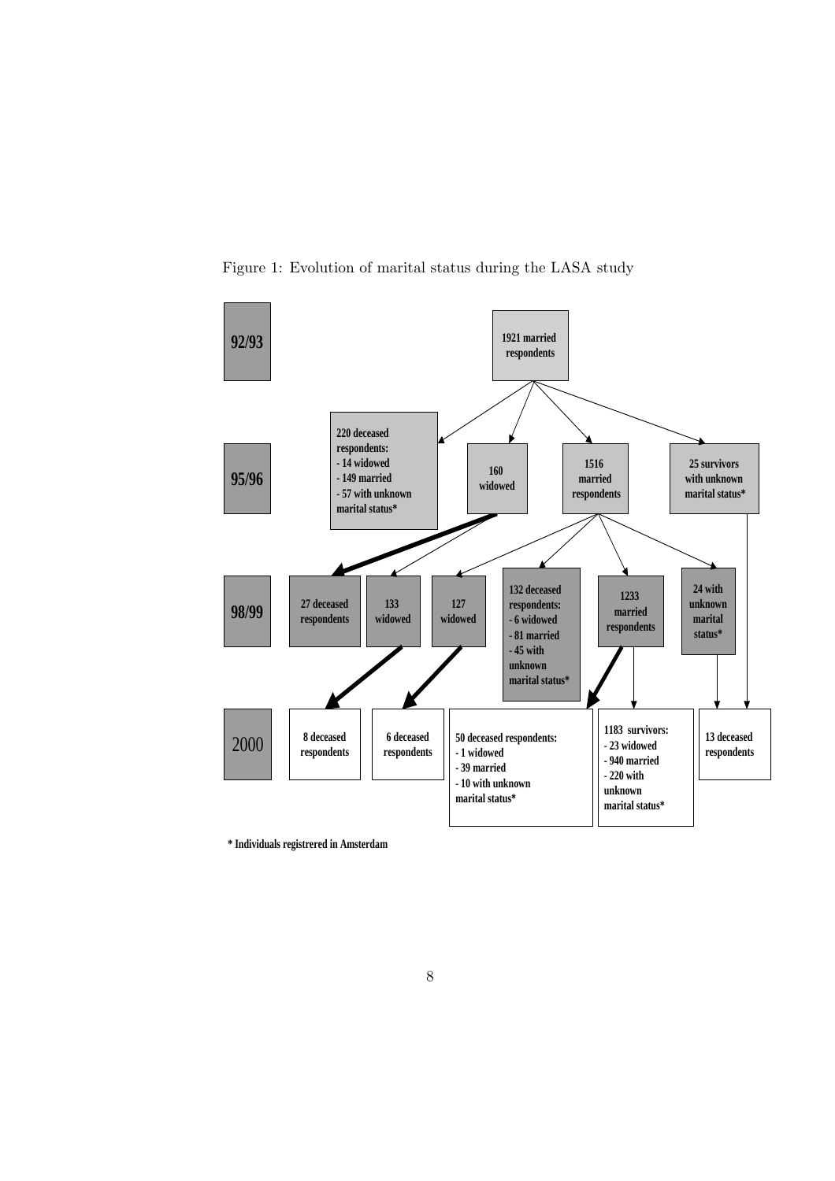Figure 1: Evolution of marital status during the LASA study

**92/93**

1921 married respondents

**95/96**

220 deceased respondents:
- 14 widowed
- 149 married
- 57 with unknown marital status*

160 widowed

1516 married respondents

25 survivors with unknown marital status*

**98/99**

27 deceased respondents

133 widowed

127 widowed

132 deceased respondents:
- 6 widowed
- 81 married
- 45 with unknown marital status*

1233 married respondents

24 with unknown marital status*

**2000**

8 deceased respondents

6 deceased respondents

50 deceased respondents:
- 1 widowed
- 39 married
- 10 with unknown marital status*

1183 survivors:
- 23 widowed
- 940 married
- 220 with unknown marital status*

13 deceased respondents

* Individuals registrered in Amsterdam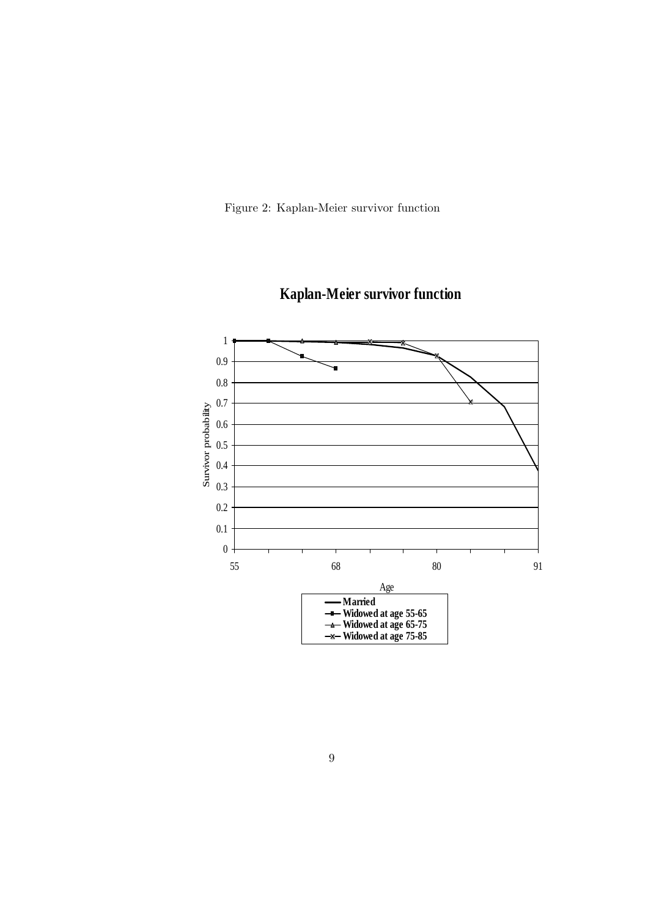Figure 2: Kaplan-Meier survivor function

**Kaplan-Meier survivor function**

Survivor probability

1
0.9
0.8
0.7
0.6
0.5
0.4
0.3
0.2
0.1
0

55 68 80 91

Age

- Married
- Widowed at age 55-65
- Widowed at age 65-75
- Widowed at age 75-85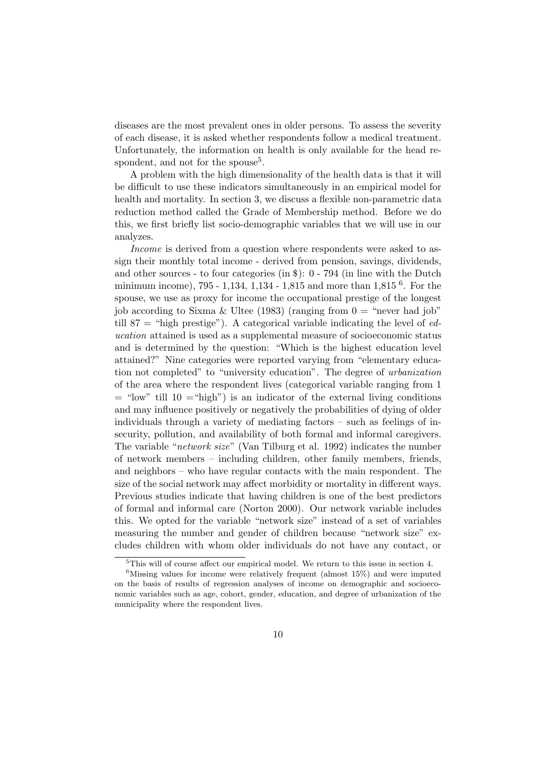diseases are the most prevalent ones in older persons. To assess the severity of each disease, it is asked whether respondents follow a medical treatment. Unfortunately, the information on health is only available for the head respondent, and not for the spouse[5].

A problem with the high dimensionality of the health data is that it will be difficult to use these indicators simultaneously in an empirical model for health and mortality. In section 3, we discuss a flexible non-parametric data reduction method called the Grade of Membership method. Before we do this, we first briefly list socio-demographic variables that we will use in our analyzes.

*Income* is derived from a question where respondents were asked to assign their monthly total income - derived from pension, savings, dividends, and other sources - to four categories (in \$): 0 - 794 (in line with the Dutch minimum income), 795 - 1,134, 1,134 - 1,815 and more than 1,815 [6]. For the spouse, we use as proxy for income the occupational prestige of the longest job according to Sixma & Ultee (1983) (ranging from 0 = "never had job" till 87 = "high prestige"). A categorical variable indicating the level of *education* attained is used as a supplemental measure of socioeconomic status and is determined by the question: "Which is the highest education level attained?" Nine categories were reported varying from "elementary education not completed" to "university education". The degree of *urbanization* of the area where the respondent lives (categorical variable ranging from 1 = "low" till 10 ="high") is an indicator of the external living conditions and may influence positively or negatively the probabilities of dying of older individuals through a variety of mediating factors – such as feelings of insecurity, pollution, and availability of both formal and informal caregivers. The variable "*network size*" (Van Tilburg et al. 1992) indicates the number of network members – including children, other family members, friends, and neighbors – who have regular contacts with the main respondent. The size of the social network may affect morbidity or mortality in different ways. Previous studies indicate that having children is one of the best predictors of formal and informal care (Norton 2000). Our network variable includes this. We opted for the variable "network size" instead of a set of variables measuring the number and gender of children because "network size" excludes children with whom older individuals do not have any contact, or

[5] This will of course affect our empirical model. We return to this issue in section 4.

[6] Missing values for income were relatively frequent (almost 15%) and were imputed on the basis of results of regression analyses of income on demographic and socioeconomic variables such as age, cohort, gender, education, and degree of urbanization of the municipality where the respondent lives.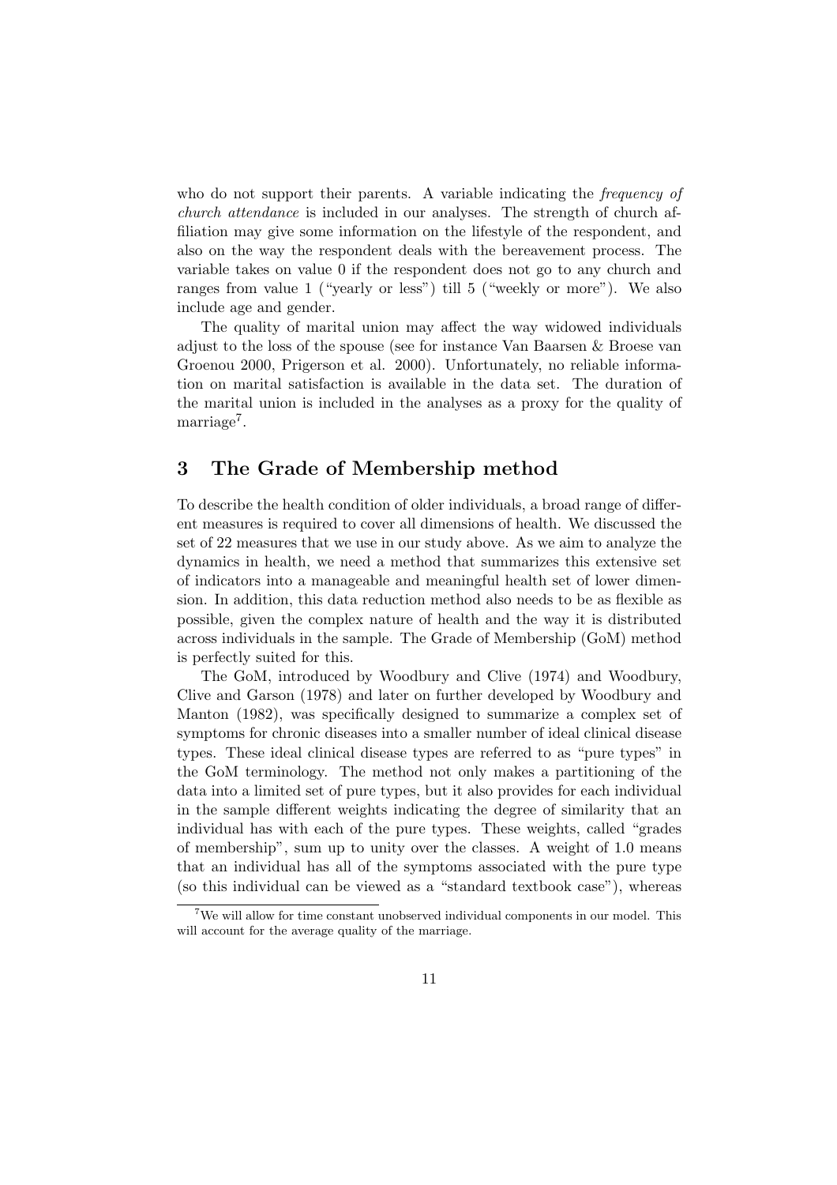who do not support their parents. A variable indicating the *frequency of church attendance* is included in our analyses. The strength of church affiliation may give some information on the lifestyle of the respondent, and also on the way the respondent deals with the bereavement process. The variable takes on value 0 if the respondent does not go to any church and ranges from value 1 ("yearly or less") till 5 ("weekly or more"). We also include age and gender.

The quality of marital union may affect the way widowed individuals adjust to the loss of the spouse (see for instance Van Baarsen & Broese van Groenou 2000, Prigerson et al. 2000). Unfortunately, no reliable information on marital satisfaction is available in the data set. The duration of the marital union is included in the analyses as a proxy for the quality of marriage[7].

## 3 The Grade of Membership method

To describe the health condition of older individuals, a broad range of different measures is required to cover all dimensions of health. We discussed the set of 22 measures that we use in our study above. As we aim to analyze the dynamics in health, we need a method that summarizes this extensive set of indicators into a manageable and meaningful health set of lower dimension. In addition, this data reduction method also needs to be as flexible as possible, given the complex nature of health and the way it is distributed across individuals in the sample. The Grade of Membership (GoM) method is perfectly suited for this.

The GoM, introduced by Woodbury and Clive (1974) and Woodbury, Clive and Garson (1978) and later on further developed by Woodbury and Manton (1982), was specifically designed to summarize a complex set of symptoms for chronic diseases into a smaller number of ideal clinical disease types. These ideal clinical disease types are referred to as "pure types" in the GoM terminology. The method not only makes a partitioning of the data into a limited set of pure types, but it also provides for each individual in the sample different weights indicating the degree of similarity that an individual has with each of the pure types. These weights, called "grades of membership", sum up to unity over the classes. A weight of 1.0 means that an individual has all of the symptoms associated with the pure type (so this individual can be viewed as a "standard textbook case"), whereas

[7] We will allow for time constant unobserved individual components in our model. This will account for the average quality of the marriage.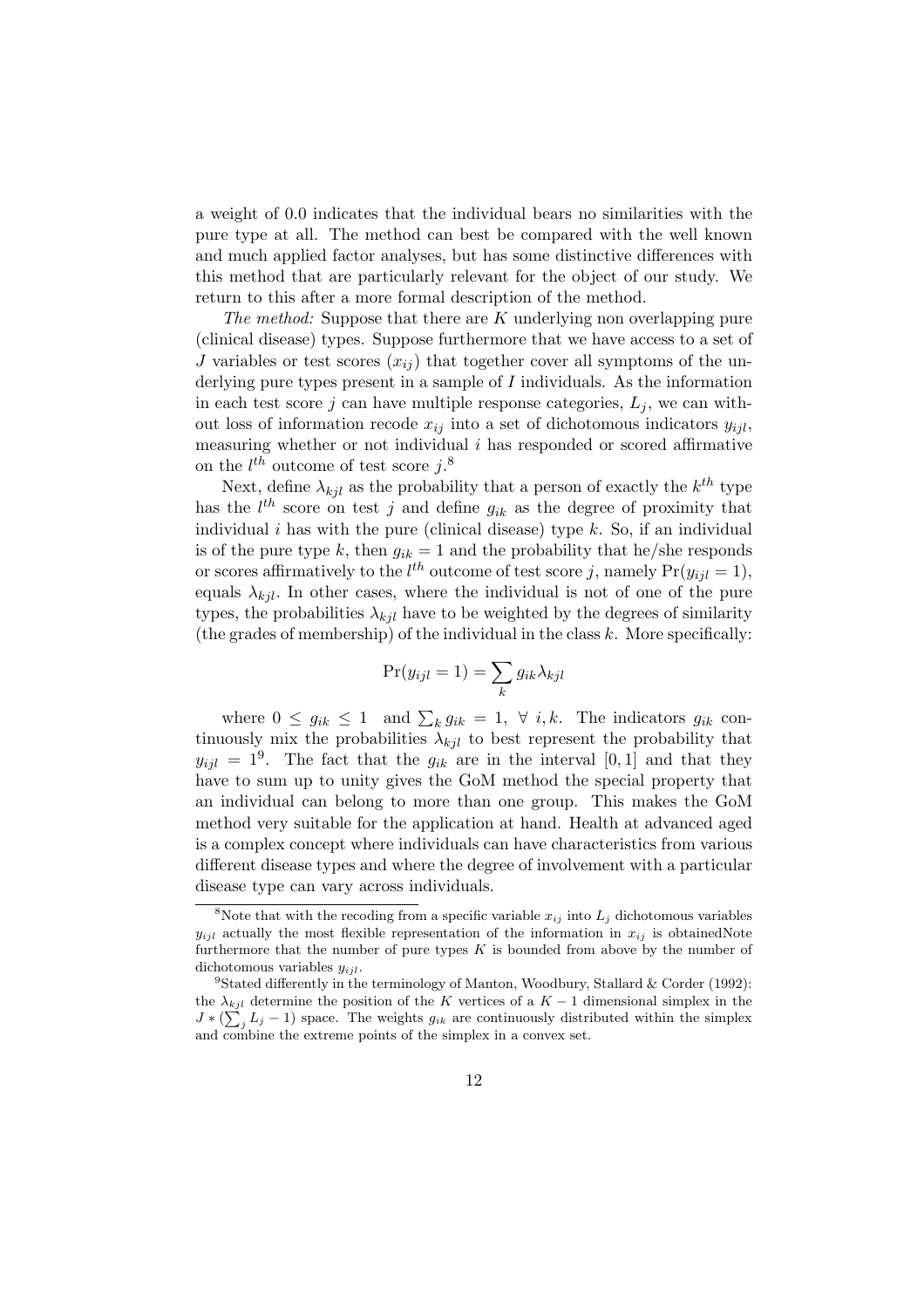a weight of 0.0 indicates that the individual bears no similarities with the pure type at all. The method can best be compared with the well known and much applied factor analyses, but has some distinctive differences with this method that are particularly relevant for the object of our study. We return to this after a more formal description of the method.

*The method:* Suppose that there are $K$ underlying non overlapping pure (clinical disease) types. Suppose furthermore that we have access to a set of $J$ variables or test scores $(x_{ij})$ that together cover all symptoms of the underlying pure types present in a sample of $I$ individuals. As the information in each test score $j$ can have multiple response categories, $L_j$, we can without loss of information recode $x_{ij}$ into a set of dichotomous indicators $y_{ijl}$, measuring whether or not individual $i$ has responded or scored affirmative on the $l^{th}$ outcome of test score $j$.[8]

Next, define $\lambda_{kjl}$ as the probability that a person of exactly the $k^{th}$ type has the $l^{th}$ score on test $j$ and define $g_{ik}$ as the degree of proximity that individual $i$ has with the pure (clinical disease) type $k$. So, if an individual is of the pure type $k$, then $g_{ik} = 1$ and the probability that he/she responds or scores affirmatively to the $l^{th}$ outcome of test score $j$, namely $\Pr(y_{ijl} = 1)$, equals $\lambda_{kjl}$. In other cases, where the individual is not of one of the pure types, the probabilities $\lambda_{kjl}$ have to be weighted by the degrees of similarity (the grades of membership) of the individual in the class $k$. More specifically:

$$\Pr(y_{ijl} = 1) = \sum_{k} g_{ik} \lambda_{kjl}$$

where $0 \leq g_{ik} \leq 1$ and $\sum_k g_{ik} = 1, \ \forall \ i, k$. The indicators $g_{ik}$ continuously mix the probabilities $\lambda_{kjl}$ to best represent the probability that $y_{ijl} = 1$[9]. The fact that the $g_{ik}$ are in the interval $[0, 1]$ and that they have to sum up to unity gives the GoM method the special property that an individual can belong to more than one group. This makes the GoM method very suitable for the application at hand. Health at advanced aged is a complex concept where individuals can have characteristics from various different disease types and where the degree of involvement with a particular disease type can vary across individuals.

---

[8]Note that with the recoding from a specific variable $x_{ij}$ into $L_j$ dichotomous variables $y_{ijl}$ actually the most flexible representation of the information in $x_{ij}$ is obtainedNote furthermore that the number of pure types $K$ is bounded from above by the number of dichotomous variables $y_{ijl}$.

[9]Stated differently in the terminology of Manton, Woodbury, Stallard & Corder (1992): the $\lambda_{kjl}$ determine the position of the $K$ vertices of a $K-1$ dimensional simplex in the $J * (\sum_j L_j - 1)$ space. The weights $g_{ik}$ are continuously distributed within the simplex and combine the extreme points of the simplex in a convex set.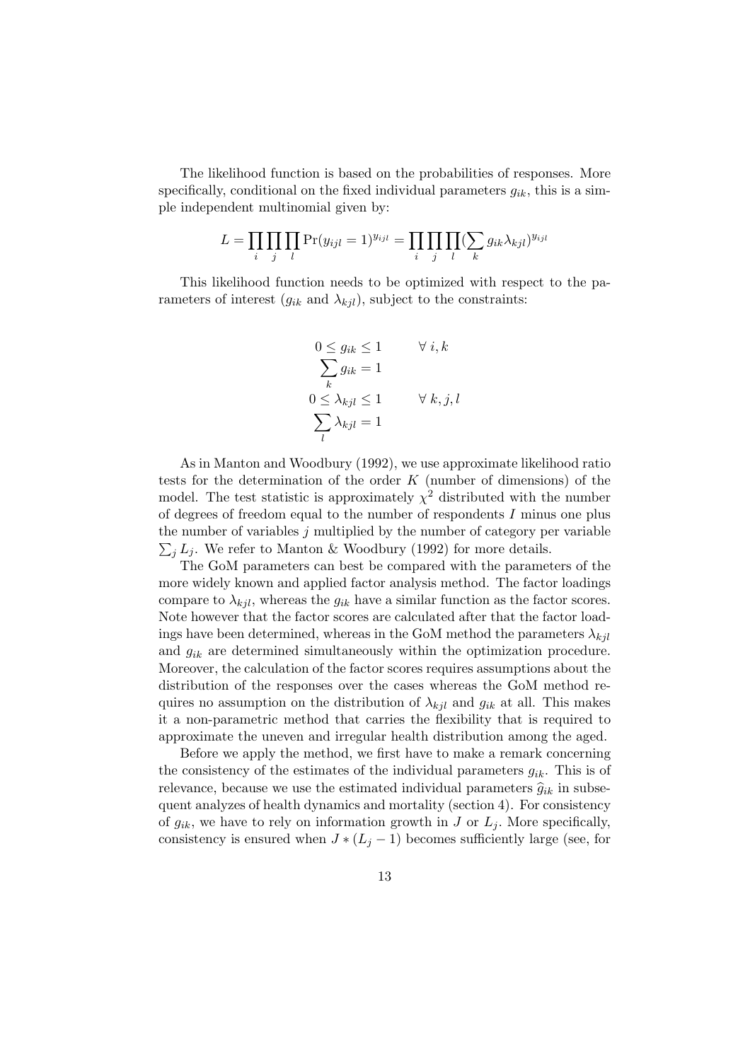The likelihood function is based on the probabilities of responses. More specifically, conditional on the fixed individual parameters $g_{ik}$, this is a simple independent multinomial given by:

$$L = \prod_i \prod_j \prod_l \Pr(y_{ijl} = 1)^{y_{ijl}} = \prod_i \prod_j \prod_l (\sum_k g_{ik}\lambda_{kjl})^{y_{ijl}}$$

This likelihood function needs to be optimized with respect to the parameters of interest ($g_{ik}$ and $\lambda_{kjl}$), subject to the constraints:

$$\begin{aligned} 0 \leq g_{ik} \leq 1 \qquad & \forall\ i, k \\ \sum_k g_{ik} = 1 & \\ 0 \leq \lambda_{kjl} \leq 1 \qquad & \forall\ k, j, l \\ \sum_l \lambda_{kjl} = 1 & \end{aligned}$$

As in Manton and Woodbury (1992), we use approximate likelihood ratio tests for the determination of the order $K$ (number of dimensions) of the model. The test statistic is approximately $\chi^2$ distributed with the number of degrees of freedom equal to the number of respondents $I$ minus one plus the number of variables $j$ multiplied by the number of category per variable $\sum_j L_j$. We refer to Manton & Woodbury (1992) for more details.

The GoM parameters can best be compared with the parameters of the more widely known and applied factor analysis method. The factor loadings compare to $\lambda_{kjl}$, whereas the $g_{ik}$ have a similar function as the factor scores. Note however that the factor scores are calculated after that the factor loadings have been determined, whereas in the GoM method the parameters $\lambda_{kjl}$ and $g_{ik}$ are determined simultaneously within the optimization procedure. Moreover, the calculation of the factor scores requires assumptions about the distribution of the responses over the cases whereas the GoM method requires no assumption on the distribution of $\lambda_{kjl}$ and $g_{ik}$ at all. This makes it a non-parametric method that carries the flexibility that is required to approximate the uneven and irregular health distribution among the aged.

Before we apply the method, we first have to make a remark concerning the consistency of the estimates of the individual parameters $g_{ik}$. This is of relevance, because we use the estimated individual parameters $\widehat{g}_{ik}$ in subsequent analyzes of health dynamics and mortality (section 4). For consistency of $g_{ik}$, we have to rely on information growth in $J$ or $L_j$. More specifically, consistency is ensured when $J * (L_j - 1)$ becomes sufficiently large (see, for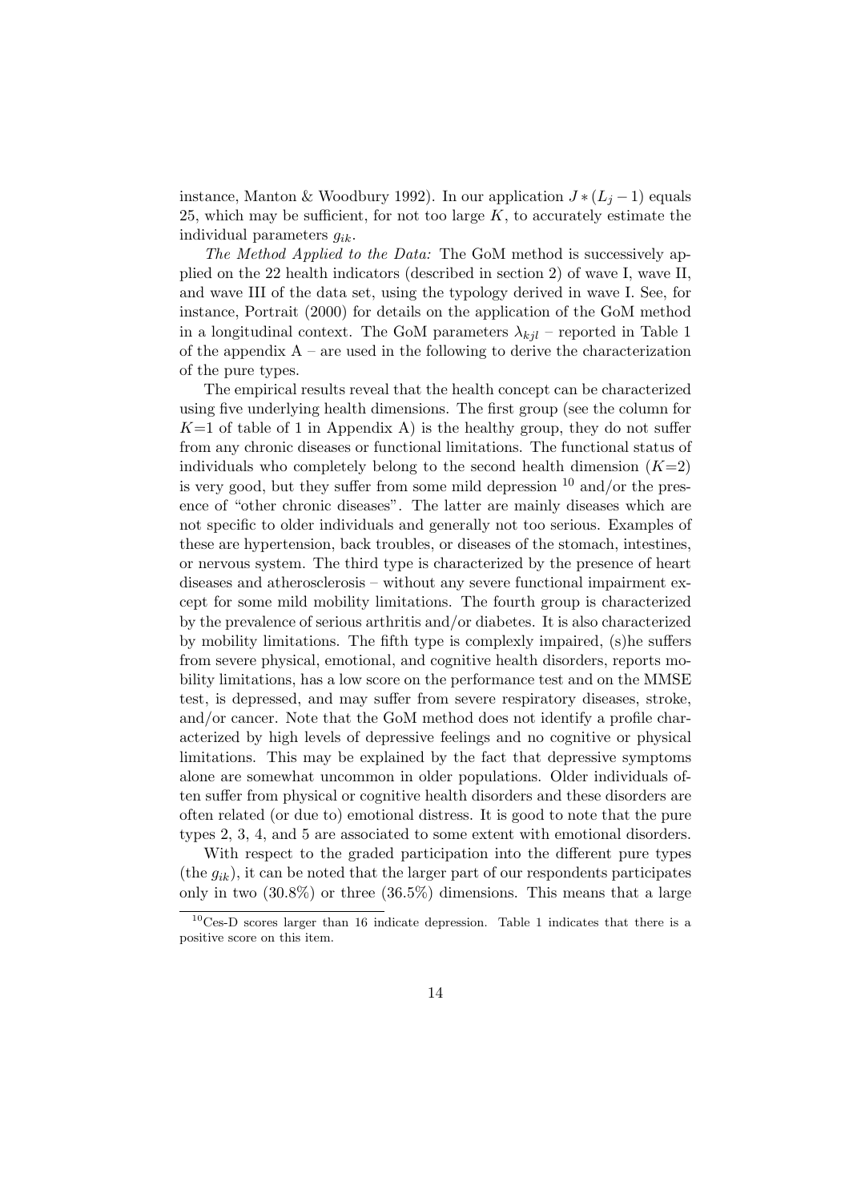instance, Manton & Woodbury 1992). In our application $J * (L_j - 1)$ equals 25, which may be sufficient, for not too large $K$, to accurately estimate the individual parameters $g_{ik}$.

*The Method Applied to the Data:* The GoM method is successively applied on the 22 health indicators (described in section 2) of wave I, wave II, and wave III of the data set, using the typology derived in wave I. See, for instance, Portrait (2000) for details on the application of the GoM method in a longitudinal context. The GoM parameters $\lambda_{kjl}$ – reported in Table 1 of the appendix A – are used in the following to derive the characterization of the pure types.

The empirical results reveal that the health concept can be characterized using five underlying health dimensions. The first group (see the column for $K$=1 of table of 1 in Appendix A) is the healthy group, they do not suffer from any chronic diseases or functional limitations. The functional status of individuals who completely belong to the second health dimension ($K$=2) is very good, but they suffer from some mild depression [10] and/or the presence of "other chronic diseases". The latter are mainly diseases which are not specific to older individuals and generally not too serious. Examples of these are hypertension, back troubles, or diseases of the stomach, intestines, or nervous system. The third type is characterized by the presence of heart diseases and atherosclerosis – without any severe functional impairment except for some mild mobility limitations. The fourth group is characterized by the prevalence of serious arthritis and/or diabetes. It is also characterized by mobility limitations. The fifth type is complexly impaired, (s)he suffers from severe physical, emotional, and cognitive health disorders, reports mobility limitations, has a low score on the performance test and on the MMSE test, is depressed, and may suffer from severe respiratory diseases, stroke, and/or cancer. Note that the GoM method does not identify a profile characterized by high levels of depressive feelings and no cognitive or physical limitations. This may be explained by the fact that depressive symptoms alone are somewhat uncommon in older populations. Older individuals often suffer from physical or cognitive health disorders and these disorders are often related (or due to) emotional distress. It is good to note that the pure types 2, 3, 4, and 5 are associated to some extent with emotional disorders.

With respect to the graded participation into the different pure types (the $g_{ik}$), it can be noted that the larger part of our respondents participates only in two (30.8%) or three (36.5%) dimensions. This means that a large

[10] Ces-D scores larger than 16 indicate depression. Table 1 indicates that there is a positive score on this item.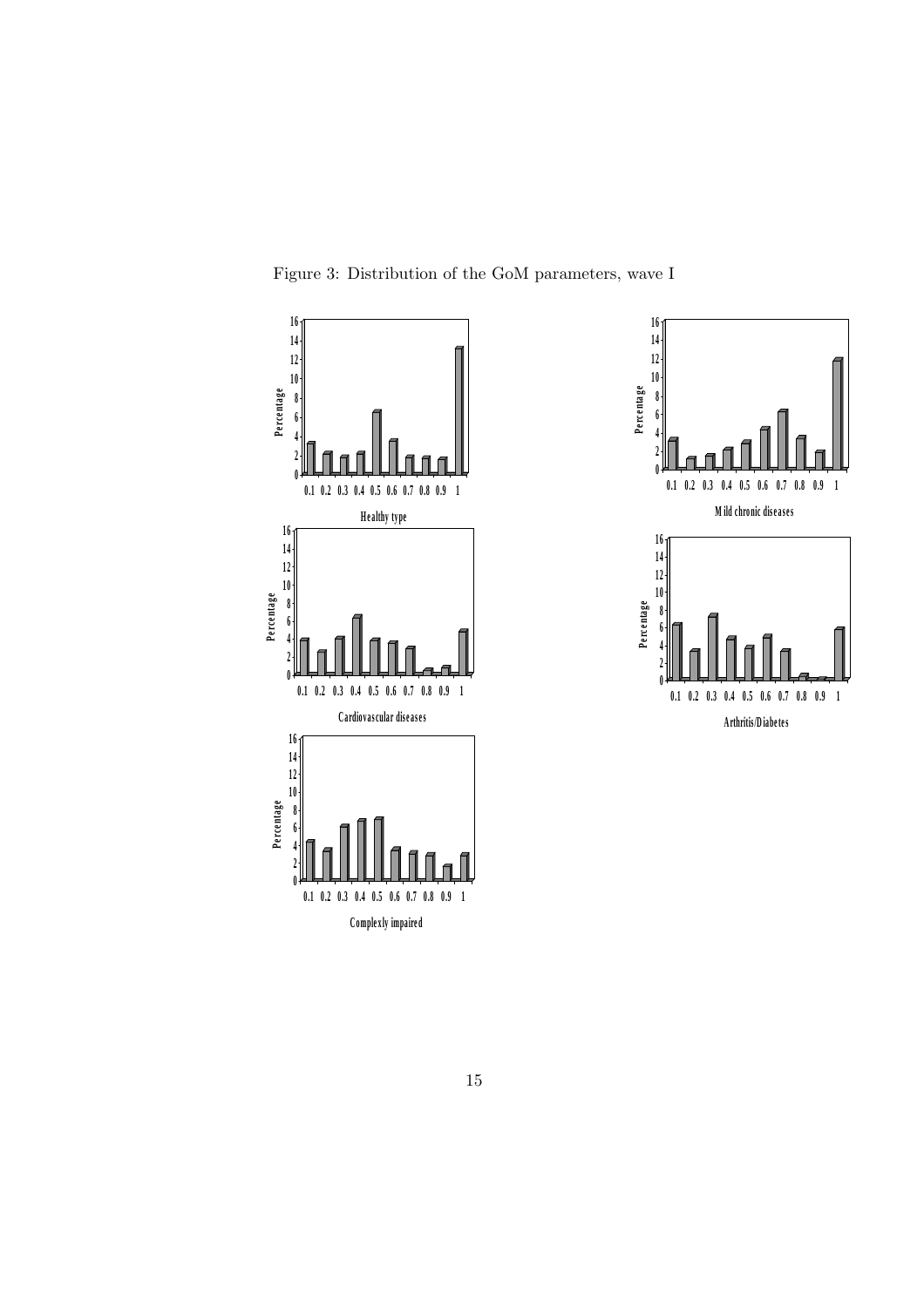Figure 3: Distribution of the GoM parameters, wave I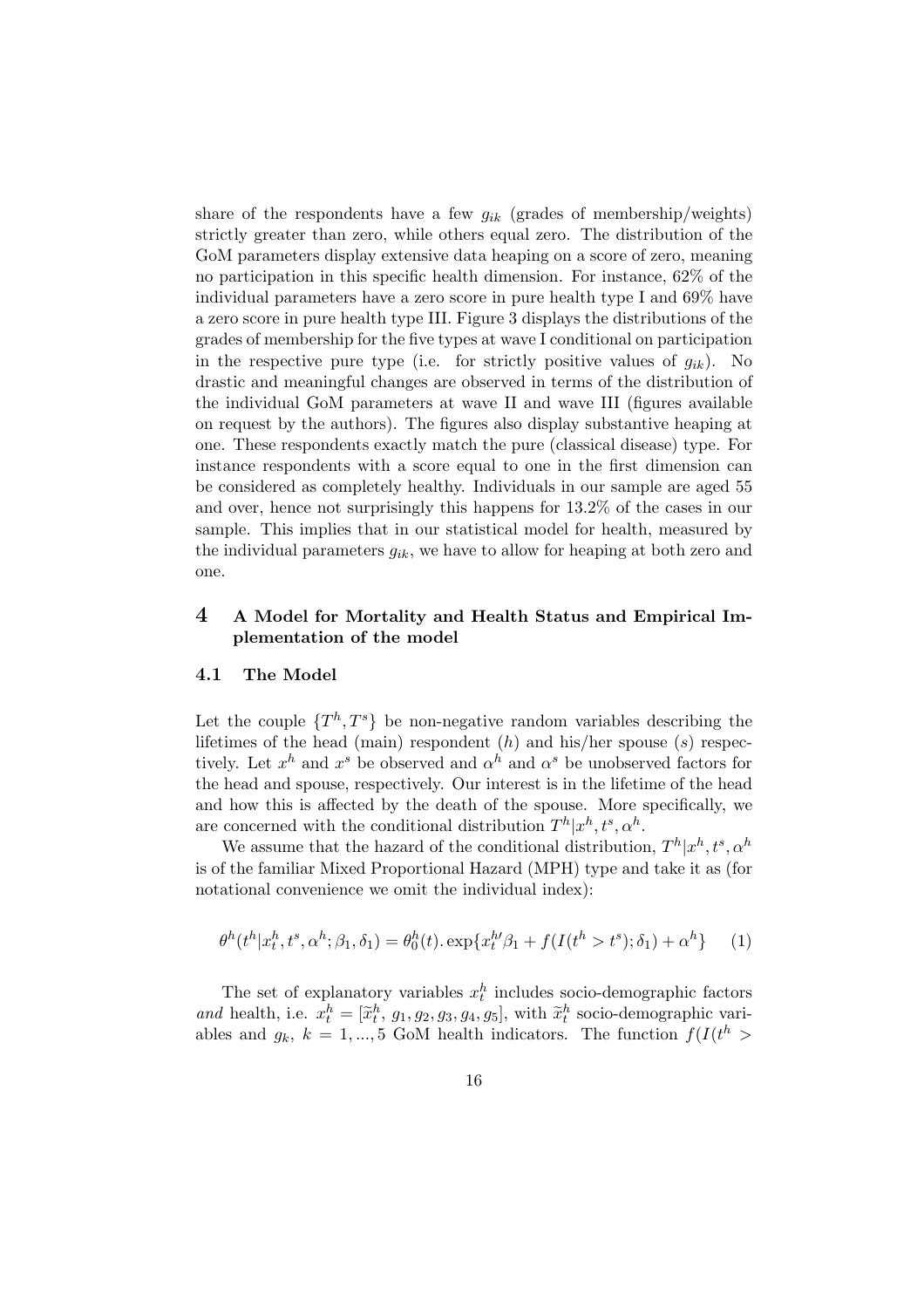share of the respondents have a few $g_{ik}$ (grades of membership/weights) strictly greater than zero, while others equal zero. The distribution of the GoM parameters display extensive data heaping on a score of zero, meaning no participation in this specific health dimension. For instance, 62% of the individual parameters have a zero score in pure health type I and 69% have a zero score in pure health type III. Figure 3 displays the distributions of the grades of membership for the five types at wave I conditional on participation in the respective pure type (i.e. for strictly positive values of $g_{ik}$). No drastic and meaningful changes are observed in terms of the distribution of the individual GoM parameters at wave II and wave III (figures available on request by the authors). The figures also display substantive heaping at one. These respondents exactly match the pure (classical disease) type. For instance respondents with a score equal to one in the first dimension can be considered as completely healthy. Individuals in our sample are aged 55 and over, hence not surprisingly this happens for 13.2% of the cases in our sample. This implies that in our statistical model for health, measured by the individual parameters $g_{ik}$, we have to allow for heaping at both zero and one.

## 4 A Model for Mortality and Health Status and Empirical Implementation of the model

### 4.1 The Model

Let the couple $\{T^h, T^s\}$ be non-negative random variables describing the lifetimes of the head (main) respondent ($h$) and his/her spouse ($s$) respectively. Let $x^h$ and $x^s$ be observed and $\alpha^h$ and $\alpha^s$ be unobserved factors for the head and spouse, respectively. Our interest is in the lifetime of the head and how this is affected by the death of the spouse. More specifically, we are concerned with the conditional distribution $T^h|x^h, t^s, \alpha^h$.

We assume that the hazard of the conditional distribution, $T^h|x^h, t^s, \alpha^h$ is of the familiar Mixed Proportional Hazard (MPH) type and take it as (for notational convenience we omit the individual index):

$$\theta^h(t^h|x^h_t, t^s, \alpha^h; \beta_1, \delta_1) = \theta^h_0(t).\exp\{x^{h\prime}_t\beta_1 + f(I(t^h > t^s); \delta_1) + \alpha^h\} \quad (1)$$

The set of explanatory variables $x^h_t$ includes socio-demographic factors *and* health, i.e. $x^h_t = [\widetilde{x}^h_t,\ g_1, g_2, g_3, g_4, g_5]$, with $\widetilde{x}^h_t$ socio-demographic variables and $g_k$, $k = 1, ..., 5$ GoM health indicators. The function $f(I(t^h >$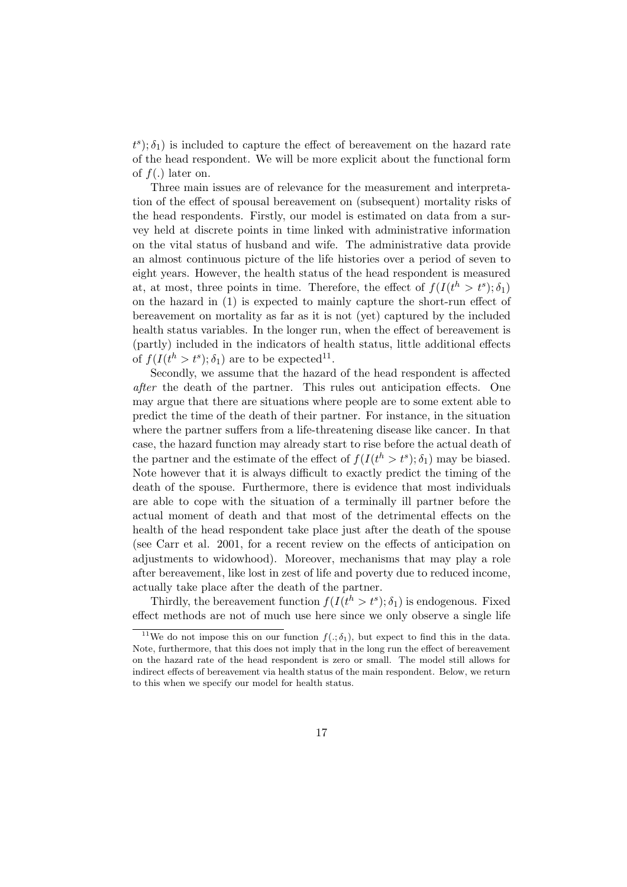$t^s); \delta_1)$ is included to capture the effect of bereavement on the hazard rate of the head respondent. We will be more explicit about the functional form of $f(.)$ later on.

Three main issues are of relevance for the measurement and interpretation of the effect of spousal bereavement on (subsequent) mortality risks of the head respondents. Firstly, our model is estimated on data from a survey held at discrete points in time linked with administrative information on the vital status of husband and wife. The administrative data provide an almost continuous picture of the life histories over a period of seven to eight years. However, the health status of the head respondent is measured at, at most, three points in time. Therefore, the effect of $f(I(t^h > t^s); \delta_1)$ on the hazard in (1) is expected to mainly capture the short-run effect of bereavement on mortality as far as it is not (yet) captured by the included health status variables. In the longer run, when the effect of bereavement is (partly) included in the indicators of health status, little additional effects of $f(I(t^h > t^s); \delta_1)$ are to be expected[11].

Secondly, we assume that the hazard of the head respondent is affected *after* the death of the partner. This rules out anticipation effects. One may argue that there are situations where people are to some extent able to predict the time of the death of their partner. For instance, in the situation where the partner suffers from a life-threatening disease like cancer. In that case, the hazard function may already start to rise before the actual death of the partner and the estimate of the effect of $f(I(t^h > t^s); \delta_1)$ may be biased. Note however that it is always difficult to exactly predict the timing of the death of the spouse. Furthermore, there is evidence that most individuals are able to cope with the situation of a terminally ill partner before the actual moment of death and that most of the detrimental effects on the health of the head respondent take place just after the death of the spouse (see Carr et al. 2001, for a recent review on the effects of anticipation on adjustments to widowhood). Moreover, mechanisms that may play a role after bereavement, like lost in zest of life and poverty due to reduced income, actually take place after the death of the partner.

Thirdly, the bereavement function $f(I(t^h > t^s); \delta_1)$ is endogenous. Fixed effect methods are not of much use here since we only observe a single life

[11] We do not impose this on our function $f(.; \delta_1)$, but expect to find this in the data. Note, furthermore, that this does not imply that in the long run the effect of bereavement on the hazard rate of the head respondent is zero or small. The model still allows for indirect effects of bereavement via health status of the main respondent. Below, we return to this when we specify our model for health status.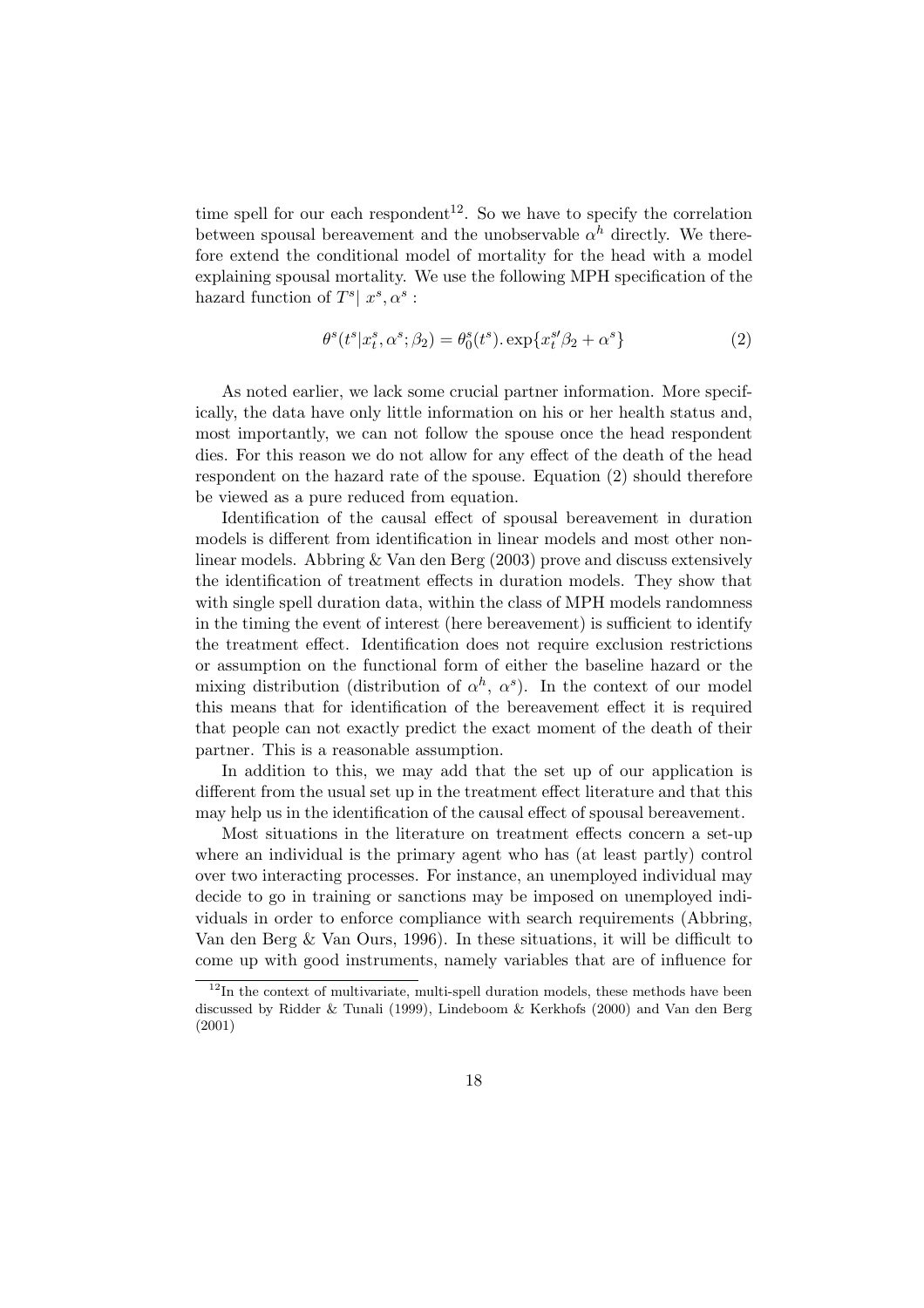time spell for our each respondent[12]. So we have to specify the correlation between spousal bereavement and the unobservable $\alpha^h$ directly. We therefore extend the conditional model of mortality for the head with a model explaining spousal mortality. We use the following MPH specification of the hazard function of $T^s|\ x^s, \alpha^s$ :

$$\theta^s(t^s|x^s_t, \alpha^s; \beta_2) = \theta^s_0(t^s). \exp\{x^{s\prime}_t \beta_2 + \alpha^s\} \tag{2}$$

As noted earlier, we lack some crucial partner information. More specifically, the data have only little information on his or her health status and, most importantly, we can not follow the spouse once the head respondent dies. For this reason we do not allow for any effect of the death of the head respondent on the hazard rate of the spouse. Equation (2) should therefore be viewed as a pure reduced from equation.

Identification of the causal effect of spousal bereavement in duration models is different from identification in linear models and most other non-linear models. Abbring & Van den Berg (2003) prove and discuss extensively the identification of treatment effects in duration models. They show that with single spell duration data, within the class of MPH models randomness in the timing the event of interest (here bereavement) is sufficient to identify the treatment effect. Identification does not require exclusion restrictions or assumption on the functional form of either the baseline hazard or the mixing distribution (distribution of $\alpha^h$, $\alpha^s$). In the context of our model this means that for identification of the bereavement effect it is required that people can not exactly predict the exact moment of the death of their partner. This is a reasonable assumption.

In addition to this, we may add that the set up of our application is different from the usual set up in the treatment effect literature and that this may help us in the identification of the causal effect of spousal bereavement.

Most situations in the literature on treatment effects concern a set-up where an individual is the primary agent who has (at least partly) control over two interacting processes. For instance, an unemployed individual may decide to go in training or sanctions may be imposed on unemployed individuals in order to enforce compliance with search requirements (Abbring, Van den Berg & Van Ours, 1996). In these situations, it will be difficult to come up with good instruments, namely variables that are of influence for

[12] In the context of multivariate, multi-spell duration models, these methods have been discussed by Ridder & Tunali (1999), Lindeboom & Kerkhofs (2000) and Van den Berg (2001)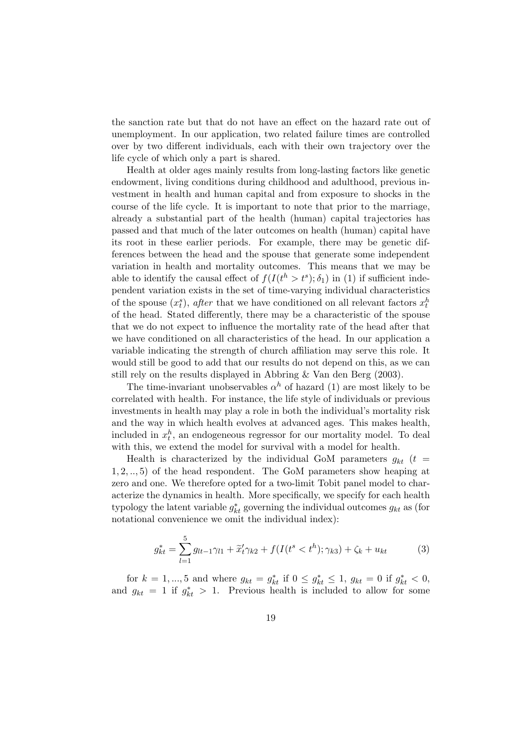the sanction rate but that do not have an effect on the hazard rate out of unemployment. In our application, two related failure times are controlled over by two different individuals, each with their own trajectory over the life cycle of which only a part is shared.

Health at older ages mainly results from long-lasting factors like genetic endowment, living conditions during childhood and adulthood, previous investment in health and human capital and from exposure to shocks in the course of the life cycle. It is important to note that prior to the marriage, already a substantial part of the health (human) capital trajectories has passed and that much of the later outcomes on health (human) capital have its root in these earlier periods. For example, there may be genetic differences between the head and the spouse that generate some independent variation in health and mortality outcomes. This means that we may be able to identify the causal effect of $f(I(t^h > t^s); \delta_1)$ in (1) if sufficient independent variation exists in the set of time-varying individual characteristics of the spouse ($x_t^s$), *after* that we have conditioned on all relevant factors $x_t^h$ of the head. Stated differently, there may be a characteristic of the spouse that we do not expect to influence the mortality rate of the head after that we have conditioned on all characteristics of the head. In our application a variable indicating the strength of church affiliation may serve this role. It would still be good to add that our results do not depend on this, as we can still rely on the results displayed in Abbring & Van den Berg (2003).

The time-invariant unobservables $\alpha^h$ of hazard (1) are most likely to be correlated with health. For instance, the life style of individuals or previous investments in health may play a role in both the individual's mortality risk and the way in which health evolves at advanced ages. This makes health, included in $x_t^h$, an endogeneous regressor for our mortality model. To deal with this, we extend the model for survival with a model for health.

Health is characterized by the individual GoM parameters $g_{kt}$ ($t = 1, 2, .., 5$) of the head respondent. The GoM parameters show heaping at zero and one. We therefore opted for a two-limit Tobit panel model to characterize the dynamics in health. More specifically, we specify for each health typology the latent variable $g_{kt}^*$ governing the individual outcomes $g_{kt}$ as (for notational convenience we omit the individual index):

$$g_{kt}^* = \sum_{l=1}^{5} g_{lt-1}\gamma_{l1} + \widetilde{x}_t'\gamma_{k2} + f(I(t^s < t^h); \gamma_{k3}) + \zeta_k + u_{kt} \tag{3}$$

for $k = 1, ..., 5$ and where $g_{kt} = g_{kt}^*$ if $0 \leq g_{kt}^* \leq 1$, $g_{kt} = 0$ if $g_{kt}^* < 0$, and $g_{kt} = 1$ if $g_{kt}^* > 1$. Previous health is included to allow for some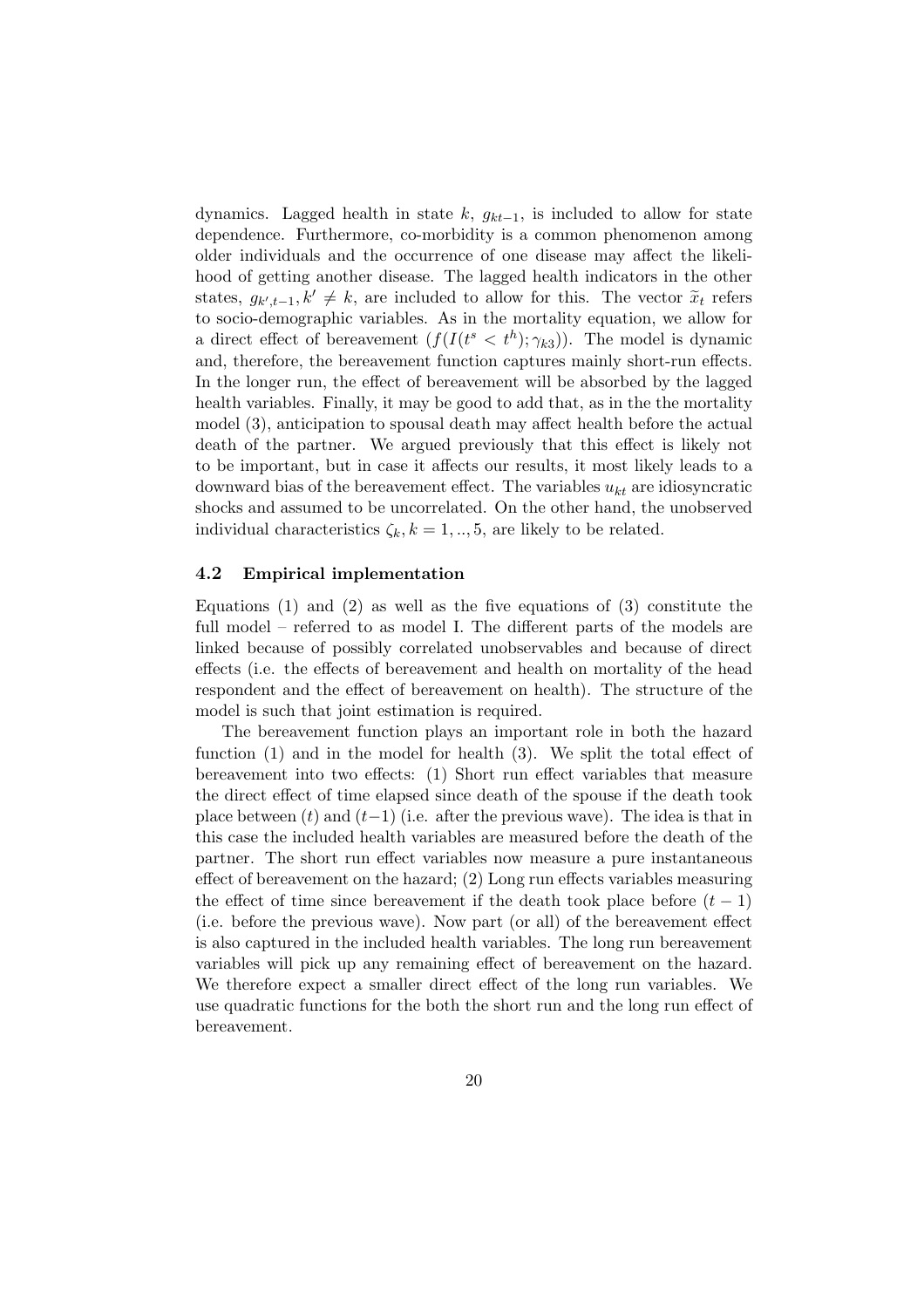dynamics. Lagged health in state $k$, $g_{kt-1}$, is included to allow for state dependence. Furthermore, co-morbidity is a common phenomenon among older individuals and the occurrence of one disease may affect the likelihood of getting another disease. The lagged health indicators in the other states, $g_{k',t-1}, k' \neq k$, are included to allow for this. The vector $\widetilde{x}_t$ refers to socio-demographic variables. As in the mortality equation, we allow for a direct effect of bereavement $(f(I(t^s < t^h); \gamma_{k3}))$. The model is dynamic and, therefore, the bereavement function captures mainly short-run effects. In the longer run, the effect of bereavement will be absorbed by the lagged health variables. Finally, it may be good to add that, as in the the mortality model (3), anticipation to spousal death may affect health before the actual death of the partner. We argued previously that this effect is likely not to be important, but in case it affects our results, it most likely leads to a downward bias of the bereavement effect. The variables $u_{kt}$ are idiosyncratic shocks and assumed to be uncorrelated. On the other hand, the unobserved individual characteristics $\zeta_k, k = 1, .., 5$, are likely to be related.

### 4.2 Empirical implementation

Equations (1) and (2) as well as the five equations of (3) constitute the full model – referred to as model I. The different parts of the models are linked because of possibly correlated unobservables and because of direct effects (i.e. the effects of bereavement and health on mortality of the head respondent and the effect of bereavement on health). The structure of the model is such that joint estimation is required.

The bereavement function plays an important role in both the hazard function (1) and in the model for health (3). We split the total effect of bereavement into two effects: (1) Short run effect variables that measure the direct effect of time elapsed since death of the spouse if the death took place between $(t)$ and $(t-1)$ (i.e. after the previous wave). The idea is that in this case the included health variables are measured before the death of the partner. The short run effect variables now measure a pure instantaneous effect of bereavement on the hazard; (2) Long run effects variables measuring the effect of time since bereavement if the death took place before $(t-1)$ (i.e. before the previous wave). Now part (or all) of the bereavement effect is also captured in the included health variables. The long run bereavement variables will pick up any remaining effect of bereavement on the hazard. We therefore expect a smaller direct effect of the long run variables. We use quadratic functions for the both the short run and the long run effect of bereavement.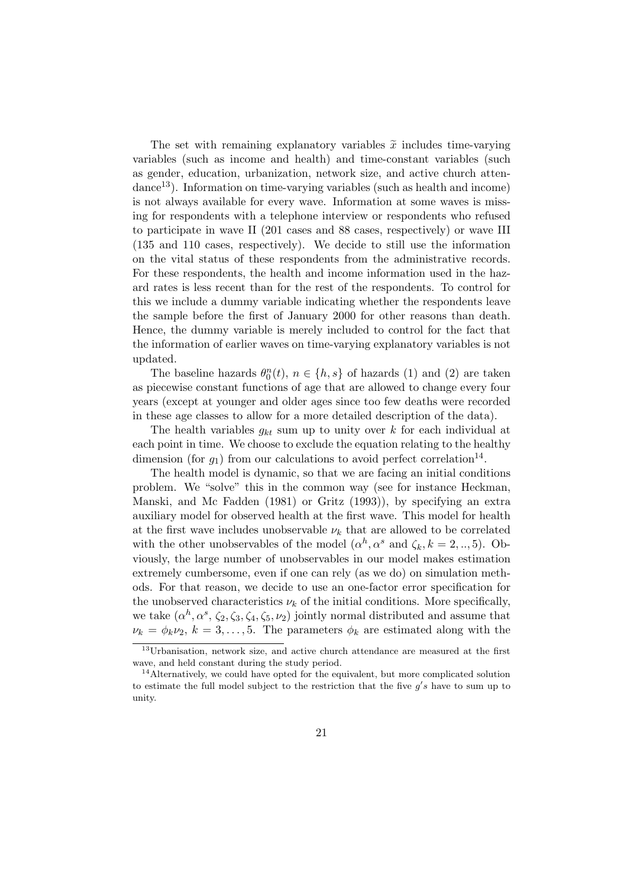The set with remaining explanatory variables $\widetilde{x}$ includes time-varying variables (such as income and health) and time-constant variables (such as gender, education, urbanization, network size, and active church attendance[13]). Information on time-varying variables (such as health and income) is not always available for every wave. Information at some waves is missing for respondents with a telephone interview or respondents who refused to participate in wave II (201 cases and 88 cases, respectively) or wave III (135 and 110 cases, respectively). We decide to still use the information on the vital status of these respondents from the administrative records. For these respondents, the health and income information used in the hazard rates is less recent than for the rest of the respondents. To control for this we include a dummy variable indicating whether the respondents leave the sample before the first of January 2000 for other reasons than death. Hence, the dummy variable is merely included to control for the fact that the information of earlier waves on time-varying explanatory variables is not updated.

The baseline hazards $\theta_0^n(t)$, $n \in \{h, s\}$ of hazards (1) and (2) are taken as piecewise constant functions of age that are allowed to change every four years (except at younger and older ages since too few deaths were recorded in these age classes to allow for a more detailed description of the data).

The health variables $g_{kt}$ sum up to unity over $k$ for each individual at each point in time. We choose to exclude the equation relating to the healthy dimension (for $g_1$) from our calculations to avoid perfect correlation[14].

The health model is dynamic, so that we are facing an initial conditions problem. We "solve" this in the common way (see for instance Heckman, Manski, and Mc Fadden (1981) or Gritz (1993)), by specifying an extra auxiliary model for observed health at the first wave. This model for health at the first wave includes unobservable $\nu_k$ that are allowed to be correlated with the other unobservables of the model ($\alpha^h, \alpha^s$ and $\zeta_k, k = 2, .., 5$). Obviously, the large number of unobservables in our model makes estimation extremely cumbersome, even if one can rely (as we do) on simulation methods. For that reason, we decide to use an one-factor error specification for the unobserved characteristics $\nu_k$ of the initial conditions. More specifically, we take $(\alpha^h, \alpha^s, \zeta_2, \zeta_3, \zeta_4, \zeta_5, \nu_2)$ jointly normal distributed and assume that $\nu_k = \phi_k \nu_2$, $k = 3, \ldots, 5$. The parameters $\phi_k$ are estimated along with the

[13] Urbanisation, network size, and active church attendance are measured at the first wave, and held constant during the study period.

[14] Alternatively, we could have opted for the equivalent, but more complicated solution to estimate the full model subject to the restriction that the five $g's$ have to sum up to unity.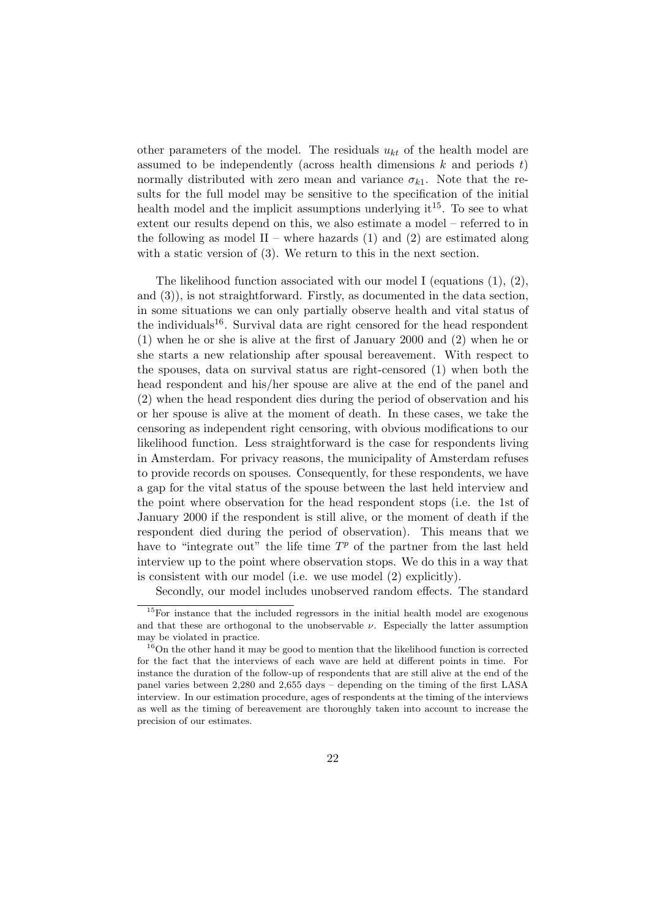other parameters of the model. The residuals $u_{kt}$ of the health model are assumed to be independently (across health dimensions $k$ and periods $t$) normally distributed with zero mean and variance $\sigma_{k1}$. Note that the results for the full model may be sensitive to the specification of the initial health model and the implicit assumptions underlying it[15]. To see to what extent our results depend on this, we also estimate a model – referred to in the following as model II – where hazards (1) and (2) are estimated along with a static version of (3). We return to this in the next section.

The likelihood function associated with our model I (equations (1), (2), and (3)), is not straightforward. Firstly, as documented in the data section, in some situations we can only partially observe health and vital status of the individuals[16]. Survival data are right censored for the head respondent (1) when he or she is alive at the first of January 2000 and (2) when he or she starts a new relationship after spousal bereavement. With respect to the spouses, data on survival status are right-censored (1) when both the head respondent and his/her spouse are alive at the end of the panel and (2) when the head respondent dies during the period of observation and his or her spouse is alive at the moment of death. In these cases, we take the censoring as independent right censoring, with obvious modifications to our likelihood function. Less straightforward is the case for respondents living in Amsterdam. For privacy reasons, the municipality of Amsterdam refuses to provide records on spouses. Consequently, for these respondents, we have a gap for the vital status of the spouse between the last held interview and the point where observation for the head respondent stops (i.e. the 1st of January 2000 if the respondent is still alive, or the moment of death if the respondent died during the period of observation). This means that we have to "integrate out" the life time $T^p$ of the partner from the last held interview up to the point where observation stops. We do this in a way that is consistent with our model (i.e. we use model (2) explicitly).

Secondly, our model includes unobserved random effects. The standard

[15] For instance that the included regressors in the initial health model are exogenous and that these are orthogonal to the unobservable $\nu$. Especially the latter assumption may be violated in practice.

[16] On the other hand it may be good to mention that the likelihood function is corrected for the fact that the interviews of each wave are held at different points in time. For instance the duration of the follow-up of respondents that are still alive at the end of the panel varies between 2,280 and 2,655 days – depending on the timing of the first LASA interview. In our estimation procedure, ages of respondents at the timing of the interviews as well as the timing of bereavement are thoroughly taken into account to increase the precision of our estimates.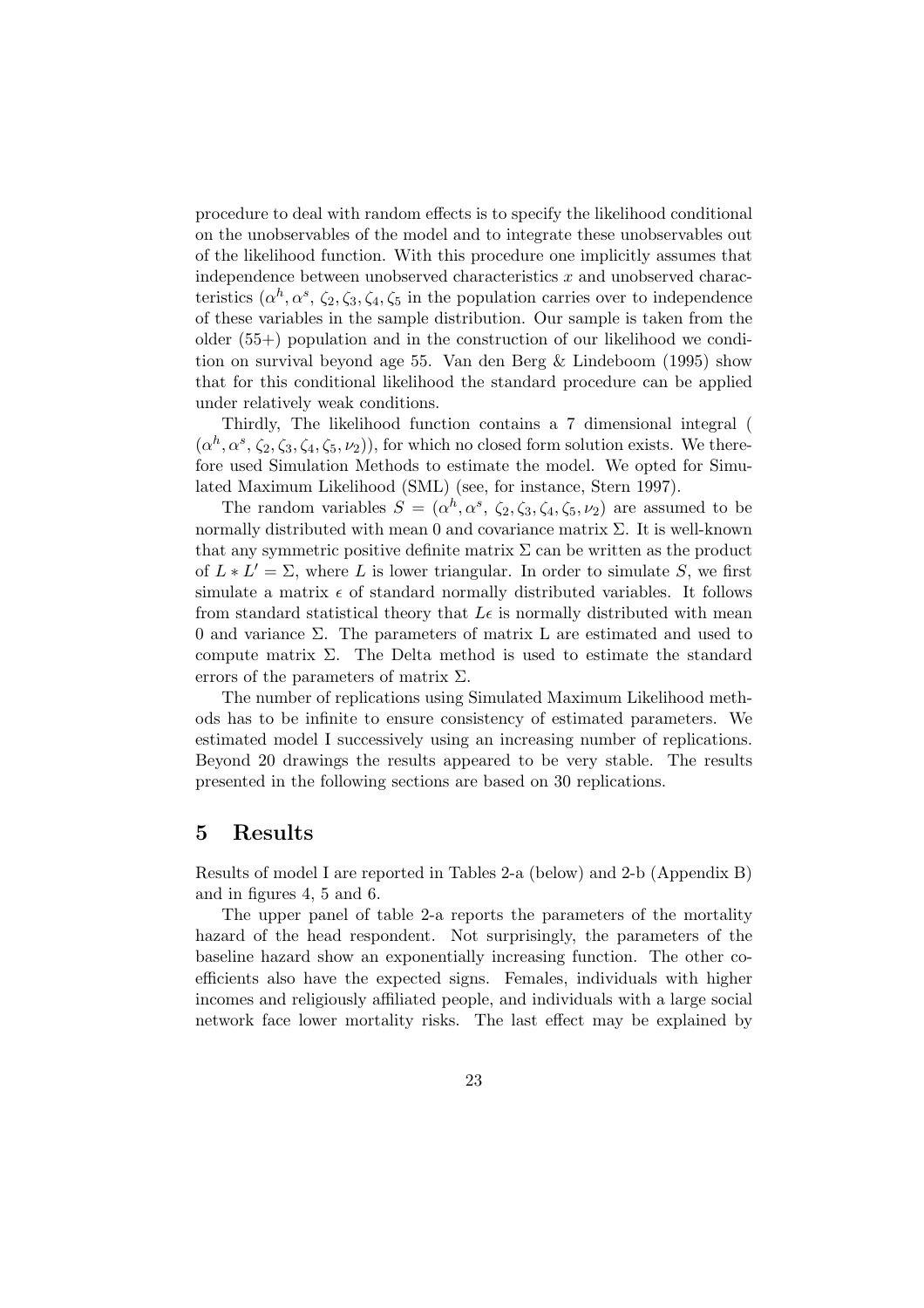procedure to deal with random effects is to specify the likelihood conditional on the unobservables of the model and to integrate these unobservables out of the likelihood function. With this procedure one implicitly assumes that independence between unobserved characteristics $x$ and unobserved characteristics ($\alpha^h, \alpha^s, \zeta_2, \zeta_3, \zeta_4, \zeta_5$ in the population carries over to independence of these variables in the sample distribution. Our sample is taken from the older (55+) population and in the construction of our likelihood we condition on survival beyond age 55. Van den Berg & Lindeboom (1995) show that for this conditional likelihood the standard procedure can be applied under relatively weak conditions.

Thirdly, The likelihood function contains a 7 dimensional integral ( $(\alpha^h, \alpha^s, \zeta_2, \zeta_3, \zeta_4, \zeta_5, \nu_2)$), for which no closed form solution exists. We therefore used Simulation Methods to estimate the model. We opted for Simulated Maximum Likelihood (SML) (see, for instance, Stern 1997).

The random variables $S = (\alpha^h, \alpha^s, \zeta_2, \zeta_3, \zeta_4, \zeta_5, \nu_2)$ are assumed to be normally distributed with mean 0 and covariance matrix $\Sigma$. It is well-known that any symmetric positive definite matrix $\Sigma$ can be written as the product of $L * L' = \Sigma$, where $L$ is lower triangular. In order to simulate $S$, we first simulate a matrix $\epsilon$ of standard normally distributed variables. It follows from standard statistical theory that $L\epsilon$ is normally distributed with mean 0 and variance $\Sigma$. The parameters of matrix L are estimated and used to compute matrix $\Sigma$. The Delta method is used to estimate the standard errors of the parameters of matrix $\Sigma$.

The number of replications using Simulated Maximum Likelihood methods has to be infinite to ensure consistency of estimated parameters. We estimated model I successively using an increasing number of replications. Beyond 20 drawings the results appeared to be very stable. The results presented in the following sections are based on 30 replications.

# 5 Results

Results of model I are reported in Tables 2-a (below) and 2-b (Appendix B) and in figures 4, 5 and 6.

The upper panel of table 2-a reports the parameters of the mortality hazard of the head respondent. Not surprisingly, the parameters of the baseline hazard show an exponentially increasing function. The other coefficients also have the expected signs. Females, individuals with higher incomes and religiously affiliated people, and individuals with a large social network face lower mortality risks. The last effect may be explained by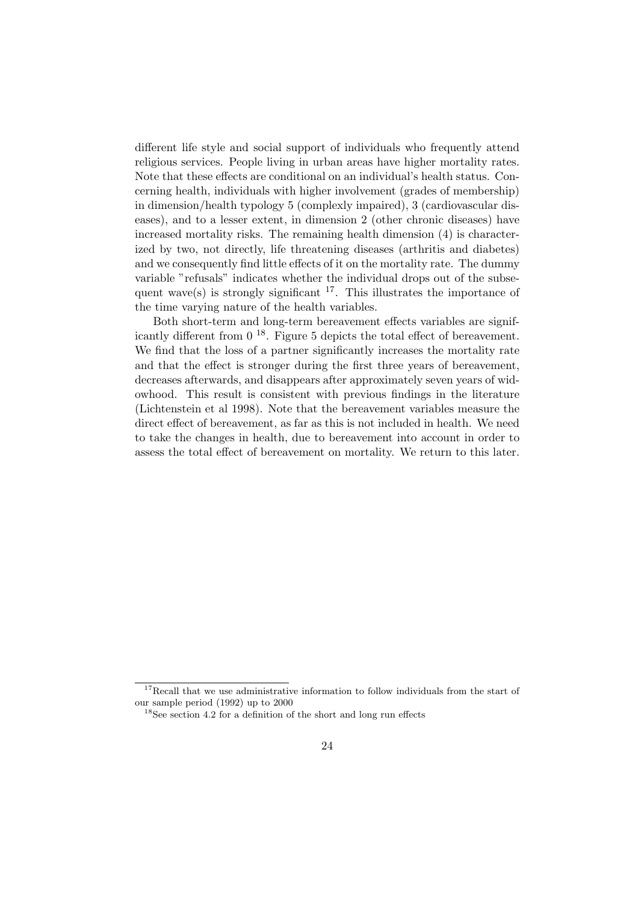different life style and social support of individuals who frequently attend religious services. People living in urban areas have higher mortality rates. Note that these effects are conditional on an individual's health status. Concerning health, individuals with higher involvement (grades of membership) in dimension/health typology 5 (complexly impaired), 3 (cardiovascular diseases), and to a lesser extent, in dimension 2 (other chronic diseases) have increased mortality risks. The remaining health dimension (4) is characterized by two, not directly, life threatening diseases (arthritis and diabetes) and we consequently find little effects of it on the mortality rate. The dummy variable "refusals" indicates whether the individual drops out of the subsequent wave(s) is strongly significant [17]. This illustrates the importance of the time varying nature of the health variables.

Both short-term and long-term bereavement effects variables are significantly different from 0 [18]. Figure 5 depicts the total effect of bereavement. We find that the loss of a partner significantly increases the mortality rate and that the effect is stronger during the first three years of bereavement, decreases afterwards, and disappears after approximately seven years of widowhood. This result is consistent with previous findings in the literature (Lichtenstein et al 1998). Note that the bereavement variables measure the direct effect of bereavement, as far as this is not included in health. We need to take the changes in health, due to bereavement into account in order to assess the total effect of bereavement on mortality. We return to this later.

---

[17] Recall that we use administrative information to follow individuals from the start of our sample period (1992) up to 2000

[18] See section 4.2 for a definition of the short and long run effects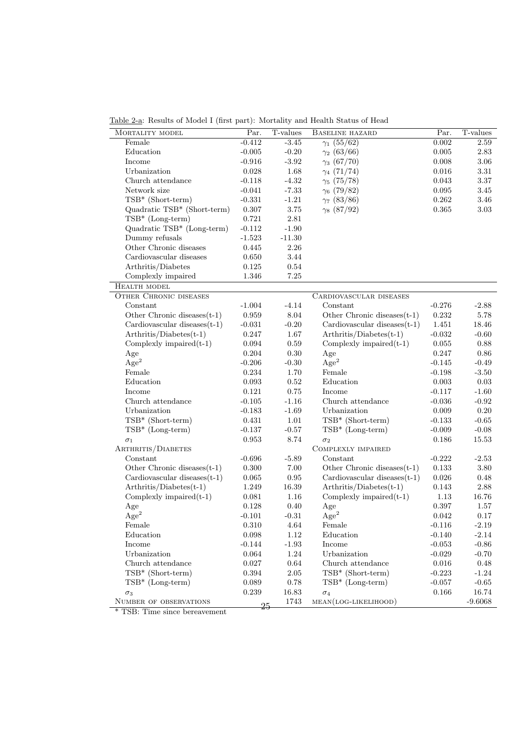Table 2-a: Results of Model I (first part): Mortality and Health Status of Head

| Mortality model | Par. | T-values | Baseline hazard | Par. | T-values |
|---|---|---|---|---|---|
| Female | -0.412 | -3.45 | $\gamma_1$ (55/62) | 0.002 | 2.59 |
| Education | -0.005 | -0.20 | $\gamma_2$ (63/66) | 0.005 | 2.83 |
| Income | -0.916 | -3.92 | $\gamma_3$ (67/70) | 0.008 | 3.06 |
| Urbanization | 0.028 | 1.68 | $\gamma_4$ (71/74) | 0.016 | 3.31 |
| Church attendance | -0.118 | -4.32 | $\gamma_5$ (75/78) | 0.043 | 3.37 |
| Network size | -0.041 | -7.33 | $\gamma_6$ (79/82) | 0.095 | 3.45 |
| TSB* (Short-term) | -0.331 | -1.21 | $\gamma_7$ (83/86) | 0.262 | 3.46 |
| Quadratic TSB* (Short-term) | 0.307 | 3.75 | $\gamma_8$ (87/92) | 0.365 | 3.03 |
| TSB* (Long-term) | 0.721 | 2.81 | | | |
| Quadratic TSB* (Long-term) | -0.112 | -1.90 | | | |
| Dummy refusals | -1.523 | -11.30 | | | |
| Other Chronic diseases | 0.445 | 2.26 | | | |
| Cardiovascular diseases | 0.650 | 3.44 | | | |
| Arthritis/Diabetes | 0.125 | 0.54 | | | |
| Complexly impaired | 1.346 | 7.25 | | | |
| **Health model** | | | | | |
| **Other Chronic diseases** | | | **Cardiovascular diseases** | | |
| Constant | -1.004 | -4.14 | Constant | -0.276 | -2.88 |
| Other Chronic diseases(t-1) | 0.959 | 8.04 | Other Chronic diseases(t-1) | 0.232 | 5.78 |
| Cardiovascular diseases(t-1) | -0.031 | -0.20 | Cardiovascular diseases(t-1) | 1.451 | 18.46 |
| Arthritis/Diabetes(t-1) | 0.247 | 1.67 | Arthritis/Diabetes(t-1) | -0.032 | -0.60 |
| Complexly impaired(t-1) | 0.094 | 0.59 | Complexly impaired(t-1) | 0.055 | 0.88 |
| Age | 0.204 | 0.30 | Age | 0.247 | 0.86 |
| Age$^2$ | -0.206 | -0.30 | Age$^2$ | -0.145 | -0.49 |
| Female | 0.234 | 1.70 | Female | -0.198 | -3.50 |
| Education | 0.093 | 0.52 | Education | 0.003 | 0.03 |
| Income | 0.121 | 0.75 | Income | -0.117 | -1.60 |
| Church attendance | -0.105 | -1.16 | Church attendance | -0.036 | -0.92 |
| Urbanization | -0.183 | -1.69 | Urbanization | 0.009 | 0.20 |
| TSB* (Short-term) | 0.431 | 1.01 | TSB* (Short-term) | -0.133 | -0.65 |
| TSB* (Long-term) | -0.137 | -0.57 | TSB* (Long-term) | -0.009 | -0.08 |
| $\sigma_1$ | 0.953 | 8.74 | $\sigma_2$ | 0.186 | 15.53 |
| **Arthritis/Diabetes** | | | **Complexly impaired** | | |
| Constant | -0.696 | -5.89 | Constant | -0.222 | -2.53 |
| Other Chronic diseases(t-1) | 0.300 | 7.00 | Other Chronic diseases(t-1) | 0.133 | 3.80 |
| Cardiovascular diseases(t-1) | 0.065 | 0.95 | Cardiovascular diseases(t-1) | 0.026 | 0.48 |
| Arthritis/Diabetes(t-1) | 1.249 | 16.39 | Arthritis/Diabetes(t-1) | 0.143 | 2.88 |
| Complexly impaired(t-1) | 0.081 | 1.16 | Complexly impaired(t-1) | 1.13 | 16.76 |
| Age | 0.128 | 0.40 | Age | 0.397 | 1.57 |
| Age$^2$ | -0.101 | -0.31 | Age$^2$ | 0.042 | 0.17 |
| Female | 0.310 | 4.64 | Female | -0.116 | -2.19 |
| Education | 0.098 | 1.12 | Education | -0.140 | -2.14 |
| Income | -0.144 | -1.93 | Income | -0.053 | -0.86 |
| Urbanization | 0.064 | 1.24 | Urbanization | -0.029 | -0.70 |
| Church attendance | 0.027 | 0.64 | Church attendance | 0.016 | 0.48 |
| TSB* (Short-term) | 0.394 | 2.05 | TSB* (Short-term) | -0.223 | -1.24 |
| TSB* (Long-term) | 0.089 | 0.78 | TSB* (Long-term) | -0.057 | -0.65 |
| $\sigma_3$ | 0.239 | 16.83 | $\sigma_4$ | 0.166 | 16.74 |
| Number of observations | | 1743 | mean(log-likelihood) | | -9.6068 |

* TSB: Time since bereavement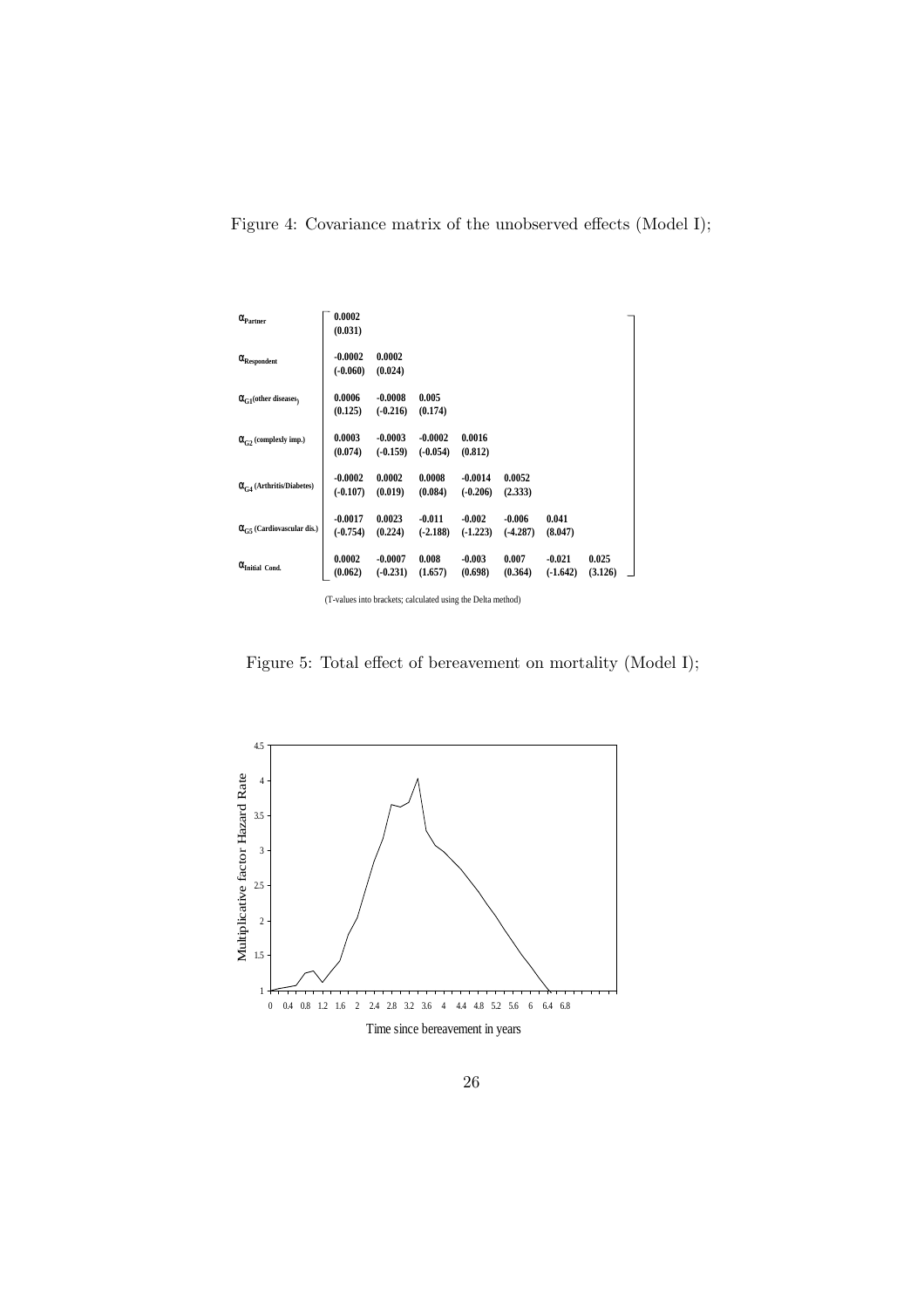Figure 4: Covariance matrix of the unobserved effects (Model I);

| | | | | | | | |
|---|---|---|---|---|---|---|---|
| $\alpha_{Partner}$ | 0.0002 (0.031) | | | | | | |
| $\alpha_{Respondent}$ | -0.0002 (-0.060) | 0.0002 (0.024) | | | | | |
| $\alpha_{G1}$(other diseases) | 0.0006 (0.125) | -0.0008 (-0.216) | 0.005 (0.174) | | | | |
| $\alpha_{G2}$ (complexly imp.) | 0.0003 (0.074) | -0.0003 (-0.159) | -0.0002 (-0.054) | 0.0016 (0.812) | | | |
| $\alpha_{G4}$ (Arthritis/Diabetes) | -0.0002 (-0.107) | 0.0002 (0.019) | 0.0008 (0.084) | -0.0014 (-0.206) | 0.0052 (2.333) | | |
| $\alpha_{G5}$ (Cardiovascular dis.) | -0.0017 (-0.754) | 0.0023 (0.224) | -0.011 (-2.188) | -0.002 (-1.223) | -0.006 (-4.287) | 0.041 (8.047) | |
| $\alpha_{Initial\ Cond.}$ | 0.0002 (0.062) | -0.0007 (-0.231) | 0.008 (1.657) | -0.003 (0.698) | 0.007 (0.364) | -0.021 (-1.642) | 0.025 (3.126) |

(T-values into brackets; calculated using the Delta method)

Figure 5: Total effect of bereavement on mortality (Model I);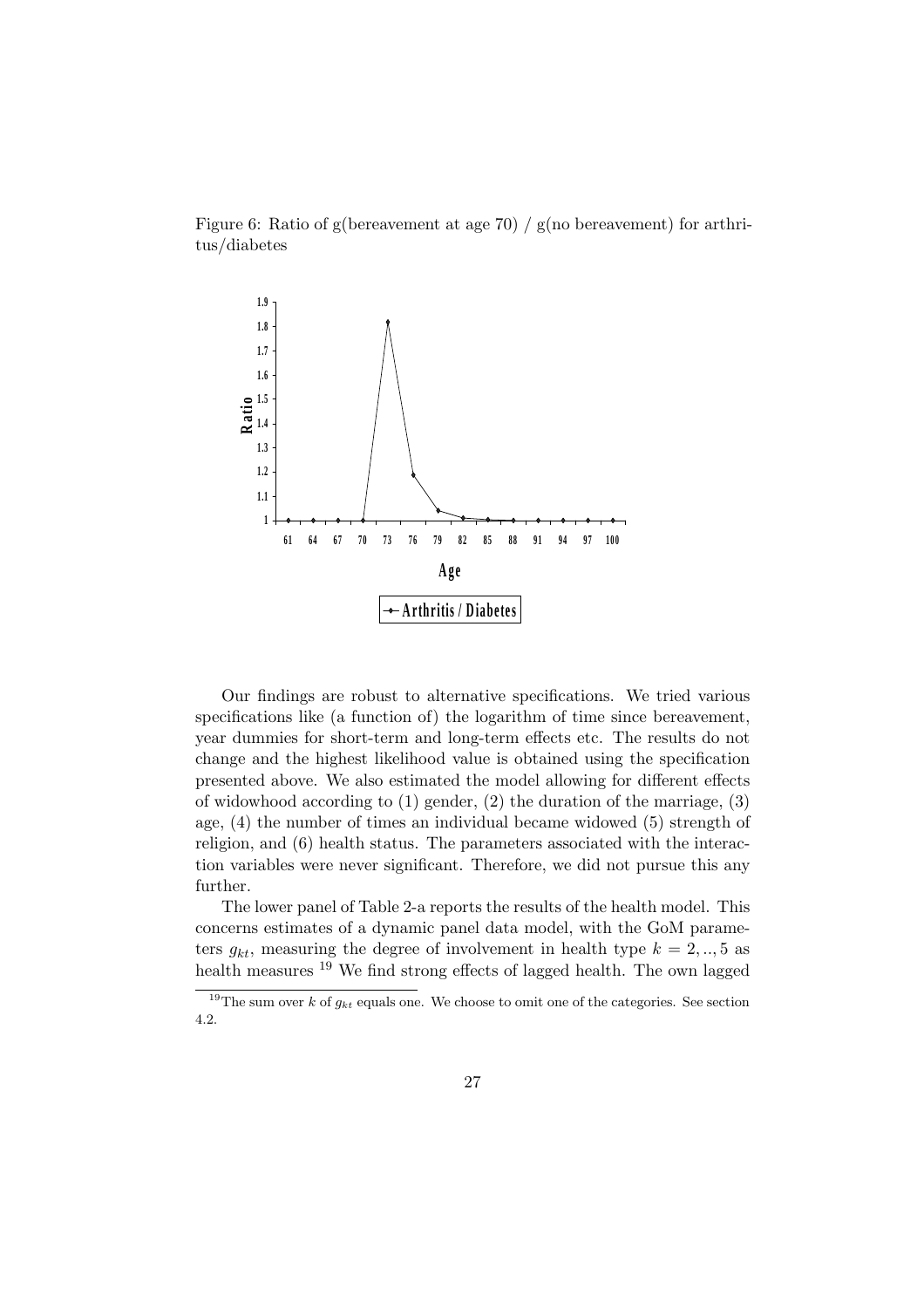Figure 6: Ratio of g(bereavement at age 70) / g(no bereavement) for arthritus/diabetes

Our findings are robust to alternative specifications. We tried various specifications like (a function of) the logarithm of time since bereavement, year dummies for short-term and long-term effects etc. The results do not change and the highest likelihood value is obtained using the specification presented above. We also estimated the model allowing for different effects of widowhood according to (1) gender, (2) the duration of the marriage, (3) age, (4) the number of times an individual became widowed (5) strength of religion, and (6) health status. The parameters associated with the interaction variables were never significant. Therefore, we did not pursue this any further.

The lower panel of Table 2-a reports the results of the health model. This concerns estimates of a dynamic panel data model, with the GoM parameters $g_{kt}$, measuring the degree of involvement in health type $k = 2, .., 5$ as health measures [19] We find strong effects of lagged health. The own lagged

[19]The sum over $k$ of $g_{kt}$ equals one. We choose to omit one of the categories. See section 4.2.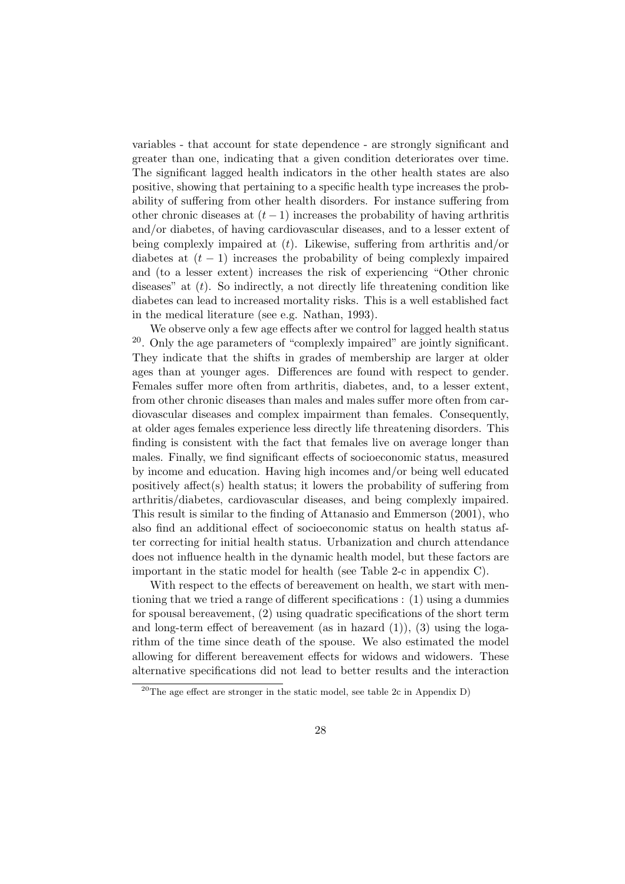variables - that account for state dependence - are strongly significant and greater than one, indicating that a given condition deteriorates over time. The significant lagged health indicators in the other health states are also positive, showing that pertaining to a specific health type increases the probability of suffering from other health disorders. For instance suffering from other chronic diseases at $(t-1)$ increases the probability of having arthritis and/or diabetes, of having cardiovascular diseases, and to a lesser extent of being complexly impaired at $(t)$. Likewise, suffering from arthritis and/or diabetes at $(t-1)$ increases the probability of being complexly impaired and (to a lesser extent) increases the risk of experiencing "Other chronic diseases" at $(t)$. So indirectly, a not directly life threatening condition like diabetes can lead to increased mortality risks. This is a well established fact in the medical literature (see e.g. Nathan, 1993).

We observe only a few age effects after we control for lagged health status [20]. Only the age parameters of "complexly impaired" are jointly significant. They indicate that the shifts in grades of membership are larger at older ages than at younger ages. Differences are found with respect to gender. Females suffer more often from arthritis, diabetes, and, to a lesser extent, from other chronic diseases than males and males suffer more often from cardiovascular diseases and complex impairment than females. Consequently, at older ages females experience less directly life threatening disorders. This finding is consistent with the fact that females live on average longer than males. Finally, we find significant effects of socioeconomic status, measured by income and education. Having high incomes and/or being well educated positively affect(s) health status; it lowers the probability of suffering from arthritis/diabetes, cardiovascular diseases, and being complexly impaired. This result is similar to the finding of Attanasio and Emmerson (2001), who also find an additional effect of socioeconomic status on health status after correcting for initial health status. Urbanization and church attendance does not influence health in the dynamic health model, but these factors are important in the static model for health (see Table 2-c in appendix C).

With respect to the effects of bereavement on health, we start with mentioning that we tried a range of different specifications : (1) using a dummies for spousal bereavement, (2) using quadratic specifications of the short term and long-term effect of bereavement (as in hazard (1)), (3) using the logarithm of the time since death of the spouse. We also estimated the model allowing for different bereavement effects for widows and widowers. These alternative specifications did not lead to better results and the interaction

[20] The age effect are stronger in the static model, see table 2c in Appendix D)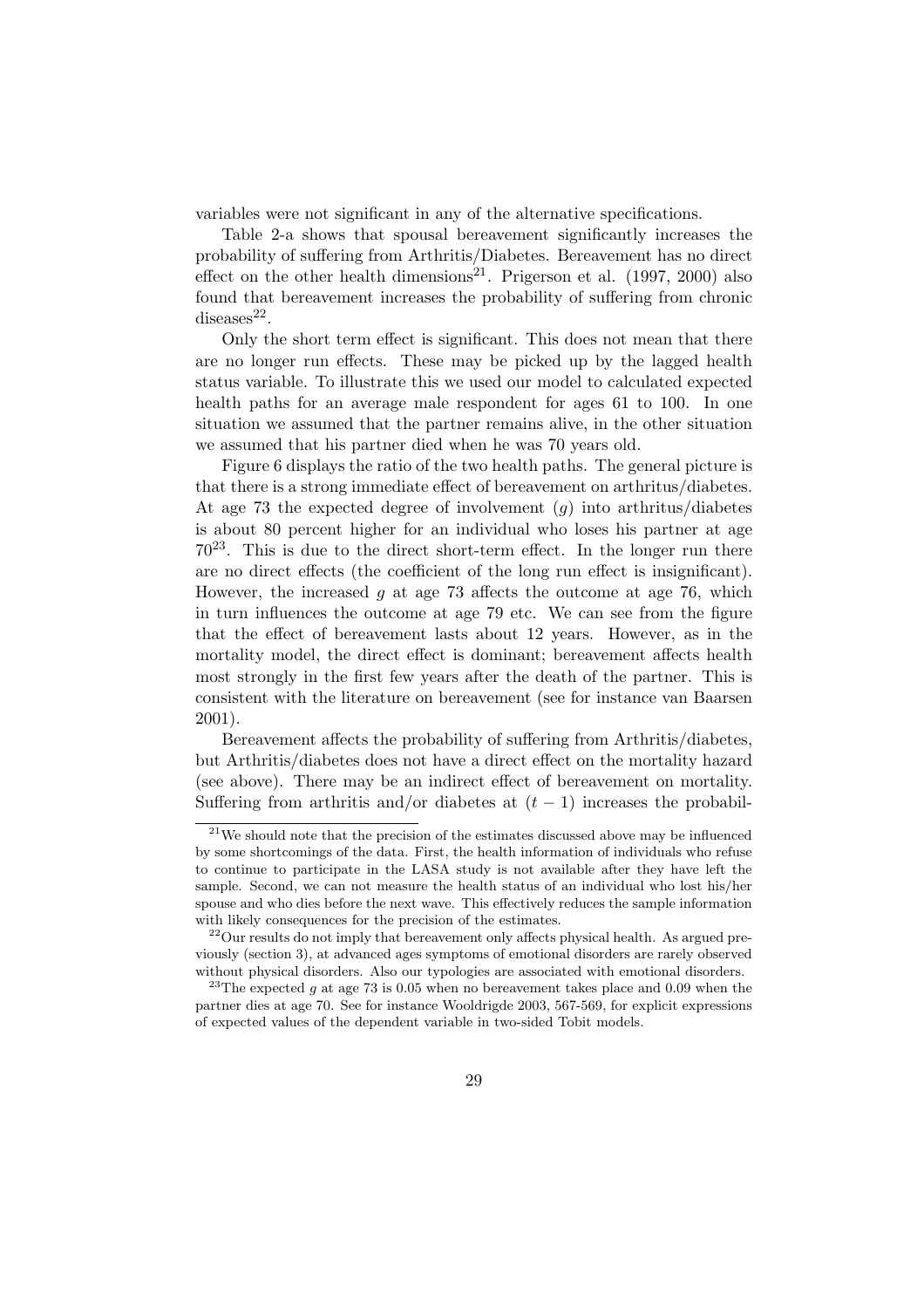variables were not significant in any of the alternative specifications.

Table 2-a shows that spousal bereavement significantly increases the probability of suffering from Arthritis/Diabetes. Bereavement has no direct effect on the other health dimensions[21]. Prigerson et al. (1997, 2000) also found that bereavement increases the probability of suffering from chronic diseases[22].

Only the short term effect is significant. This does not mean that there are no longer run effects. These may be picked up by the lagged health status variable. To illustrate this we used our model to calculated expected health paths for an average male respondent for ages 61 to 100. In one situation we assumed that the partner remains alive, in the other situation we assumed that his partner died when he was 70 years old.

Figure 6 displays the ratio of the two health paths. The general picture is that there is a strong immediate effect of bereavement on arthritus/diabetes. At age 73 the expected degree of involvement ($g$) into arthritus/diabetes is about 80 percent higher for an individual who loses his partner at age 70[23]. This is due to the direct short-term effect. In the longer run there are no direct effects (the coefficient of the long run effect is insignificant). However, the increased $g$ at age 73 affects the outcome at age 76, which in turn influences the outcome at age 79 etc. We can see from the figure that the effect of bereavement lasts about 12 years. However, as in the mortality model, the direct effect is dominant; bereavement affects health most strongly in the first few years after the death of the partner. This is consistent with the literature on bereavement (see for instance van Baarsen 2001).

Bereavement affects the probability of suffering from Arthritis/diabetes, but Arthritis/diabetes does not have a direct effect on the mortality hazard (see above). There may be an indirect effect of bereavement on mortality. Suffering from arthritis and/or diabetes at $(t-1)$ increases the probabil-

[21] We should note that the precision of the estimates discussed above may be influenced by some shortcomings of the data. First, the health information of individuals who refuse to continue to participate in the LASA study is not available after they have left the sample. Second, we can not measure the health status of an individual who lost his/her spouse and who dies before the next wave. This effectively reduces the sample information with likely consequences for the precision of the estimates.

[22] Our results do not imply that bereavement only affects physical health. As argued previously (section 3), at advanced ages symptoms of emotional disorders are rarely observed without physical disorders. Also our typologies are associated with emotional disorders.

[23] The expected $g$ at age 73 is 0.05 when no bereavement takes place and 0.09 when the partner dies at age 70. See for instance Wooldrigde 2003, 567-569, for explicit expressions of expected values of the dependent variable in two-sided Tobit models.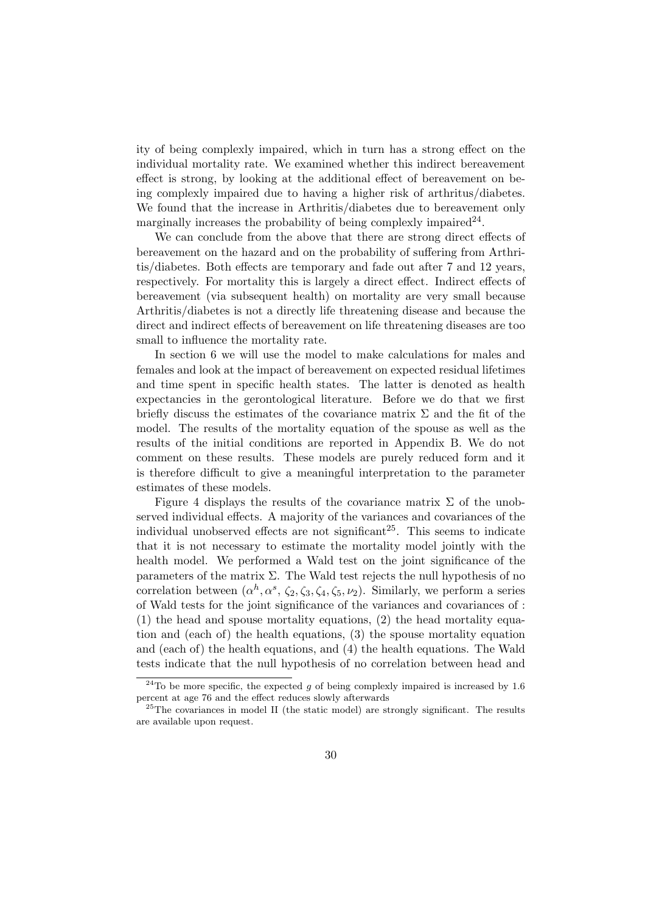ity of being complexly impaired, which in turn has a strong effect on the individual mortality rate. We examined whether this indirect bereavement effect is strong, by looking at the additional effect of bereavement on being complexly impaired due to having a higher risk of arthritus/diabetes. We found that the increase in Arthritis/diabetes due to bereavement only marginally increases the probability of being complexly impaired[24].

We can conclude from the above that there are strong direct effects of bereavement on the hazard and on the probability of suffering from Arthritis/diabetes. Both effects are temporary and fade out after 7 and 12 years, respectively. For mortality this is largely a direct effect. Indirect effects of bereavement (via subsequent health) on mortality are very small because Arthritis/diabetes is not a directly life threatening disease and because the direct and indirect effects of bereavement on life threatening diseases are too small to influence the mortality rate.

In section 6 we will use the model to make calculations for males and females and look at the impact of bereavement on expected residual lifetimes and time spent in specific health states. The latter is denoted as health expectancies in the gerontological literature. Before we do that we first briefly discuss the estimates of the covariance matrix $\Sigma$ and the fit of the model. The results of the mortality equation of the spouse as well as the results of the initial conditions are reported in Appendix B. We do not comment on these results. These models are purely reduced form and it is therefore difficult to give a meaningful interpretation to the parameter estimates of these models.

Figure 4 displays the results of the covariance matrix $\Sigma$ of the unobserved individual effects. A majority of the variances and covariances of the individual unobserved effects are not significant[25]. This seems to indicate that it is not necessary to estimate the mortality model jointly with the health model. We performed a Wald test on the joint significance of the parameters of the matrix $\Sigma$. The Wald test rejects the null hypothesis of no correlation between $(\alpha^h, \alpha^s, \zeta_2, \zeta_3, \zeta_4, \zeta_5, \nu_2)$. Similarly, we perform a series of Wald tests for the joint significance of the variances and covariances of : (1) the head and spouse mortality equations, (2) the head mortality equation and (each of) the health equations, (3) the spouse mortality equation and (each of) the health equations, and (4) the health equations. The Wald tests indicate that the null hypothesis of no correlation between head and

[24] To be more specific, the expected $g$ of being complexly impaired is increased by 1.6 percent at age 76 and the effect reduces slowly afterwards

[25] The covariances in model II (the static model) are strongly significant. The results are available upon request.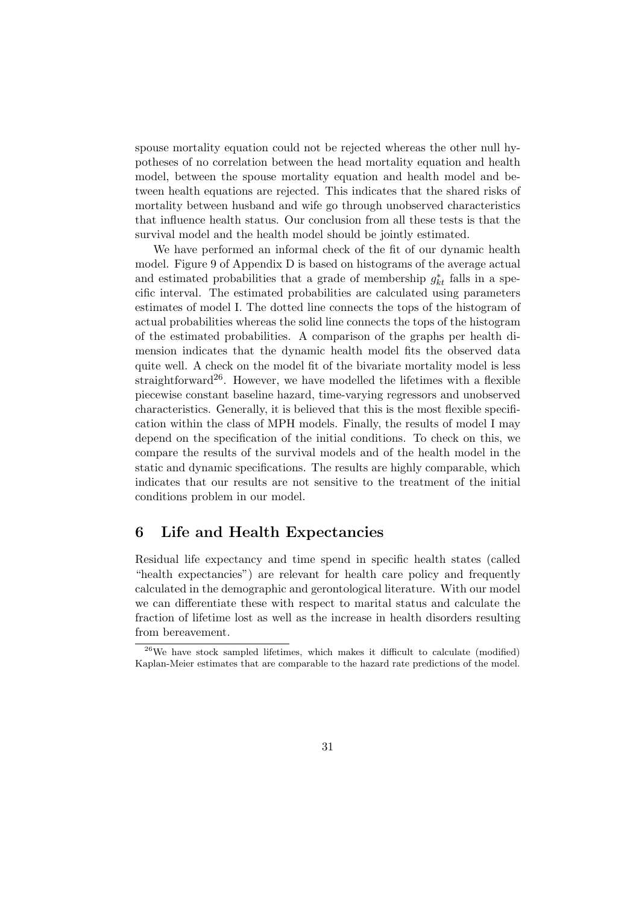spouse mortality equation could not be rejected whereas the other null hypotheses of no correlation between the head mortality equation and health model, between the spouse mortality equation and health model and between health equations are rejected. This indicates that the shared risks of mortality between husband and wife go through unobserved characteristics that influence health status. Our conclusion from all these tests is that the survival model and the health model should be jointly estimated.

We have performed an informal check of the fit of our dynamic health model. Figure 9 of Appendix D is based on histograms of the average actual and estimated probabilities that a grade of membership $g^*_{kt}$ falls in a specific interval. The estimated probabilities are calculated using parameters estimates of model I. The dotted line connects the tops of the histogram of actual probabilities whereas the solid line connects the tops of the histogram of the estimated probabilities. A comparison of the graphs per health dimension indicates that the dynamic health model fits the observed data quite well. A check on the model fit of the bivariate mortality model is less straightforward[26]. However, we have modelled the lifetimes with a flexible piecewise constant baseline hazard, time-varying regressors and unobserved characteristics. Generally, it is believed that this is the most flexible specification within the class of MPH models. Finally, the results of model I may depend on the specification of the initial conditions. To check on this, we compare the results of the survival models and of the health model in the static and dynamic specifications. The results are highly comparable, which indicates that our results are not sensitive to the treatment of the initial conditions problem in our model.

## 6 Life and Health Expectancies

Residual life expectancy and time spend in specific health states (called "health expectancies") are relevant for health care policy and frequently calculated in the demographic and gerontological literature. With our model we can differentiate these with respect to marital status and calculate the fraction of lifetime lost as well as the increase in health disorders resulting from bereavement.

[26]We have stock sampled lifetimes, which makes it difficult to calculate (modified) Kaplan-Meier estimates that are comparable to the hazard rate predictions of the model.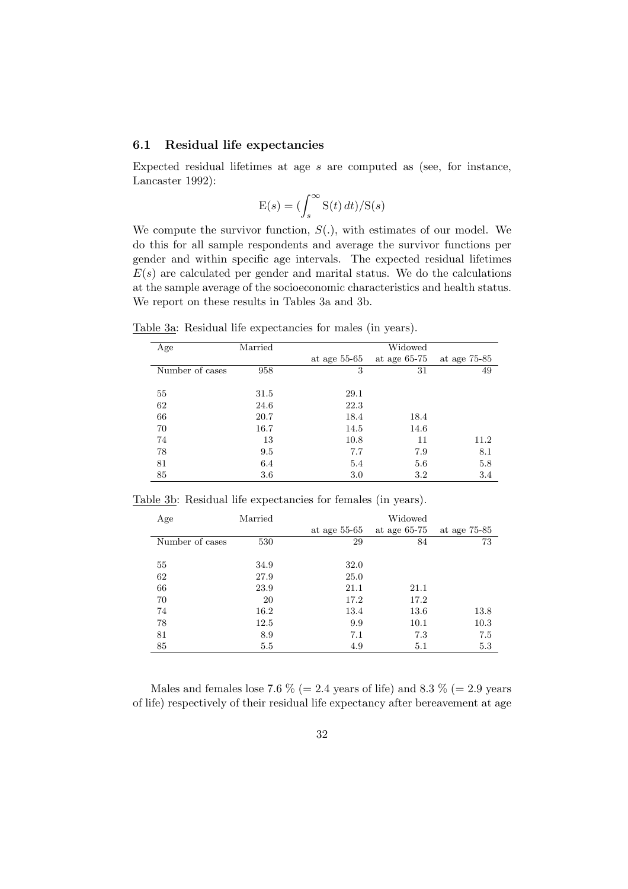### 6.1 Residual life expectancies

Expected residual lifetimes at age $s$ are computed as (see, for instance, Lancaster 1992):

$$\mathrm{E}(s) = (\int_s^\infty \mathrm{S}(t)\, dt)/\mathrm{S}(s)$$

We compute the survivor function, $S(.)$, with estimates of our model. We do this for all sample respondents and average the survivor functions per gender and within specific age intervals. The expected residual lifetimes $E(s)$ are calculated per gender and marital status. We do the calculations at the sample average of the socioeconomic characteristics and health status. We report on these results in Tables 3a and 3b.

Table 3a: Residual life expectancies for males (in years).

| Age | Married | Widowed | | |
|---|---|---|---|---|
| | | at age 55-65 | at age 65-75 | at age 75-85 |
| Number of cases | 958 | 3 | 31 | 49 |
| 55 | 31.5 | 29.1 | | |
| 62 | 24.6 | 22.3 | | |
| 66 | 20.7 | 18.4 | 18.4 | |
| 70 | 16.7 | 14.5 | 14.6 | |
| 74 | 13 | 10.8 | 11 | 11.2 |
| 78 | 9.5 | 7.7 | 7.9 | 8.1 |
| 81 | 6.4 | 5.4 | 5.6 | 5.8 |
| 85 | 3.6 | 3.0 | 3.2 | 3.4 |

Table 3b: Residual life expectancies for females (in years).

| Age | Married | Widowed | | |
|---|---|---|---|---|
| | | at age 55-65 | at age 65-75 | at age 75-85 |
| Number of cases | 530 | 29 | 84 | 73 |
| 55 | 34.9 | 32.0 | | |
| 62 | 27.9 | 25.0 | | |
| 66 | 23.9 | 21.1 | 21.1 | |
| 70 | 20 | 17.2 | 17.2 | |
| 74 | 16.2 | 13.4 | 13.6 | 13.8 |
| 78 | 12.5 | 9.9 | 10.1 | 10.3 |
| 81 | 8.9 | 7.1 | 7.3 | 7.5 |
| 85 | 5.5 | 4.9 | 5.1 | 5.3 |

Males and females lose 7.6 % (= 2.4 years of life) and 8.3 % (= 2.9 years of life) respectively of their residual life expectancy after bereavement at age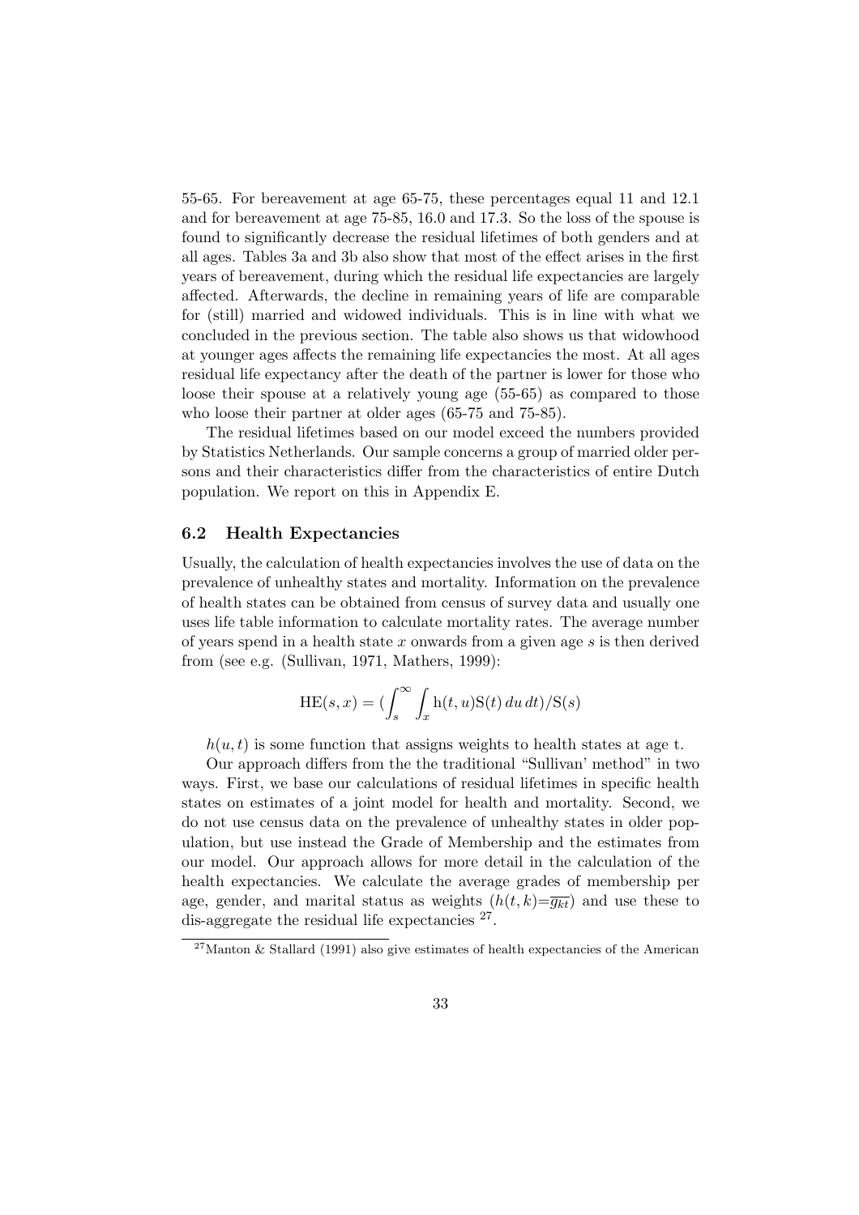55-65. For bereavement at age 65-75, these percentages equal 11 and 12.1 and for bereavement at age 75-85, 16.0 and 17.3. So the loss of the spouse is found to significantly decrease the residual lifetimes of both genders and at all ages. Tables 3a and 3b also show that most of the effect arises in the first years of bereavement, during which the residual life expectancies are largely affected. Afterwards, the decline in remaining years of life are comparable for (still) married and widowed individuals. This is in line with what we concluded in the previous section. The table also shows us that widowhood at younger ages affects the remaining life expectancies the most. At all ages residual life expectancy after the death of the partner is lower for those who loose their spouse at a relatively young age (55-65) as compared to those who loose their partner at older ages (65-75 and 75-85).

The residual lifetimes based on our model exceed the numbers provided by Statistics Netherlands. Our sample concerns a group of married older persons and their characteristics differ from the characteristics of entire Dutch population. We report on this in Appendix E.

### 6.2 Health Expectancies

Usually, the calculation of health expectancies involves the use of data on the prevalence of unhealthy states and mortality. Information on the prevalence of health states can be obtained from census of survey data and usually one uses life table information to calculate mortality rates. The average number of years spend in a health state $x$ onwards from a given age $s$ is then derived from (see e.g. (Sullivan, 1971, Mathers, 1999):

$$\mathrm{HE}(s,x) = (\int_s^\infty \int_x \mathrm{h}(t,u)\mathrm{S}(t)\, du\, dt)/\mathrm{S}(s)$$

$h(u,t)$ is some function that assigns weights to health states at age t.

Our approach differs from the the traditional "Sullivan' method" in two ways. First, we base our calculations of residual lifetimes in specific health states on estimates of a joint model for health and mortality. Second, we do not use census data on the prevalence of unhealthy states in older population, but use instead the Grade of Membership and the estimates from our model. Our approach allows for more detail in the calculation of the health expectancies. We calculate the average grades of membership per age, gender, and marital status as weights ($h(t,k)=\overline{g_{kt}}$) and use these to dis-aggregate the residual life expectancies [27].

[27] Manton & Stallard (1991) also give estimates of health expectancies of the American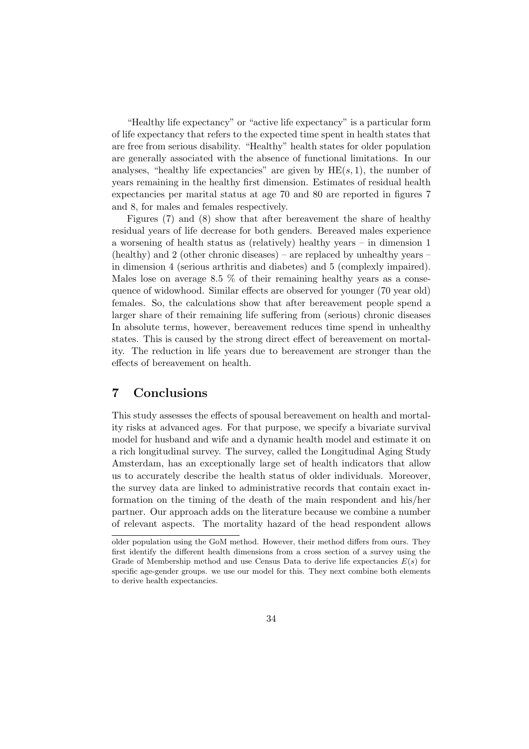"Healthy life expectancy" or "active life expectancy" is a particular form of life expectancy that refers to the expected time spent in health states that are free from serious disability. "Healthy" health states for older population are generally associated with the absence of functional limitations. In our analyses, "healthy life expectancies" are given by $\mathrm{HE}(s, 1)$, the number of years remaining in the healthy first dimension. Estimates of residual health expectancies per marital status at age 70 and 80 are reported in figures 7 and 8, for males and females respectively.

Figures (7) and (8) show that after bereavement the share of healthy residual years of life decrease for both genders. Bereaved males experience a worsening of health status as (relatively) healthy years – in dimension 1 (healthy) and 2 (other chronic diseases) – are replaced by unhealthy years – in dimension 4 (serious arthritis and diabetes) and 5 (complexly impaired). Males lose on average 8.5 % of their remaining healthy years as a consequence of widowhood. Similar effects are observed for younger (70 year old) females. So, the calculations show that after bereavement people spend a larger share of their remaining life suffering from (serious) chronic diseases In absolute terms, however, bereavement reduces time spend in unhealthy states. This is caused by the strong direct effect of bereavement on mortality. The reduction in life years due to bereavement are stronger than the effects of bereavement on health.

## 7 Conclusions

This study assesses the effects of spousal bereavement on health and mortality risks at advanced ages. For that purpose, we specify a bivariate survival model for husband and wife and a dynamic health model and estimate it on a rich longitudinal survey. The survey, called the Longitudinal Aging Study Amsterdam, has an exceptionally large set of health indicators that allow us to accurately describe the health status of older individuals. Moreover, the survey data are linked to administrative records that contain exact information on the timing of the death of the main respondent and his/her partner. Our approach adds on the literature because we combine a number of relevant aspects. The mortality hazard of the head respondent allows

older population using the GoM method. However, their method differs from ours. They first identify the different health dimensions from a cross section of a survey using the Grade of Membership method and use Census Data to derive life expectancies $E(s)$ for specific age-gender groups. we use our model for this. They next combine both elements to derive health expectancies.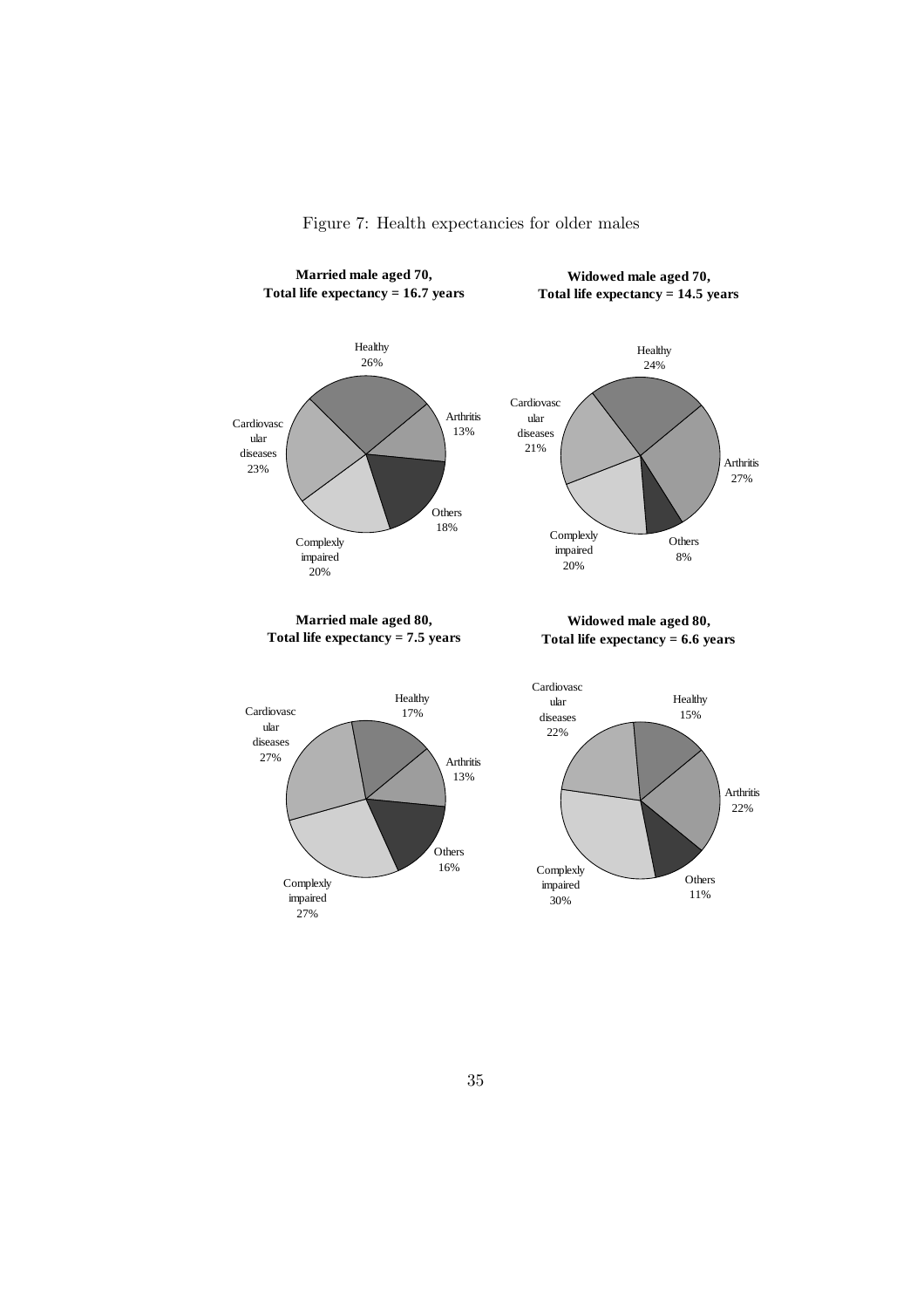Figure 7: Health expectancies for older males

**Married male aged 70, Total life expectancy = 16.7 years**

Healthy 26%

Arthritis 13%

Others 18%

Complexly impaired 20%

Cardiovascular diseases 23%

**Widowed male aged 70, Total life expectancy = 14.5 years**

Healthy 24%

Arthritis 27%

Others 8%

Complexly impaired 20%

Cardiovascular diseases 21%

**Married male aged 80, Total life expectancy = 7.5 years**

Healthy 17%

Arthritis 13%

Others 16%

Complexly impaired 27%

Cardiovascular diseases 27%

**Widowed male aged 80, Total life expectancy = 6.6 years**

Healthy 15%

Arthritis 22%

Others 11%

Complexly impaired 30%

Cardiovascular diseases 22%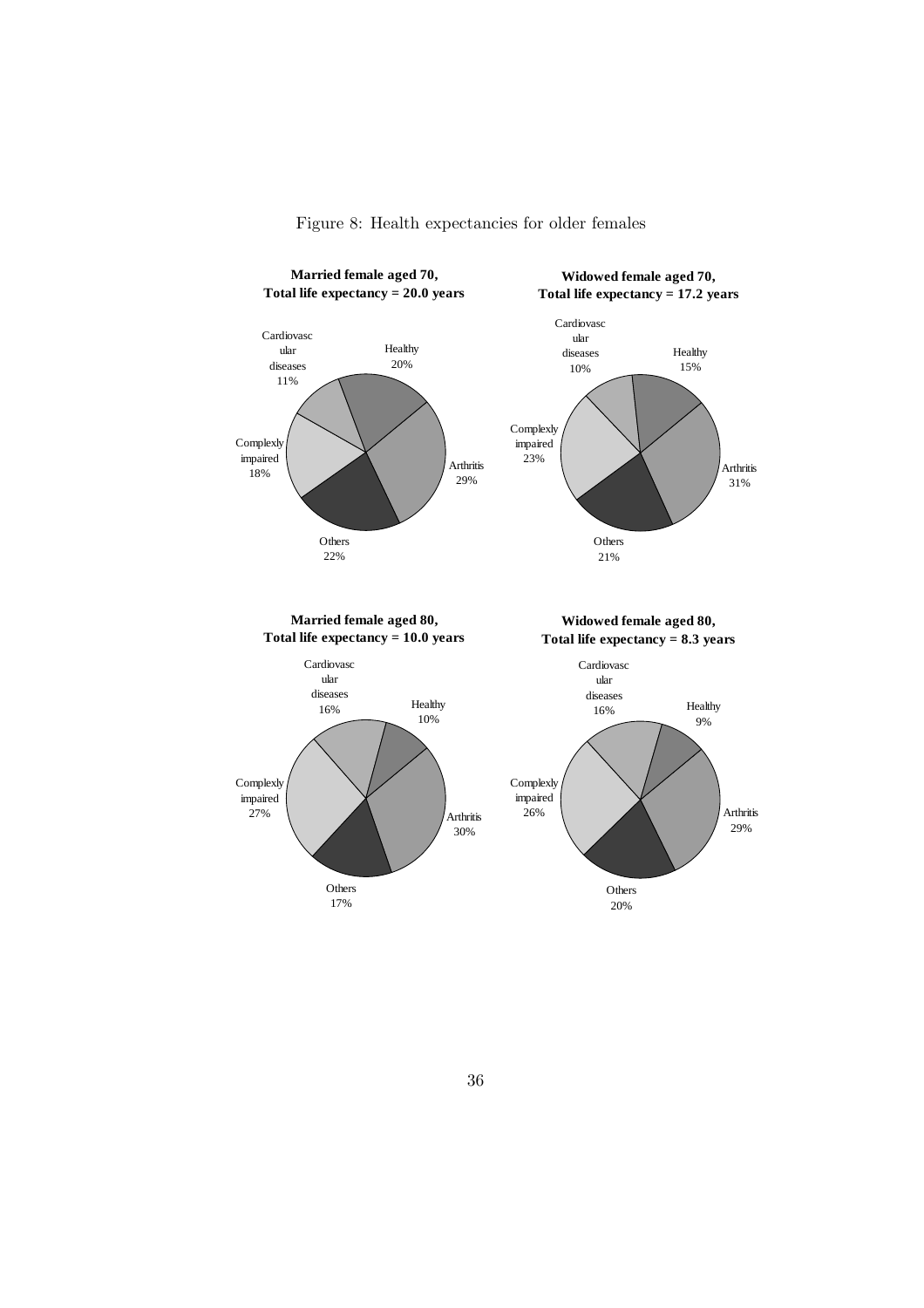Figure 8: Health expectancies for older females

**Married female aged 70, Total life expectancy = 20.0 years**

Cardiovascular diseases 11%, Healthy 20%, Arthritis 29%, Others 22%, Complexly impaired 18%

**Widowed female aged 70, Total life expectancy = 17.2 years**

Cardiovascular diseases 10%, Healthy 15%, Arthritis 31%, Others 21%, Complexly impaired 23%

**Married female aged 80, Total life expectancy = 10.0 years**

Cardiovascular diseases 16%, Healthy 10%, Arthritis 30%, Others 17%, Complexly impaired 27%

**Widowed female aged 80, Total life expectancy = 8.3 years**

Cardiovascular diseases 16%, Healthy 9%, Arthritis 29%, Others 20%, Complexly impaired 26%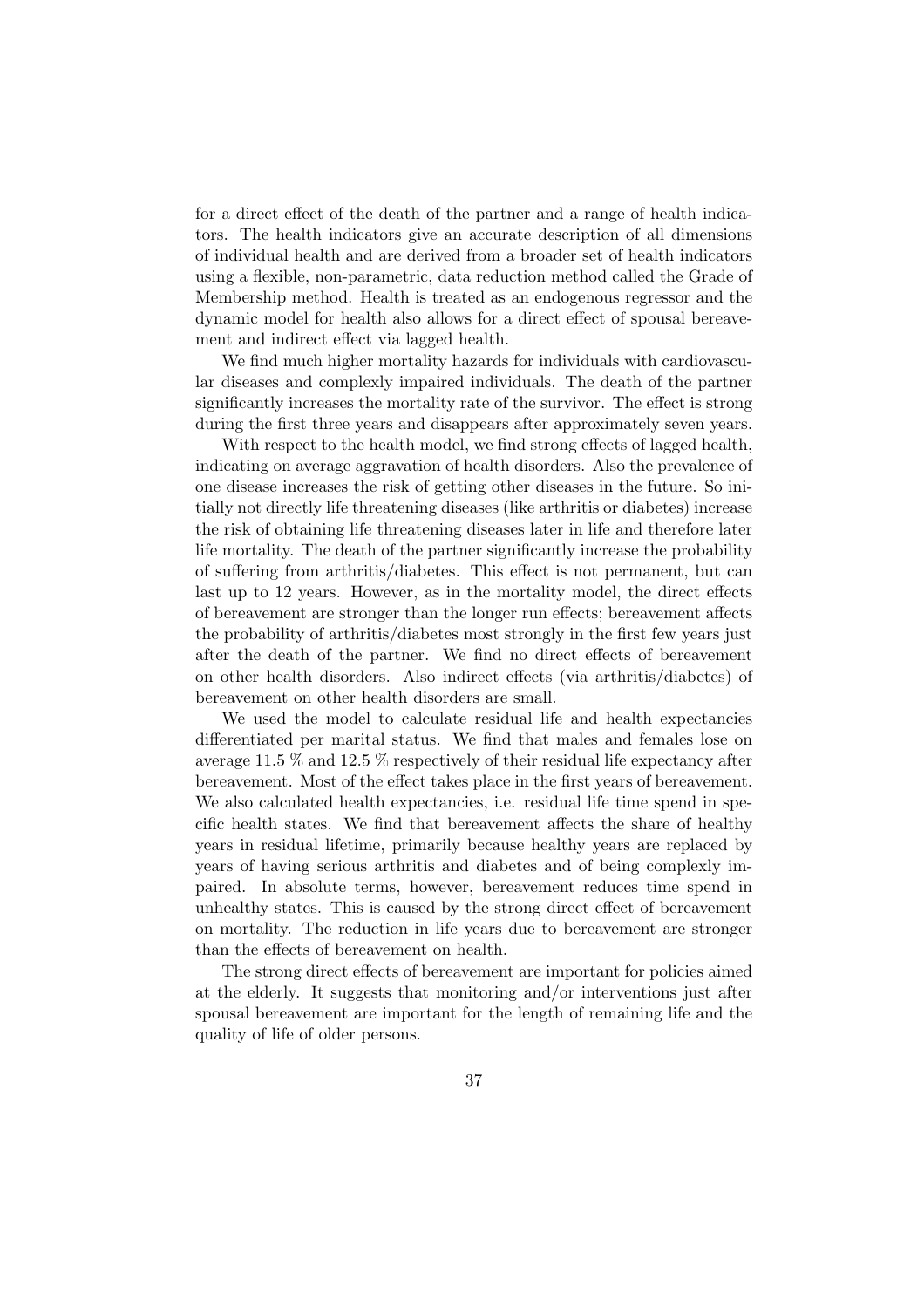for a direct effect of the death of the partner and a range of health indicators. The health indicators give an accurate description of all dimensions of individual health and are derived from a broader set of health indicators using a flexible, non-parametric, data reduction method called the Grade of Membership method. Health is treated as an endogenous regressor and the dynamic model for health also allows for a direct effect of spousal bereavement and indirect effect via lagged health.

We find much higher mortality hazards for individuals with cardiovascular diseases and complexly impaired individuals. The death of the partner significantly increases the mortality rate of the survivor. The effect is strong during the first three years and disappears after approximately seven years.

With respect to the health model, we find strong effects of lagged health, indicating on average aggravation of health disorders. Also the prevalence of one disease increases the risk of getting other diseases in the future. So initially not directly life threatening diseases (like arthritis or diabetes) increase the risk of obtaining life threatening diseases later in life and therefore later life mortality. The death of the partner significantly increase the probability of suffering from arthritis/diabetes. This effect is not permanent, but can last up to 12 years. However, as in the mortality model, the direct effects of bereavement are stronger than the longer run effects; bereavement affects the probability of arthritis/diabetes most strongly in the first few years just after the death of the partner. We find no direct effects of bereavement on other health disorders. Also indirect effects (via arthritis/diabetes) of bereavement on other health disorders are small.

We used the model to calculate residual life and health expectancies differentiated per marital status. We find that males and females lose on average 11.5 % and 12.5 % respectively of their residual life expectancy after bereavement. Most of the effect takes place in the first years of bereavement. We also calculated health expectancies, i.e. residual life time spend in specific health states. We find that bereavement affects the share of healthy years in residual lifetime, primarily because healthy years are replaced by years of having serious arthritis and diabetes and of being complexly impaired. In absolute terms, however, bereavement reduces time spend in unhealthy states. This is caused by the strong direct effect of bereavement on mortality. The reduction in life years due to bereavement are stronger than the effects of bereavement on health.

The strong direct effects of bereavement are important for policies aimed at the elderly. It suggests that monitoring and/or interventions just after spousal bereavement are important for the length of remaining life and the quality of life of older persons.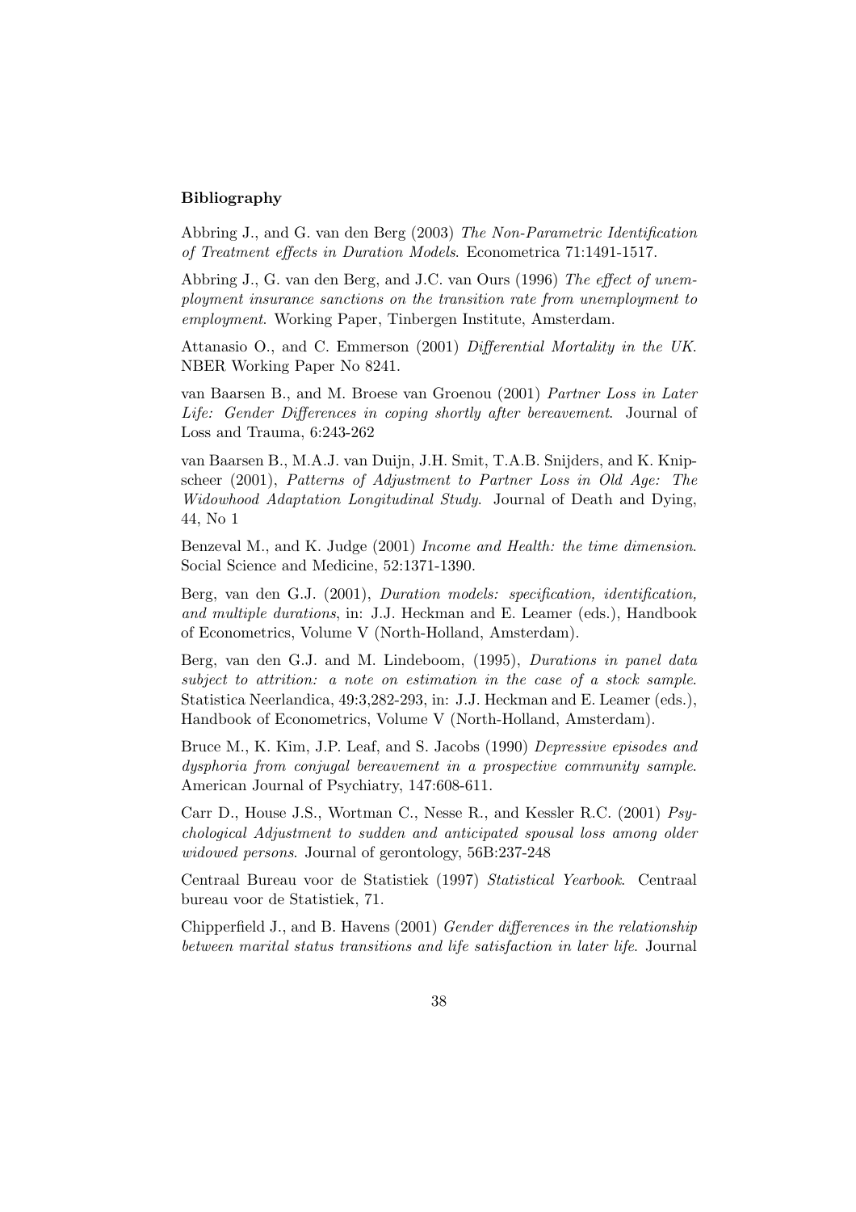**Bibliography**

Abbring J., and G. van den Berg (2003) *The Non-Parametric Identification of Treatment effects in Duration Models*. Econometrica 71:1491-1517.

Abbring J., G. van den Berg, and J.C. van Ours (1996) *The effect of unemployment insurance sanctions on the transition rate from unemployment to employment*. Working Paper, Tinbergen Institute, Amsterdam.

Attanasio O., and C. Emmerson (2001) *Differential Mortality in the UK*. NBER Working Paper No 8241.

van Baarsen B., and M. Broese van Groenou (2001) *Partner Loss in Later Life: Gender Differences in coping shortly after bereavement*. Journal of Loss and Trauma, 6:243-262

van Baarsen B., M.A.J. van Duijn, J.H. Smit, T.A.B. Snijders, and K. Knipscheer (2001), *Patterns of Adjustment to Partner Loss in Old Age: The Widowhood Adaptation Longitudinal Study*. Journal of Death and Dying, 44, No 1

Benzeval M., and K. Judge (2001) *Income and Health: the time dimension*. Social Science and Medicine, 52:1371-1390.

Berg, van den G.J. (2001), *Duration models: specification, identification, and multiple durations*, in: J.J. Heckman and E. Leamer (eds.), Handbook of Econometrics, Volume V (North-Holland, Amsterdam).

Berg, van den G.J. and M. Lindeboom, (1995), *Durations in panel data subject to attrition: a note on estimation in the case of a stock sample*. Statistica Neerlandica, 49:3,282-293, in: J.J. Heckman and E. Leamer (eds.), Handbook of Econometrics, Volume V (North-Holland, Amsterdam).

Bruce M., K. Kim, J.P. Leaf, and S. Jacobs (1990) *Depressive episodes and dysphoria from conjugal bereavement in a prospective community sample*. American Journal of Psychiatry, 147:608-611.

Carr D., House J.S., Wortman C., Nesse R., and Kessler R.C. (2001) *Psychological Adjustment to sudden and anticipated spousal loss among older widowed persons*. Journal of gerontology, 56B:237-248

Centraal Bureau voor de Statistiek (1997) *Statistical Yearbook*. Centraal bureau voor de Statistiek, 71.

Chipperfield J., and B. Havens (2001) *Gender differences in the relationship between marital status transitions and life satisfaction in later life*. Journal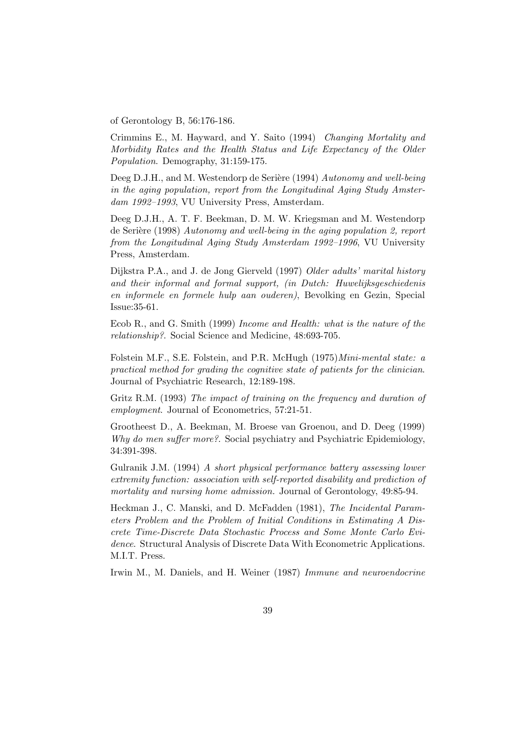of Gerontology B, 56:176-186.

Crimmins E., M. Hayward, and Y. Saito (1994) *Changing Mortality and Morbidity Rates and the Health Status and Life Expectancy of the Older Population*. Demography, 31:159-175.

Deeg D.J.H., and M. Westendorp de Serière (1994) *Autonomy and well-being in the aging population, report from the Longitudinal Aging Study Amsterdam 1992–1993*, VU University Press, Amsterdam.

Deeg D.J.H., A. T. F. Beekman, D. M. W. Kriegsman and M. Westendorp de Serière (1998) *Autonomy and well-being in the aging population 2, report from the Longitudinal Aging Study Amsterdam 1992–1996*, VU University Press, Amsterdam.

Dijkstra P.A., and J. de Jong Gierveld (1997) *Older adults' marital history and their informal and formal support, (in Dutch: Huwelijksgeschiedenis en informele en formele hulp aan ouderen)*, Bevolking en Gezin, Special Issue:35-61.

Ecob R., and G. Smith (1999) *Income and Health: what is the nature of the relationship?*. Social Science and Medicine, 48:693-705.

Folstein M.F., S.E. Folstein, and P.R. McHugh (1975)*Mini-mental state: a practical method for grading the cognitive state of patients for the clinician*. Journal of Psychiatric Research, 12:189-198.

Gritz R.M. (1993) *The impact of training on the frequency and duration of employment*. Journal of Econometrics, 57:21-51.

Grootheest D., A. Beekman, M. Broese van Groenou, and D. Deeg (1999) *Why do men suffer more?*. Social psychiatry and Psychiatric Epidemiology, 34:391-398.

Gulranik J.M. (1994) *A short physical performance battery assessing lower extremity function: association with self-reported disability and prediction of mortality and nursing home admission.* Journal of Gerontology, 49:85-94.

Heckman J., C. Manski, and D. McFadden (1981), *The Incidental Parameters Problem and the Problem of Initial Conditions in Estimating A Discrete Time-Discrete Data Stochastic Process and Some Monte Carlo Evidence*. Structural Analysis of Discrete Data With Econometric Applications. M.I.T. Press.

Irwin M., M. Daniels, and H. Weiner (1987) *Immune and neuroendocrine*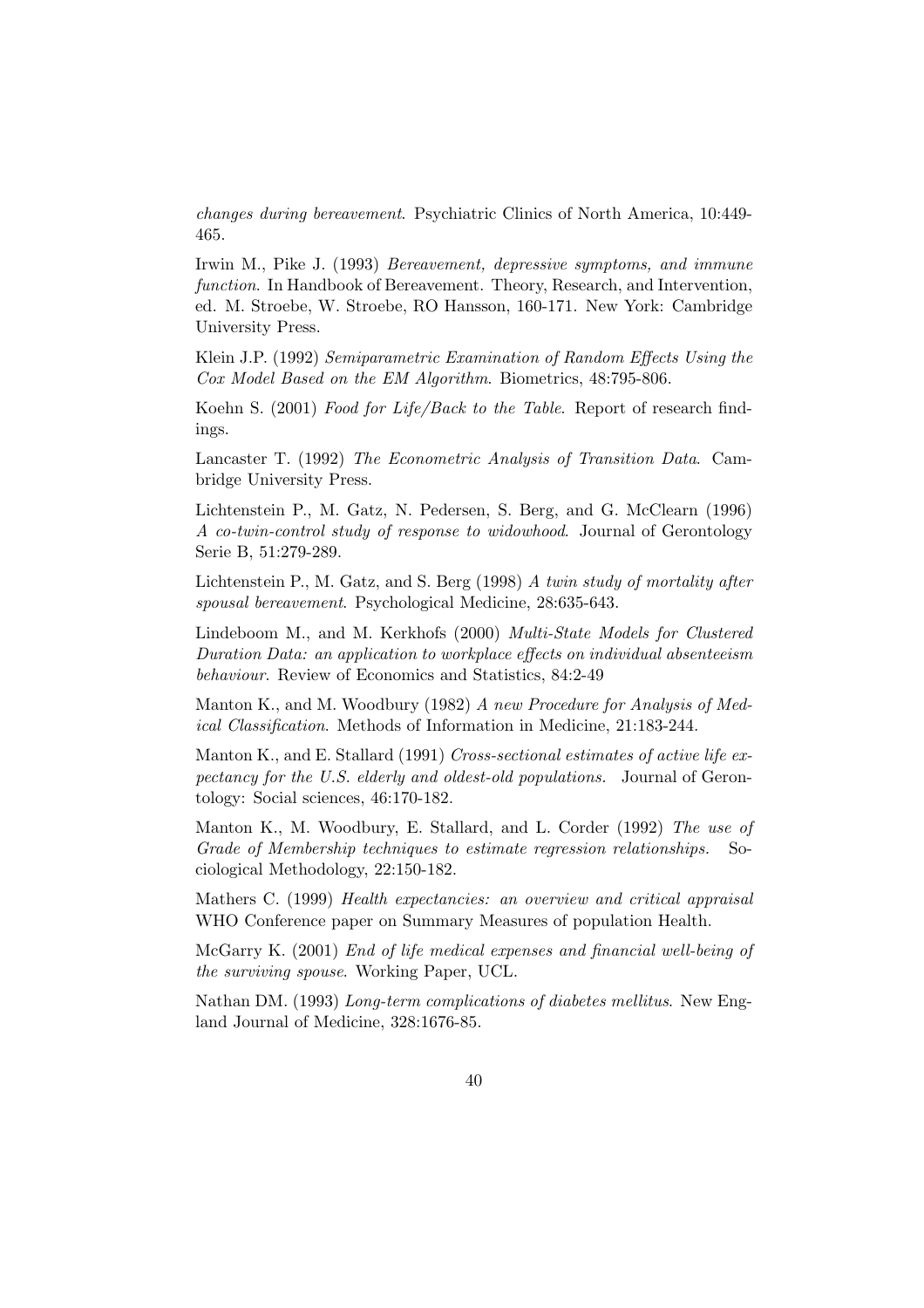*changes during bereavement*. Psychiatric Clinics of North America, 10:449-465.

Irwin M., Pike J. (1993) *Bereavement, depressive symptoms, and immune function*. In Handbook of Bereavement. Theory, Research, and Intervention, ed. M. Stroebe, W. Stroebe, RO Hansson, 160-171. New York: Cambridge University Press.

Klein J.P. (1992) *Semiparametric Examination of Random Effects Using the Cox Model Based on the EM Algorithm*. Biometrics, 48:795-806.

Koehn S. (2001) *Food for Life/Back to the Table*. Report of research findings.

Lancaster T. (1992) *The Econometric Analysis of Transition Data*. Cambridge University Press.

Lichtenstein P., M. Gatz, N. Pedersen, S. Berg, and G. McClearn (1996) *A co-twin-control study of response to widowhood*. Journal of Gerontology Serie B, 51:279-289.

Lichtenstein P., M. Gatz, and S. Berg (1998) *A twin study of mortality after spousal bereavement*. Psychological Medicine, 28:635-643.

Lindeboom M., and M. Kerkhofs (2000) *Multi-State Models for Clustered Duration Data: an application to workplace effects on individual absenteeism behaviour*. Review of Economics and Statistics, 84:2-49

Manton K., and M. Woodbury (1982) *A new Procedure for Analysis of Medical Classification*. Methods of Information in Medicine, 21:183-244.

Manton K., and E. Stallard (1991) *Cross-sectional estimates of active life expectancy for the U.S. elderly and oldest-old populations.* Journal of Gerontology: Social sciences, 46:170-182.

Manton K., M. Woodbury, E. Stallard, and L. Corder (1992) *The use of Grade of Membership techniques to estimate regression relationships.* Sociological Methodology, 22:150-182.

Mathers C. (1999) *Health expectancies: an overview and critical appraisal* WHO Conference paper on Summary Measures of population Health.

McGarry K. (2001) *End of life medical expenses and financial well-being of the surviving spouse*. Working Paper, UCL.

Nathan DM. (1993) *Long-term complications of diabetes mellitus*. New England Journal of Medicine, 328:1676-85.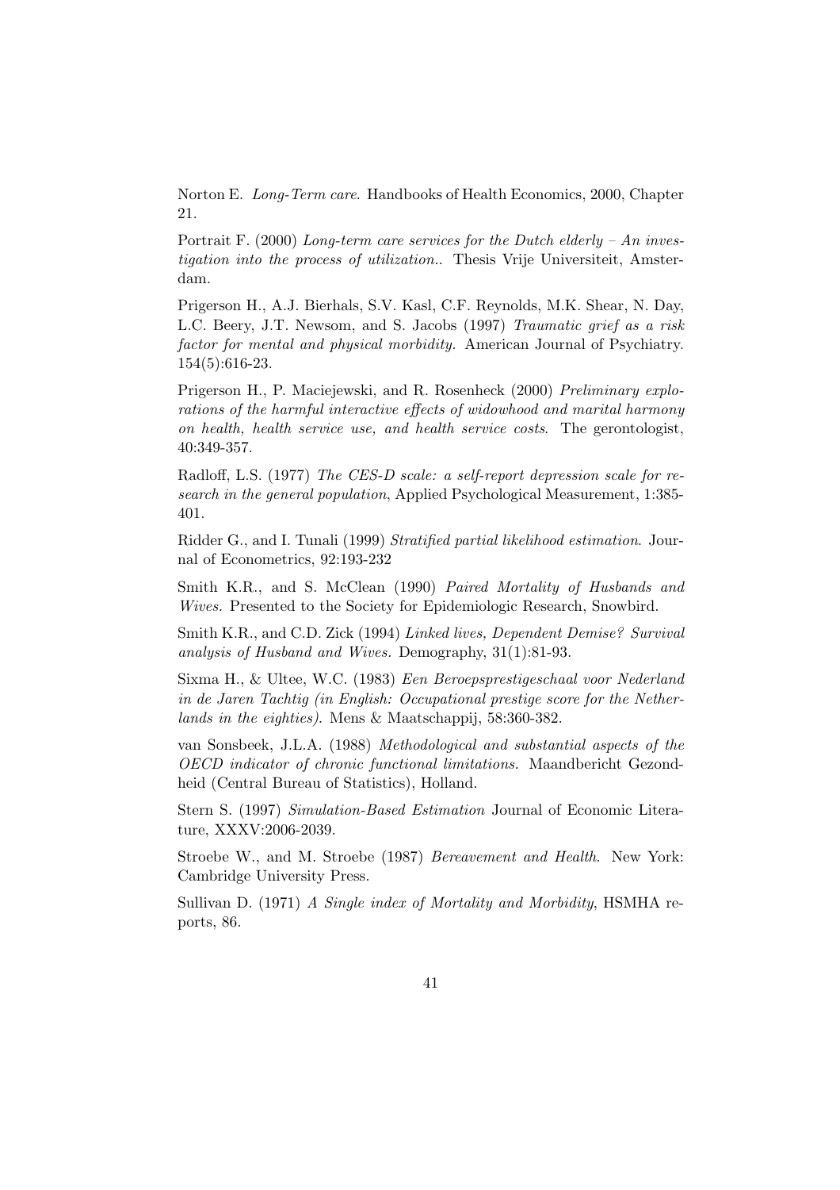Norton E. *Long-Term care*. Handbooks of Health Economics, 2000, Chapter 21.

Portrait F. (2000) *Long-term care services for the Dutch elderly – An investigation into the process of utilization.*. Thesis Vrije Universiteit, Amsterdam.

Prigerson H., A.J. Bierhals, S.V. Kasl, C.F. Reynolds, M.K. Shear, N. Day, L.C. Beery, J.T. Newsom, and S. Jacobs (1997) *Traumatic grief as a risk factor for mental and physical morbidity.* American Journal of Psychiatry. 154(5):616-23.

Prigerson H., P. Maciejewski, and R. Rosenheck (2000) *Preliminary explorations of the harmful interactive effects of widowhood and marital harmony on health, health service use, and health service costs*. The gerontologist, 40:349-357.

Radloff, L.S. (1977) *The CES-D scale: a self-report depression scale for research in the general population*, Applied Psychological Measurement, 1:385-401.

Ridder G., and I. Tunali (1999) *Stratified partial likelihood estimation*. Journal of Econometrics, 92:193-232

Smith K.R., and S. McClean (1990) *Paired Mortality of Husbands and Wives.* Presented to the Society for Epidemiologic Research, Snowbird.

Smith K.R., and C.D. Zick (1994) *Linked lives, Dependent Demise? Survival analysis of Husband and Wives.* Demography, 31(1):81-93.

Sixma H., & Ultee, W.C. (1983) *Een Beroepsprestigeschaal voor Nederland in de Jaren Tachtig (in English: Occupational prestige score for the Netherlands in the eighties).* Mens & Maatschappij, 58:360-382.

van Sonsbeek, J.L.A. (1988) *Methodological and substantial aspects of the OECD indicator of chronic functional limitations.* Maandbericht Gezondheid (Central Bureau of Statistics), Holland.

Stern S. (1997) *Simulation-Based Estimation* Journal of Economic Literature, XXXV:2006-2039.

Stroebe W., and M. Stroebe (1987) *Bereavement and Health.* New York: Cambridge University Press.

Sullivan D. (1971) *A Single index of Mortality and Morbidity*, HSMHA reports, 86.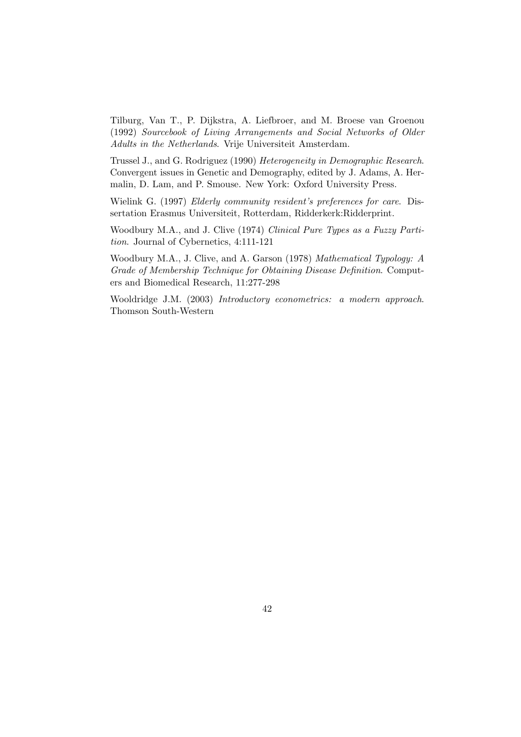Tilburg, Van T., P. Dijkstra, A. Liefbroer, and M. Broese van Groenou (1992) *Sourcebook of Living Arrangements and Social Networks of Older Adults in the Netherlands*. Vrije Universiteit Amsterdam.

Trussel J., and G. Rodriguez (1990) *Heterogeneity in Demographic Research*. Convergent issues in Genetic and Demography, edited by J. Adams, A. Hermalin, D. Lam, and P. Smouse. New York: Oxford University Press.

Wielink G. (1997) *Elderly community resident's preferences for care*. Dissertation Erasmus Universiteit, Rotterdam, Ridderkerk:Ridderprint.

Woodbury M.A., and J. Clive (1974) *Clinical Pure Types as a Fuzzy Partition*. Journal of Cybernetics, 4:111-121

Woodbury M.A., J. Clive, and A. Garson (1978) *Mathematical Typology: A Grade of Membership Technique for Obtaining Disease Definition*. Computers and Biomedical Research, 11:277-298

Wooldridge J.M. (2003) *Introductory econometrics: a modern approach*. Thomson South-Western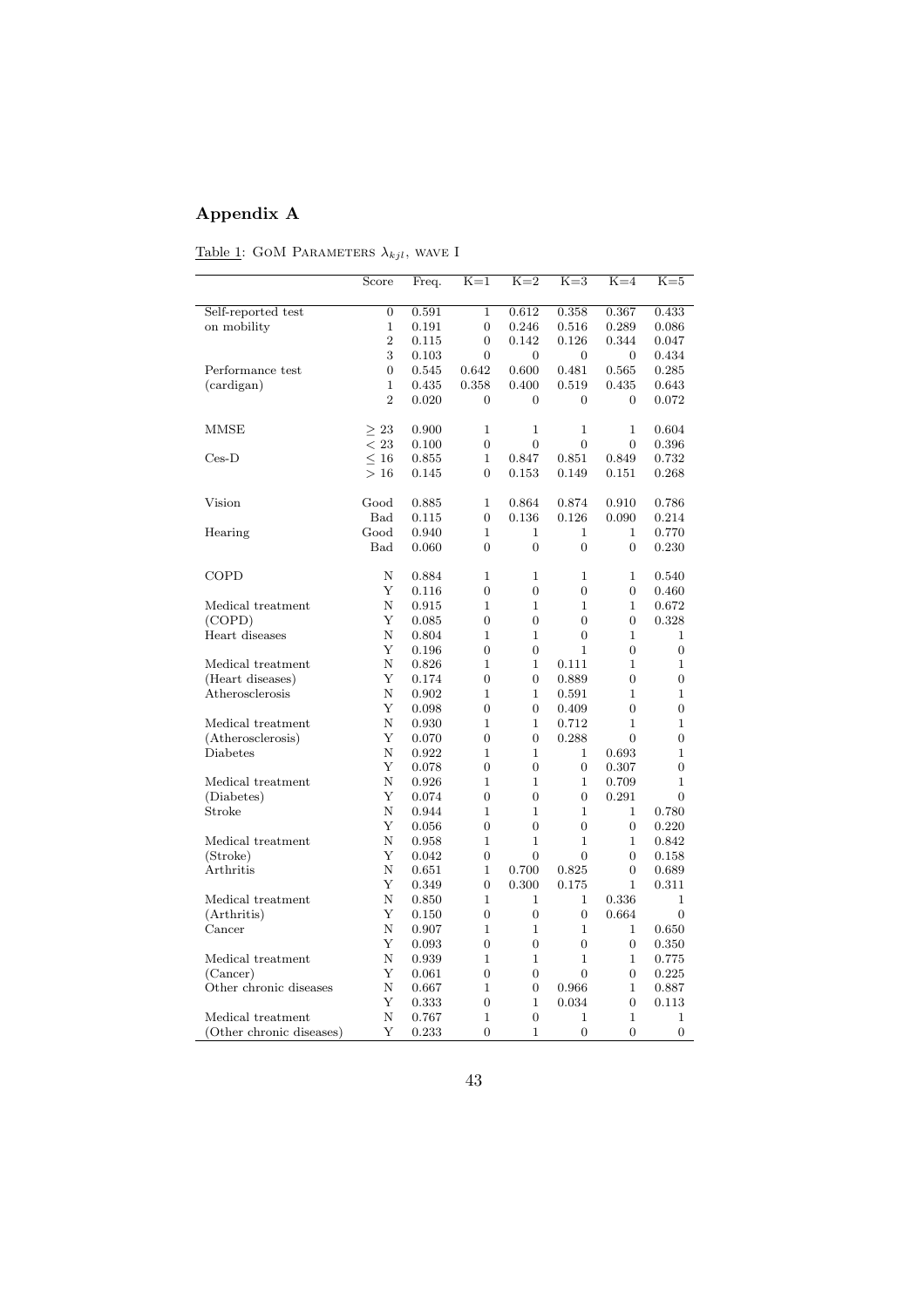# Appendix A

Table 1: GoM Parameters $\lambda_{kjl}$, wave I

| | Score | Freq. | K=1 | K=2 | K=3 | K=4 | K=5 |
|---|---|---|---|---|---|---|---|
| Self-reported test | 0 | 0.591 | 1 | 0.612 | 0.358 | 0.367 | 0.433 |
| on mobility | 1 | 0.191 | 0 | 0.246 | 0.516 | 0.289 | 0.086 |
| | 2 | 0.115 | 0 | 0.142 | 0.126 | 0.344 | 0.047 |
| | 3 | 0.103 | 0 | 0 | 0 | 0 | 0.434 |
| Performance test | 0 | 0.545 | 0.642 | 0.600 | 0.481 | 0.565 | 0.285 |
| (cardigan) | 1 | 0.435 | 0.358 | 0.400 | 0.519 | 0.435 | 0.643 |
| | 2 | 0.020 | 0 | 0 | 0 | 0 | 0.072 |
| MMSE | $\geq 23$ | 0.900 | 1 | 1 | 1 | 1 | 0.604 |
| | $< 23$ | 0.100 | 0 | 0 | 0 | 0 | 0.396 |
| Ces-D | $\leq 16$ | 0.855 | 1 | 0.847 | 0.851 | 0.849 | 0.732 |
| | $> 16$ | 0.145 | 0 | 0.153 | 0.149 | 0.151 | 0.268 |
| Vision | Good | 0.885 | 1 | 0.864 | 0.874 | 0.910 | 0.786 |
| | Bad | 0.115 | 0 | 0.136 | 0.126 | 0.090 | 0.214 |
| Hearing | Good | 0.940 | 1 | 1 | 1 | 1 | 0.770 |
| | Bad | 0.060 | 0 | 0 | 0 | 0 | 0.230 |
| COPD | N | 0.884 | 1 | 1 | 1 | 1 | 0.540 |
| | Y | 0.116 | 0 | 0 | 0 | 0 | 0.460 |
| Medical treatment | N | 0.915 | 1 | 1 | 1 | 1 | 0.672 |
| (COPD) | Y | 0.085 | 0 | 0 | 0 | 0 | 0.328 |
| Heart diseases | N | 0.804 | 1 | 1 | 0 | 1 | 1 |
| | Y | 0.196 | 0 | 0 | 1 | 0 | 0 |
| Medical treatment | N | 0.826 | 1 | 1 | 0.111 | 1 | 1 |
| (Heart diseases) | Y | 0.174 | 0 | 0 | 0.889 | 0 | 0 |
| Atherosclerosis | N | 0.902 | 1 | 1 | 0.591 | 1 | 1 |
| | Y | 0.098 | 0 | 0 | 0.409 | 0 | 0 |
| Medical treatment | N | 0.930 | 1 | 1 | 0.712 | 1 | 1 |
| (Atherosclerosis) | Y | 0.070 | 0 | 0 | 0.288 | 0 | 0 |
| Diabetes | N | 0.922 | 1 | 1 | 1 | 0.693 | 1 |
| | Y | 0.078 | 0 | 0 | 0 | 0.307 | 0 |
| Medical treatment | N | 0.926 | 1 | 1 | 1 | 0.709 | 1 |
| (Diabetes) | Y | 0.074 | 0 | 0 | 0 | 0.291 | 0 |
| Stroke | N | 0.944 | 1 | 1 | 1 | 1 | 0.780 |
| | Y | 0.056 | 0 | 0 | 0 | 0 | 0.220 |
| Medical treatment | N | 0.958 | 1 | 1 | 1 | 1 | 0.842 |
| (Stroke) | Y | 0.042 | 0 | 0 | 0 | 0 | 0.158 |
| Arthritis | N | 0.651 | 1 | 0.700 | 0.825 | 0 | 0.689 |
| | Y | 0.349 | 0 | 0.300 | 0.175 | 1 | 0.311 |
| Medical treatment | N | 0.850 | 1 | 1 | 1 | 0.336 | 1 |
| (Arthritis) | Y | 0.150 | 0 | 0 | 0 | 0.664 | 0 |
| Cancer | N | 0.907 | 1 | 1 | 1 | 1 | 0.650 |
| | Y | 0.093 | 0 | 0 | 0 | 0 | 0.350 |
| Medical treatment | N | 0.939 | 1 | 1 | 1 | 1 | 0.775 |
| (Cancer) | Y | 0.061 | 0 | 0 | 0 | 0 | 0.225 |
| Other chronic diseases | N | 0.667 | 1 | 0 | 0.966 | 1 | 0.887 |
| | Y | 0.333 | 0 | 1 | 0.034 | 0 | 0.113 |
| Medical treatment | N | 0.767 | 1 | 0 | 1 | 1 | 1 |
| (Other chronic diseases) | Y | 0.233 | 0 | 1 | 0 | 0 | 0 |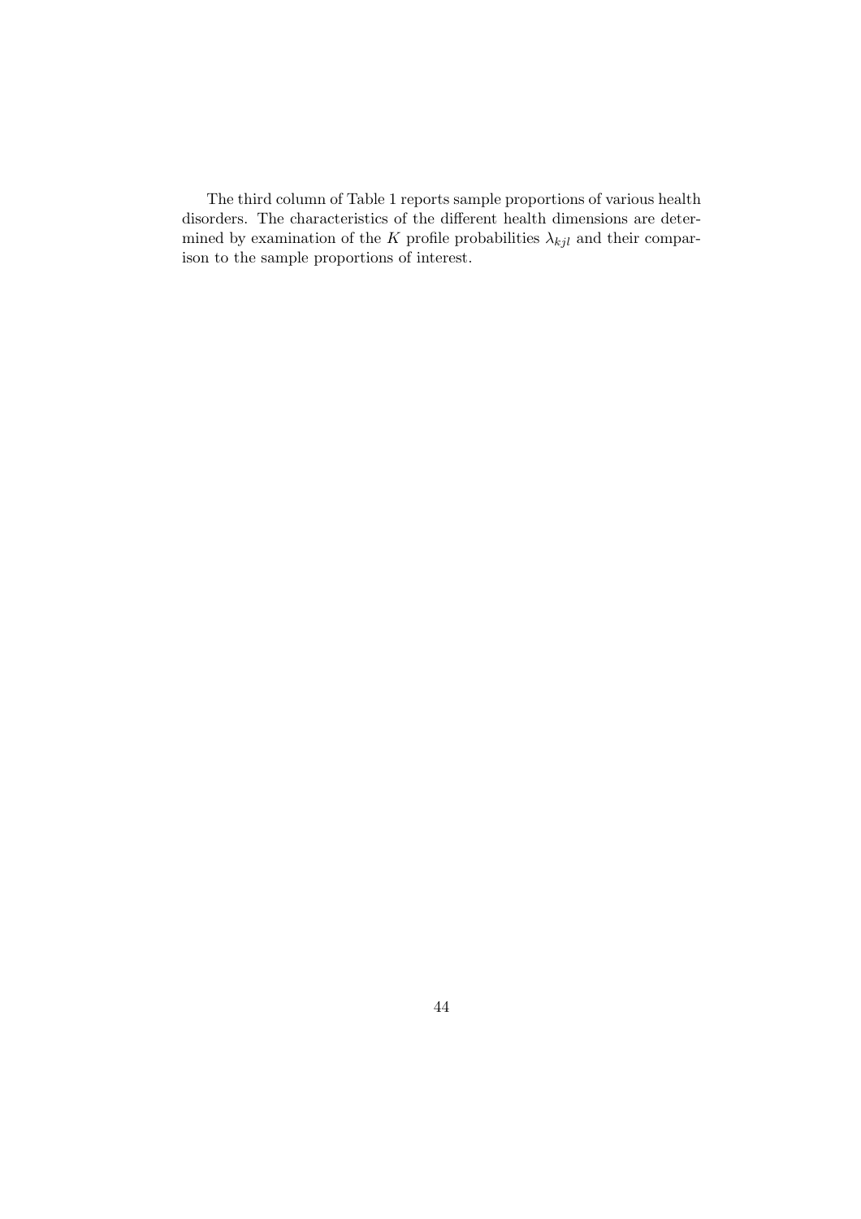The third column of Table 1 reports sample proportions of various health disorders. The characteristics of the different health dimensions are determined by examination of the $K$ profile probabilities $\lambda_{kjl}$ and their comparison to the sample proportions of interest.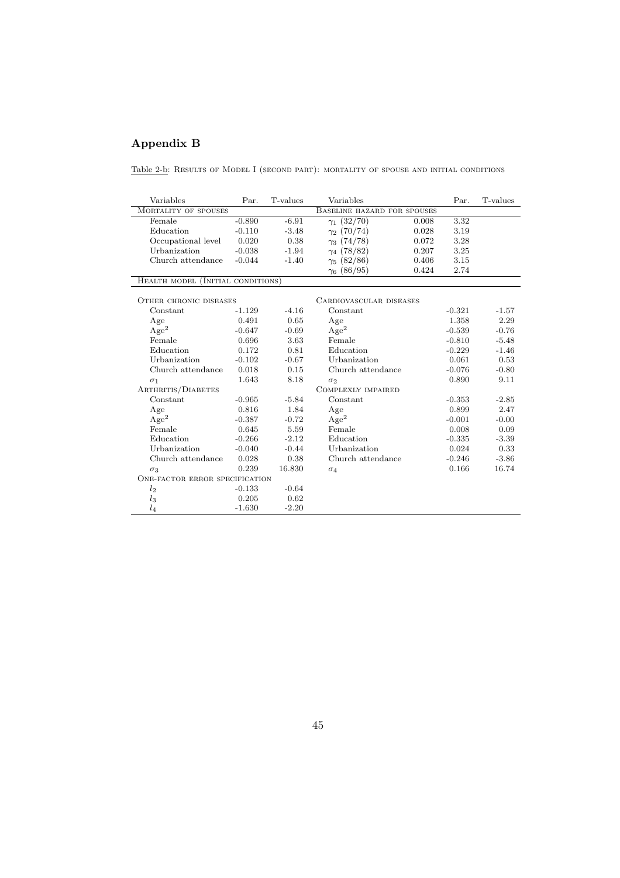## Appendix B

Table 2-b: RESULTS OF MODEL I (SECOND PART): MORTALITY OF SPOUSE AND INITIAL CONDITIONS

| Variables | Par. | T-values | Variables | | Par. | T-values |
|---|---|---|---|---|---|---|
| MORTALITY OF SPOUSES | | | BASELINE HAZARD FOR SPOUSES | | | |
| Female | -0.890 | -6.91 | $\gamma_1$ (32/70) | 0.008 | 3.32 | |
| Education | -0.110 | -3.48 | $\gamma_2$ (70/74) | 0.028 | 3.19 | |
| Occupational level | 0.020 | 0.38 | $\gamma_3$ (74/78) | 0.072 | 3.28 | |
| Urbanization | -0.038 | -1.94 | $\gamma_4$ (78/82) | 0.207 | 3.25 | |
| Church attendance | -0.044 | -1.40 | $\gamma_5$ (82/86) | 0.406 | 3.15 | |
| | | | $\gamma_6$ (86/95) | 0.424 | 2.74 | |
| HEALTH MODEL (INITIAL CONDITIONS) | | | | | | |
| OTHER CHRONIC DISEASES | | | CARDIOVASCULAR DISEASES | | | |
| Constant | -1.129 | -4.16 | Constant | | -0.321 | -1.57 |
| Age | 0.491 | 0.65 | Age | | 1.358 | 2.29 |
| Age$^2$ | -0.647 | -0.69 | Age$^2$ | | -0.539 | -0.76 |
| Female | 0.696 | 3.63 | Female | | -0.810 | -5.48 |
| Education | 0.172 | 0.81 | Education | | -0.229 | -1.46 |
| Urbanization | -0.102 | -0.67 | Urbanization | | 0.061 | 0.53 |
| Church attendance | 0.018 | 0.15 | Church attendance | | -0.076 | -0.80 |
| $\sigma_1$ | 1.643 | 8.18 | $\sigma_2$ | | 0.890 | 9.11 |
| ARTHRITIS/DIABETES | | | COMPLEXLY IMPAIRED | | | |
| Constant | -0.965 | -5.84 | Constant | | -0.353 | -2.85 |
| Age | 0.816 | 1.84 | Age | | 0.899 | 2.47 |
| Age$^2$ | -0.387 | -0.72 | Age$^2$ | | -0.001 | -0.00 |
| Female | 0.645 | 5.59 | Female | | 0.008 | 0.09 |
| Education | -0.266 | -2.12 | Education | | -0.335 | -3.39 |
| Urbanization | -0.040 | -0.44 | Urbanization | | 0.024 | 0.33 |
| Church attendance | 0.028 | 0.38 | Church attendance | | -0.246 | -3.86 |
| $\sigma_3$ | 0.239 | 16.830 | $\sigma_4$ | | 0.166 | 16.74 |
| ONE-FACTOR ERROR SPECIFICATION | | | | | | |
| $l_2$ | -0.133 | -0.64 | | | | |
| $l_3$ | 0.205 | 0.62 | | | | |
| $l_4$ | -1.630 | -2.20 | | | | |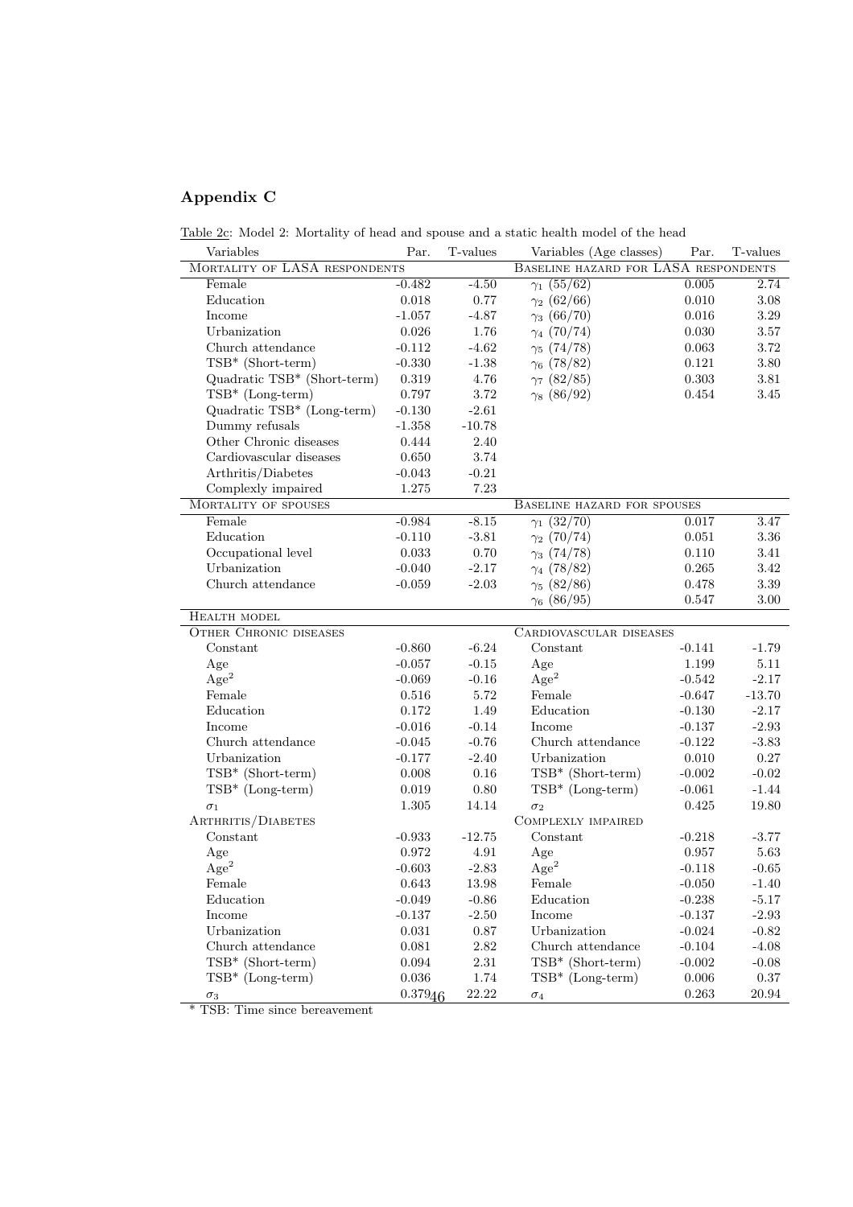## Appendix C

Table 2c: Model 2: Mortality of head and spouse and a static health model of the head

| Variables | Par. | T-values | Variables (Age classes) | Par. | T-values |
|---|---|---|---|---|---|
| MORTALITY OF LASA RESPONDENTS | | | BASELINE HAZARD FOR LASA RESPONDENTS | | |
| Female | -0.482 | -4.50 | $\gamma_1$ (55/62) | 0.005 | 2.74 |
| Education | 0.018 | 0.77 | $\gamma_2$ (62/66) | 0.010 | 3.08 |
| Income | -1.057 | -4.87 | $\gamma_3$ (66/70) | 0.016 | 3.29 |
| Urbanization | 0.026 | 1.76 | $\gamma_4$ (70/74) | 0.030 | 3.57 |
| Church attendance | -0.112 | -4.62 | $\gamma_5$ (74/78) | 0.063 | 3.72 |
| TSB* (Short-term) | -0.330 | -1.38 | $\gamma_6$ (78/82) | 0.121 | 3.80 |
| Quadratic TSB* (Short-term) | 0.319 | 4.76 | $\gamma_7$ (82/85) | 0.303 | 3.81 |
| TSB* (Long-term) | 0.797 | 3.72 | $\gamma_8$ (86/92) | 0.454 | 3.45 |
| Quadratic TSB* (Long-term) | -0.130 | -2.61 | | | |
| Dummy refusals | -1.358 | -10.78 | | | |
| Other Chronic diseases | 0.444 | 2.40 | | | |
| Cardiovascular diseases | 0.650 | 3.74 | | | |
| Arthritis/Diabetes | -0.043 | -0.21 | | | |
| Complexly impaired | 1.275 | 7.23 | | | |
| MORTALITY OF SPOUSES | | | BASELINE HAZARD FOR SPOUSES | | |
| Female | -0.984 | -8.15 | $\gamma_1$ (32/70) | 0.017 | 3.47 |
| Education | -0.110 | -3.81 | $\gamma_2$ (70/74) | 0.051 | 3.36 |
| Occupational level | 0.033 | 0.70 | $\gamma_3$ (74/78) | 0.110 | 3.41 |
| Urbanization | -0.040 | -2.17 | $\gamma_4$ (78/82) | 0.265 | 3.42 |
| Church attendance | -0.059 | -2.03 | $\gamma_5$ (82/86) | 0.478 | 3.39 |
| | | | $\gamma_6$ (86/95) | 0.547 | 3.00 |
| HEALTH MODEL | | | | | |
| OTHER CHRONIC DISEASES | | | CARDIOVASCULAR DISEASES | | |
| Constant | -0.860 | -6.24 | Constant | -0.141 | -1.79 |
| Age | -0.057 | -0.15 | Age | 1.199 | 5.11 |
| Age$^2$ | -0.069 | -0.16 | Age$^2$ | -0.542 | -2.17 |
| Female | 0.516 | 5.72 | Female | -0.647 | -13.70 |
| Education | 0.172 | 1.49 | Education | -0.130 | -2.17 |
| Income | -0.016 | -0.14 | Income | -0.137 | -2.93 |
| Church attendance | -0.045 | -0.76 | Church attendance | -0.122 | -3.83 |
| Urbanization | -0.177 | -2.40 | Urbanization | 0.010 | 0.27 |
| TSB* (Short-term) | 0.008 | 0.16 | TSB* (Short-term) | -0.002 | -0.02 |
| TSB* (Long-term) | 0.019 | 0.80 | TSB* (Long-term) | -0.061 | -1.44 |
| $\sigma_1$ | 1.305 | 14.14 | $\sigma_2$ | 0.425 | 19.80 |
| ARTHRITIS/DIABETES | | | COMPLEXLY IMPAIRED | | |
| Constant | -0.933 | -12.75 | Constant | -0.218 | -3.77 |
| Age | 0.972 | 4.91 | Age | 0.957 | 5.63 |
| Age$^2$ | -0.603 | -2.83 | Age$^2$ | -0.118 | -0.65 |
| Female | 0.643 | 13.98 | Female | -0.050 | -1.40 |
| Education | -0.049 | -0.86 | Education | -0.238 | -5.17 |
| Income | -0.137 | -2.50 | Income | -0.137 | -2.93 |
| Urbanization | 0.031 | 0.87 | Urbanization | -0.024 | -0.82 |
| Church attendance | 0.081 | 2.82 | Church attendance | -0.104 | -4.08 |
| TSB* (Short-term) | 0.094 | 2.31 | TSB* (Short-term) | -0.002 | -0.08 |
| TSB* (Long-term) | 0.036 | 1.74 | TSB* (Long-term) | 0.006 | 0.37 |
| $\sigma_3$ | 0.379 | 22.22 | $\sigma_4$ | 0.263 | 20.94 |

* TSB: Time since bereavement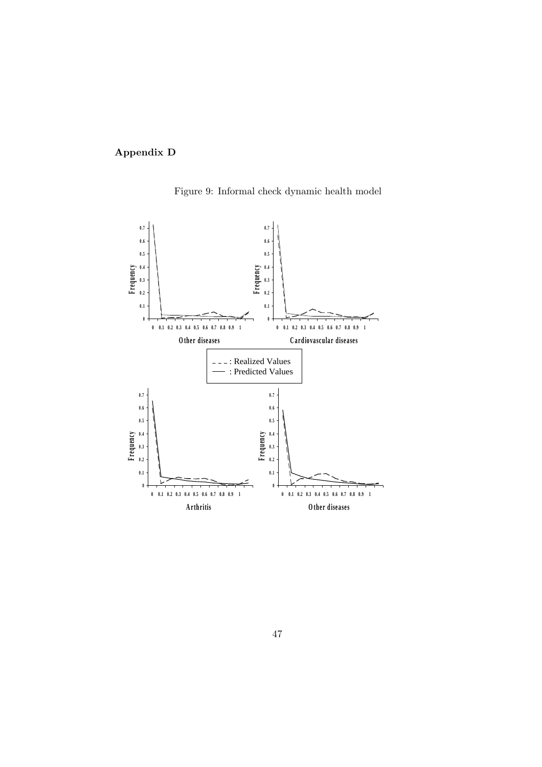## Appendix D

Figure 9: Informal check dynamic health model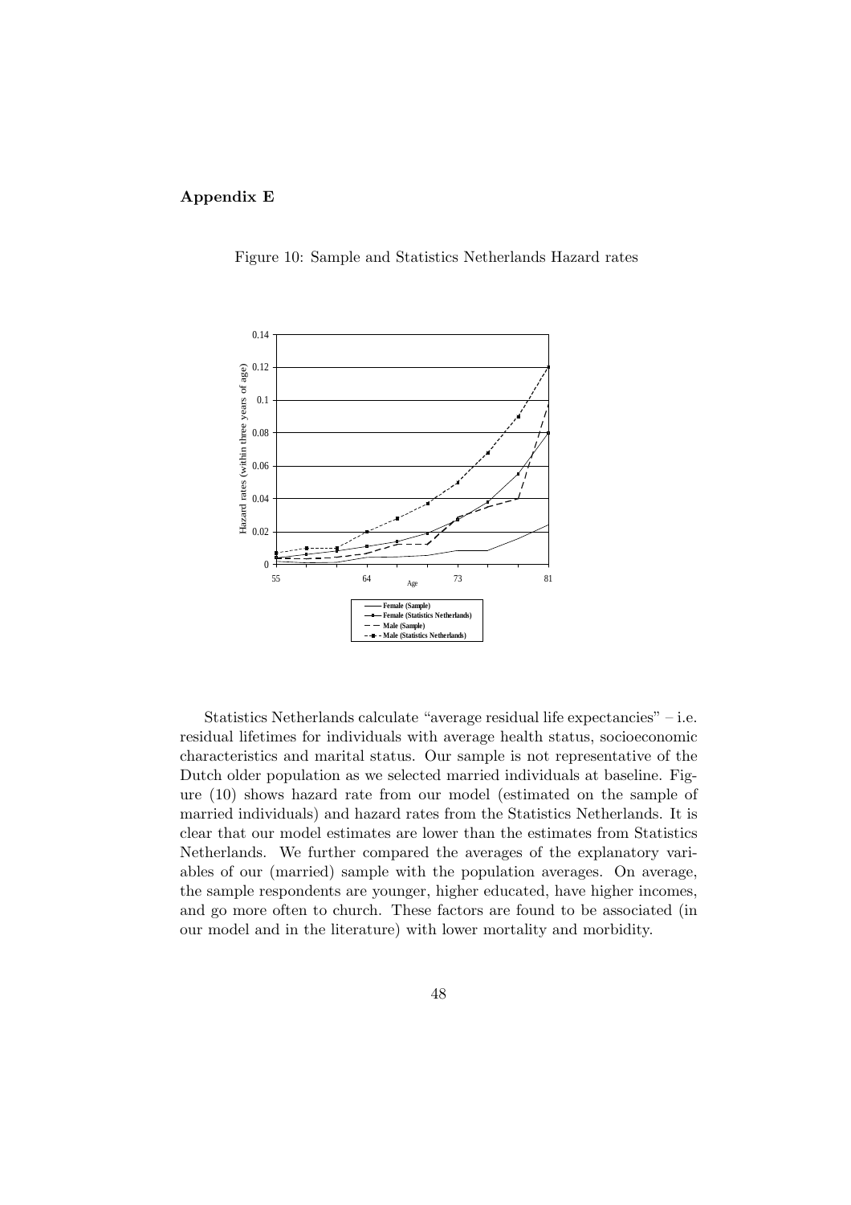**Appendix E**

Figure 10: Sample and Statistics Netherlands Hazard rates

0.14
0.12
0.1
0.08
0.06
0.04
0.02
0

Hazard rates (within three years of age)

55
64
73
81

Age

Female (Sample)
Female (Statistics Netherlands)
Male (Sample)
Male (Statistics Netherlands)

Statistics Netherlands calculate "average residual life expectancies" – i.e. residual lifetimes for individuals with average health status, socioeconomic characteristics and marital status. Our sample is not representative of the Dutch older population as we selected married individuals at baseline. Figure (10) shows hazard rate from our model (estimated on the sample of married individuals) and hazard rates from the Statistics Netherlands. It is clear that our model estimates are lower than the estimates from Statistics Netherlands. We further compared the averages of the explanatory variables of our (married) sample with the population averages. On average, the sample respondents are younger, higher educated, have higher incomes, and go more often to church. These factors are found to be associated (in our model and in the literature) with lower mortality and morbidity.